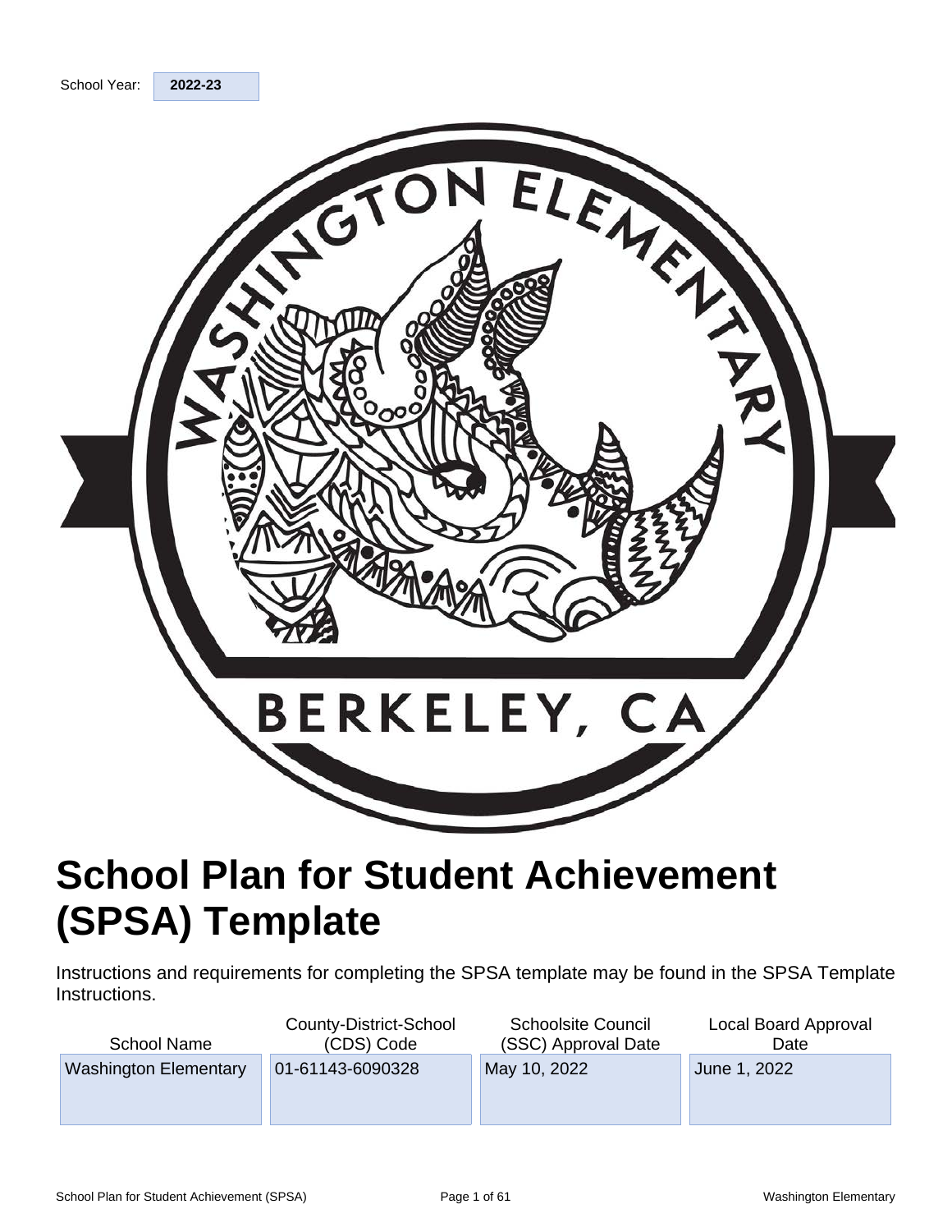School Year: **2022-23**

# School Plan for Student Achievement (SPSA) Template

Instructions and requirements for completing the SPSA template may be found in the SPSA Template Instructions.

| School Name | County-District-School (CDS) Code | Schoolsite Council (SSC) Approval Date | Local Board Approval Date |
| --- | --- | --- | --- |
| Washington Elementary | 01-61143-6090328 | May 10, 2022 | June 1, 2022 |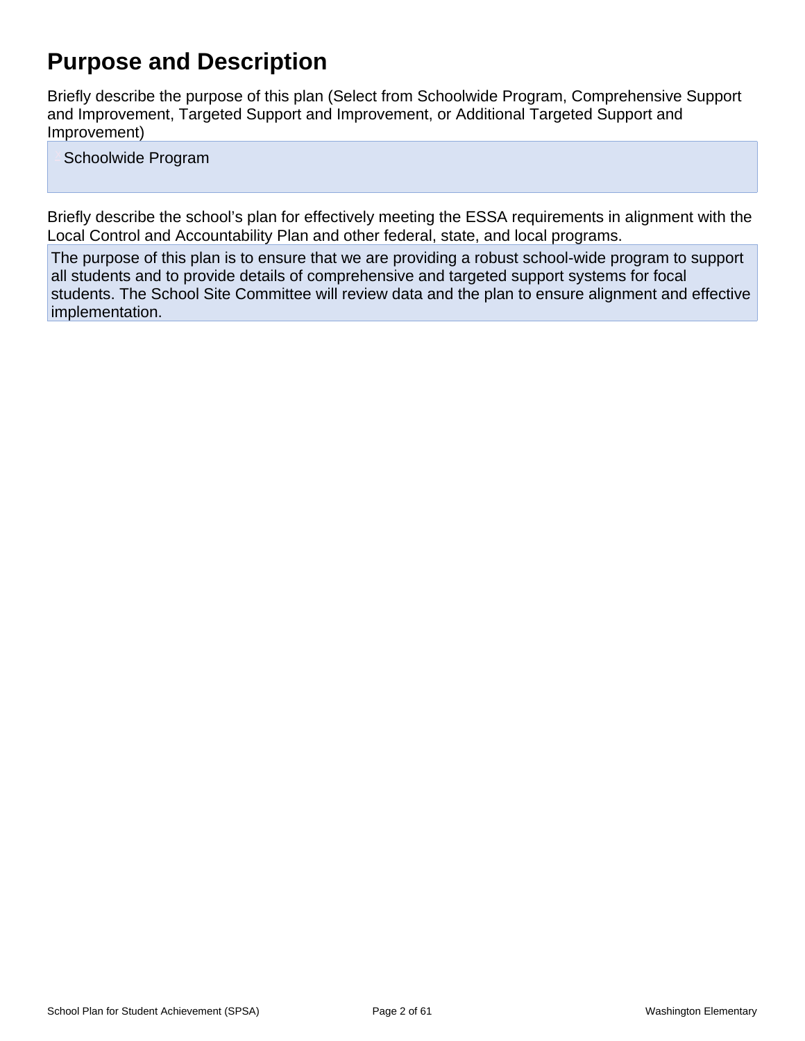# Purpose and Description

Briefly describe the purpose of this plan (Select from Schoolwide Program, Comprehensive Support and Improvement, Targeted Support and Improvement, or Additional Targeted Support and Improvement)

Schoolwide Program

Briefly describe the school's plan for effectively meeting the ESSA requirements in alignment with the Local Control and Accountability Plan and other federal, state, and local programs.

The purpose of this plan is to ensure that we are providing a robust school-wide program to support all students and to provide details of comprehensive and targeted support systems for focal students. The School Site Committee will review data and the plan to ensure alignment and effective implementation.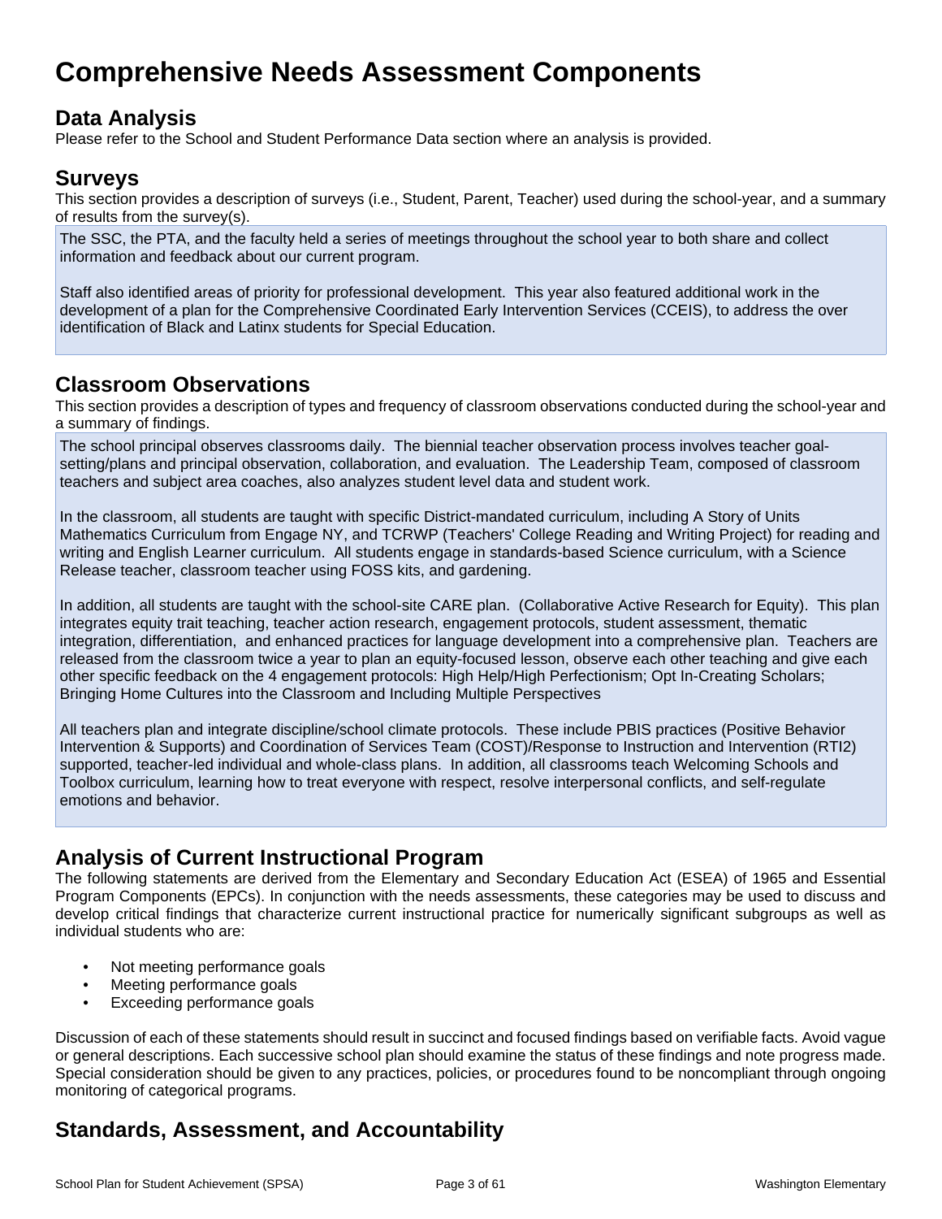# Comprehensive Needs Assessment Components

## Data Analysis

Please refer to the School and Student Performance Data section where an analysis is provided.

## Surveys

This section provides a description of surveys (i.e., Student, Parent, Teacher) used during the school-year, and a summary of results from the survey(s).

The SSC, the PTA, and the faculty held a series of meetings throughout the school year to both share and collect information and feedback about our current program.

Staff also identified areas of priority for professional development. This year also featured additional work in the development of a plan for the Comprehensive Coordinated Early Intervention Services (CCEIS), to address the over identification of Black and Latinx students for Special Education.

## Classroom Observations

This section provides a description of types and frequency of classroom observations conducted during the school-year and a summary of findings.

The school principal observes classrooms daily. The biennial teacher observation process involves teacher goal-setting/plans and principal observation, collaboration, and evaluation. The Leadership Team, composed of classroom teachers and subject area coaches, also analyzes student level data and student work.

In the classroom, all students are taught with specific District-mandated curriculum, including A Story of Units Mathematics Curriculum from Engage NY, and TCRWP (Teachers' College Reading and Writing Project) for reading and writing and English Learner curriculum. All students engage in standards-based Science curriculum, with a Science Release teacher, classroom teacher using FOSS kits, and gardening.

In addition, all students are taught with the school-site CARE plan. (Collaborative Active Research for Equity). This plan integrates equity trait teaching, teacher action research, engagement protocols, student assessment, thematic integration, differentiation, and enhanced practices for language development into a comprehensive plan. Teachers are released from the classroom twice a year to plan an equity-focused lesson, observe each other teaching and give each other specific feedback on the 4 engagement protocols: High Help/High Perfectionism; Opt In-Creating Scholars; Bringing Home Cultures into the Classroom and Including Multiple Perspectives

All teachers plan and integrate discipline/school climate protocols. These include PBIS practices (Positive Behavior Intervention & Supports) and Coordination of Services Team (COST)/Response to Instruction and Intervention (RTI2) supported, teacher-led individual and whole-class plans. In addition, all classrooms teach Welcoming Schools and Toolbox curriculum, learning how to treat everyone with respect, resolve interpersonal conflicts, and self-regulate emotions and behavior.

## Analysis of Current Instructional Program

The following statements are derived from the Elementary and Secondary Education Act (ESEA) of 1965 and Essential Program Components (EPCs). In conjunction with the needs assessments, these categories may be used to discuss and develop critical findings that characterize current instructional practice for numerically significant subgroups as well as individual students who are:

- Not meeting performance goals
- Meeting performance goals
- Exceeding performance goals

Discussion of each of these statements should result in succinct and focused findings based on verifiable facts. Avoid vague or general descriptions. Each successive school plan should examine the status of these findings and note progress made. Special consideration should be given to any practices, policies, or procedures found to be noncompliant through ongoing monitoring of categorical programs.

## Standards, Assessment, and Accountability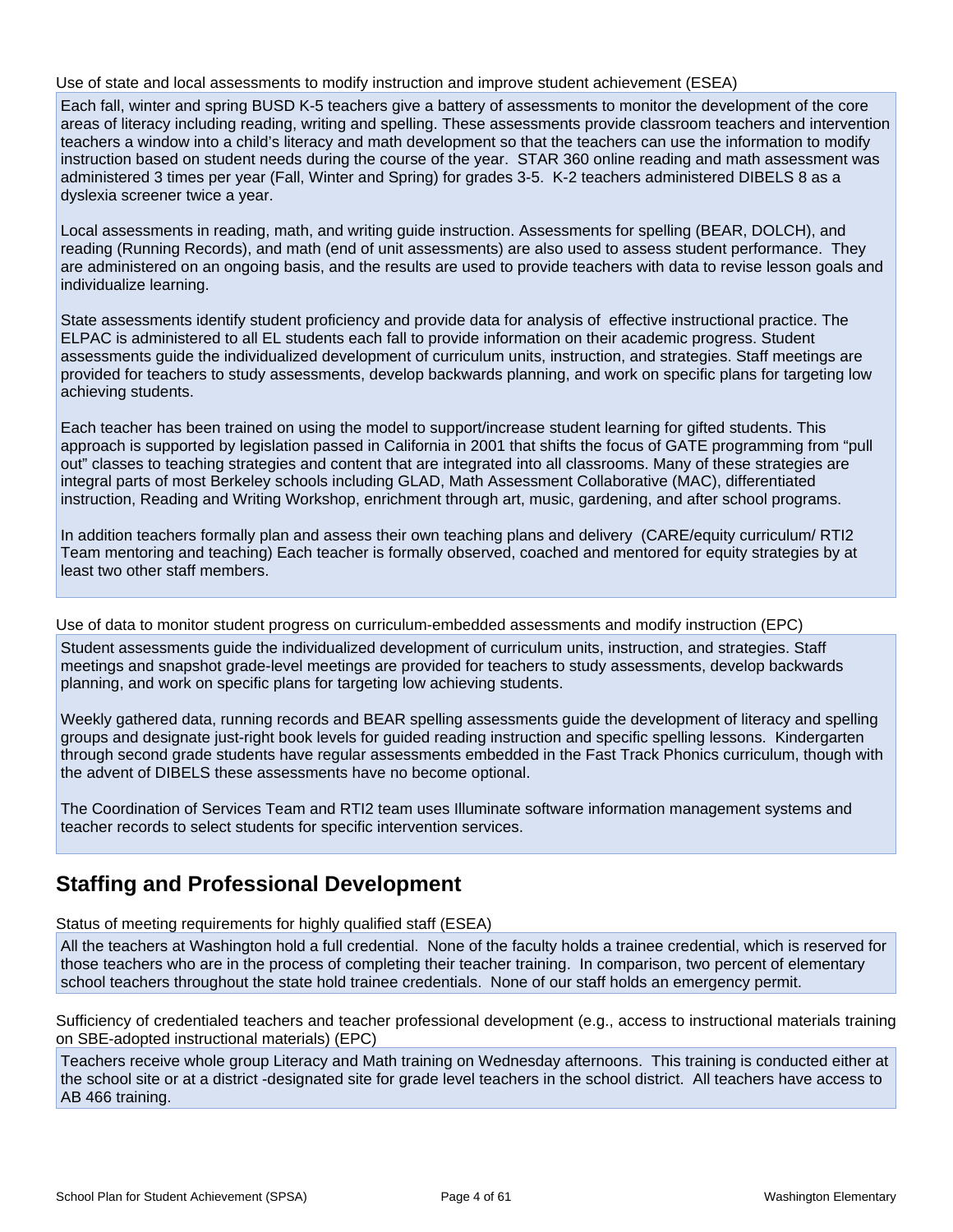Use of state and local assessments to modify instruction and improve student achievement (ESEA)

Each fall, winter and spring BUSD K-5 teachers give a battery of assessments to monitor the development of the core areas of literacy including reading, writing and spelling. These assessments provide classroom teachers and intervention teachers a window into a child's literacy and math development so that the teachers can use the information to modify instruction based on student needs during the course of the year. STAR 360 online reading and math assessment was administered 3 times per year (Fall, Winter and Spring) for grades 3-5. K-2 teachers administered DIBELS 8 as a dyslexia screener twice a year.

Local assessments in reading, math, and writing guide instruction. Assessments for spelling (BEAR, DOLCH), and reading (Running Records), and math (end of unit assessments) are also used to assess student performance. They are administered on an ongoing basis, and the results are used to provide teachers with data to revise lesson goals and individualize learning.

State assessments identify student proficiency and provide data for analysis of effective instructional practice. The ELPAC is administered to all EL students each fall to provide information on their academic progress. Student assessments guide the individualized development of curriculum units, instruction, and strategies. Staff meetings are provided for teachers to study assessments, develop backwards planning, and work on specific plans for targeting low achieving students.

Each teacher has been trained on using the model to support/increase student learning for gifted students. This approach is supported by legislation passed in California in 2001 that shifts the focus of GATE programming from "pull out" classes to teaching strategies and content that are integrated into all classrooms. Many of these strategies are integral parts of most Berkeley schools including GLAD, Math Assessment Collaborative (MAC), differentiated instruction, Reading and Writing Workshop, enrichment through art, music, gardening, and after school programs.

In addition teachers formally plan and assess their own teaching plans and delivery (CARE/equity curriculum/ RTI2 Team mentoring and teaching) Each teacher is formally observed, coached and mentored for equity strategies by at least two other staff members.

Use of data to monitor student progress on curriculum-embedded assessments and modify instruction (EPC)

Student assessments guide the individualized development of curriculum units, instruction, and strategies. Staff meetings and snapshot grade-level meetings are provided for teachers to study assessments, develop backwards planning, and work on specific plans for targeting low achieving students.

Weekly gathered data, running records and BEAR spelling assessments guide the development of literacy and spelling groups and designate just-right book levels for guided reading instruction and specific spelling lessons. Kindergarten through second grade students have regular assessments embedded in the Fast Track Phonics curriculum, though with the advent of DIBELS these assessments have no become optional.

The Coordination of Services Team and RTI2 team uses Illuminate software information management systems and teacher records to select students for specific intervention services.

## Staffing and Professional Development

Status of meeting requirements for highly qualified staff (ESEA)

All the teachers at Washington hold a full credential. None of the faculty holds a trainee credential, which is reserved for those teachers who are in the process of completing their teacher training. In comparison, two percent of elementary school teachers throughout the state hold trainee credentials. None of our staff holds an emergency permit.

Sufficiency of credentialed teachers and teacher professional development (e.g., access to instructional materials training on SBE-adopted instructional materials) (EPC)

Teachers receive whole group Literacy and Math training on Wednesday afternoons. This training is conducted either at the school site or at a district -designated site for grade level teachers in the school district. All teachers have access to AB 466 training.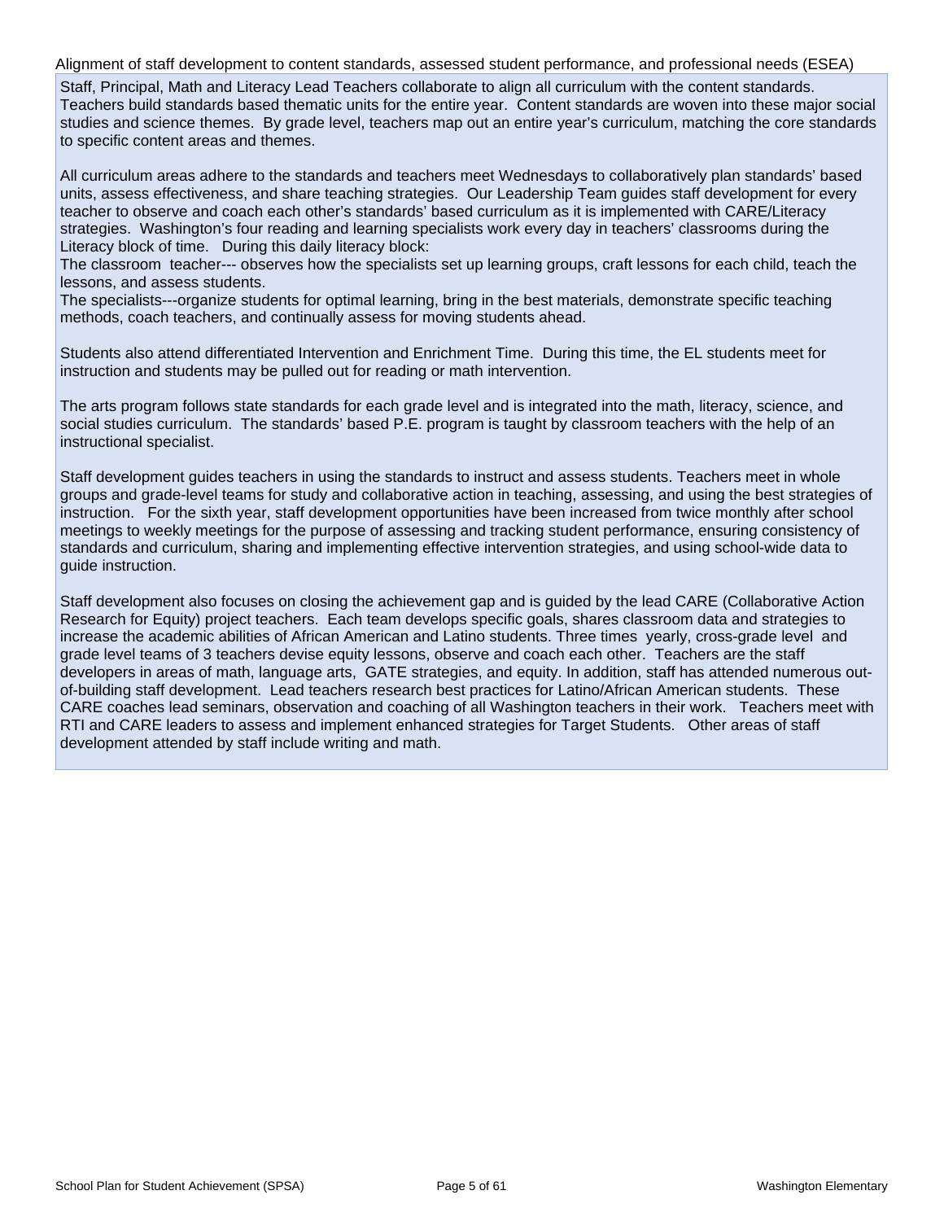Alignment of staff development to content standards, assessed student performance, and professional needs (ESEA)

Staff, Principal, Math and Literacy Lead Teachers collaborate to align all curriculum with the content standards. Teachers build standards based thematic units for the entire year. Content standards are woven into these major social studies and science themes. By grade level, teachers map out an entire year's curriculum, matching the core standards to specific content areas and themes.

All curriculum areas adhere to the standards and teachers meet Wednesdays to collaboratively plan standards' based units, assess effectiveness, and share teaching strategies. Our Leadership Team guides staff development for every teacher to observe and coach each other's standards' based curriculum as it is implemented with CARE/Literacy strategies. Washington's four reading and learning specialists work every day in teachers' classrooms during the Literacy block of time. During this daily literacy block:
The classroom teacher--- observes how the specialists set up learning groups, craft lessons for each child, teach the lessons, and assess students.
The specialists---organize students for optimal learning, bring in the best materials, demonstrate specific teaching methods, coach teachers, and continually assess for moving students ahead.

Students also attend differentiated Intervention and Enrichment Time. During this time, the EL students meet for instruction and students may be pulled out for reading or math intervention.

The arts program follows state standards for each grade level and is integrated into the math, literacy, science, and social studies curriculum. The standards' based P.E. program is taught by classroom teachers with the help of an instructional specialist.

Staff development guides teachers in using the standards to instruct and assess students. Teachers meet in whole groups and grade-level teams for study and collaborative action in teaching, assessing, and using the best strategies of instruction. For the sixth year, staff development opportunities have been increased from twice monthly after school meetings to weekly meetings for the purpose of assessing and tracking student performance, ensuring consistency of standards and curriculum, sharing and implementing effective intervention strategies, and using school-wide data to guide instruction.

Staff development also focuses on closing the achievement gap and is guided by the lead CARE (Collaborative Action Research for Equity) project teachers. Each team develops specific goals, shares classroom data and strategies to increase the academic abilities of African American and Latino students. Three times yearly, cross-grade level and grade level teams of 3 teachers devise equity lessons, observe and coach each other. Teachers are the staff developers in areas of math, language arts, GATE strategies, and equity. In addition, staff has attended numerous out-of-building staff development. Lead teachers research best practices for Latino/African American students. These CARE coaches lead seminars, observation and coaching of all Washington teachers in their work. Teachers meet with RTI and CARE leaders to assess and implement enhanced strategies for Target Students. Other areas of staff development attended by staff include writing and math.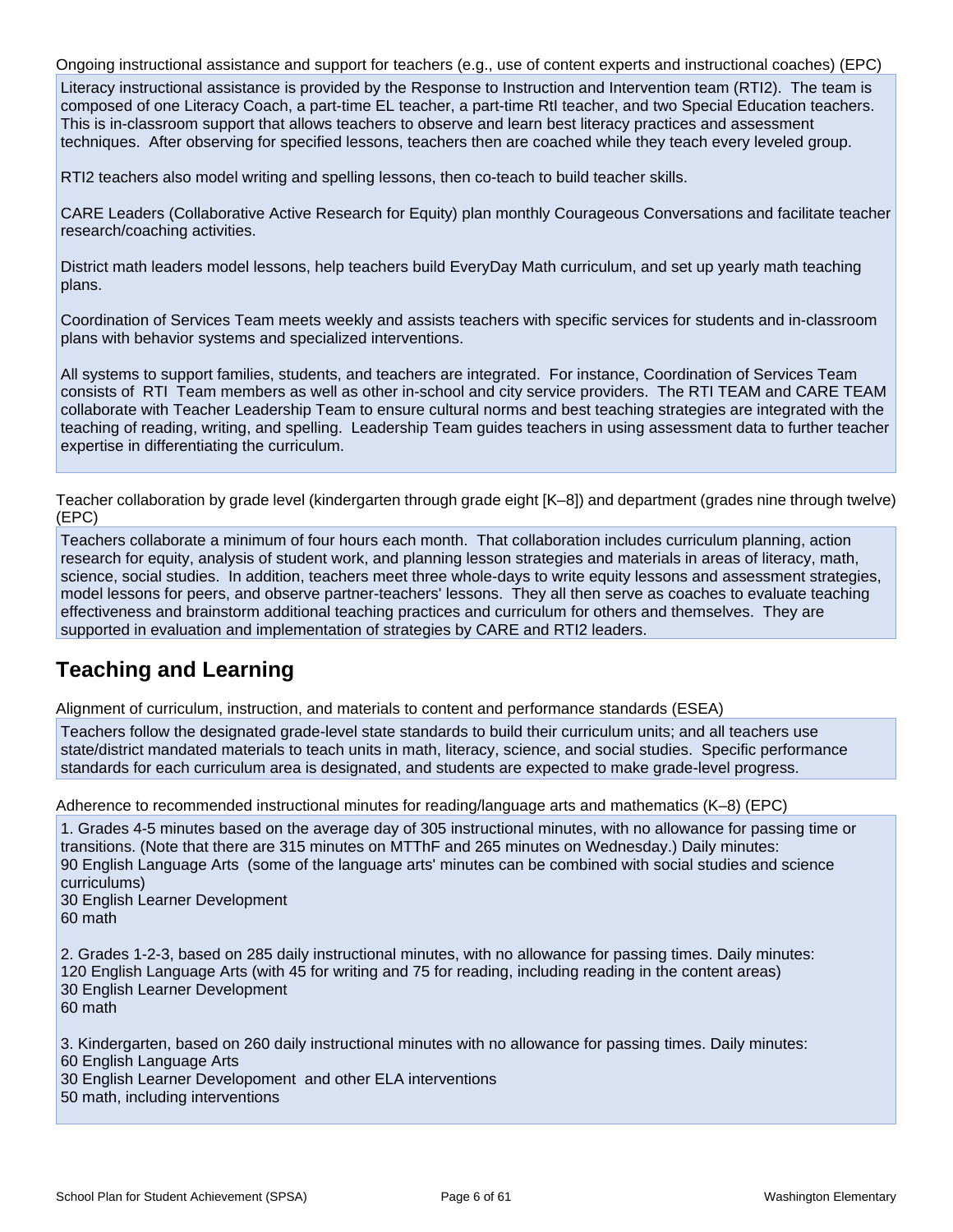Ongoing instructional assistance and support for teachers (e.g., use of content experts and instructional coaches) (EPC)

Literacy instructional assistance is provided by the Response to Instruction and Intervention team (RTI2). The team is composed of one Literacy Coach, a part-time EL teacher, a part-time RtI teacher, and two Special Education teachers. This is in-classroom support that allows teachers to observe and learn best literacy practices and assessment techniques. After observing for specified lessons, teachers then are coached while they teach every leveled group.

RTI2 teachers also model writing and spelling lessons, then co-teach to build teacher skills.

CARE Leaders (Collaborative Active Research for Equity) plan monthly Courageous Conversations and facilitate teacher research/coaching activities.

District math leaders model lessons, help teachers build EveryDay Math curriculum, and set up yearly math teaching plans.

Coordination of Services Team meets weekly and assists teachers with specific services for students and in-classroom plans with behavior systems and specialized interventions.

All systems to support families, students, and teachers are integrated. For instance, Coordination of Services Team consists of RTI Team members as well as other in-school and city service providers. The RTI TEAM and CARE TEAM collaborate with Teacher Leadership Team to ensure cultural norms and best teaching strategies are integrated with the teaching of reading, writing, and spelling. Leadership Team guides teachers in using assessment data to further teacher expertise in differentiating the curriculum.

Teacher collaboration by grade level (kindergarten through grade eight [K–8]) and department (grades nine through twelve) (EPC)

Teachers collaborate a minimum of four hours each month. That collaboration includes curriculum planning, action research for equity, analysis of student work, and planning lesson strategies and materials in areas of literacy, math, science, social studies. In addition, teachers meet three whole-days to write equity lessons and assessment strategies, model lessons for peers, and observe partner-teachers' lessons. They all then serve as coaches to evaluate teaching effectiveness and brainstorm additional teaching practices and curriculum for others and themselves. They are supported in evaluation and implementation of strategies by CARE and RTI2 leaders.

## Teaching and Learning

Alignment of curriculum, instruction, and materials to content and performance standards (ESEA)

Teachers follow the designated grade-level state standards to build their curriculum units; and all teachers use state/district mandated materials to teach units in math, literacy, science, and social studies. Specific performance standards for each curriculum area is designated, and students are expected to make grade-level progress.

Adherence to recommended instructional minutes for reading/language arts and mathematics (K–8) (EPC)

1. Grades 4-5 minutes based on the average day of 305 instructional minutes, with no allowance for passing time or transitions. (Note that there are 315 minutes on MTThF and 265 minutes on Wednesday.) Daily minutes:
90 English Language Arts (some of the language arts' minutes can be combined with social studies and science curriculums)
30 English Learner Development
60 math

2. Grades 1-2-3, based on 285 daily instructional minutes, with no allowance for passing times. Daily minutes:
120 English Language Arts (with 45 for writing and 75 for reading, including reading in the content areas)
30 English Learner Development
60 math

3. Kindergarten, based on 260 daily instructional minutes with no allowance for passing times. Daily minutes:
60 English Language Arts
30 English Learner Developoment and other ELA interventions
50 math, including interventions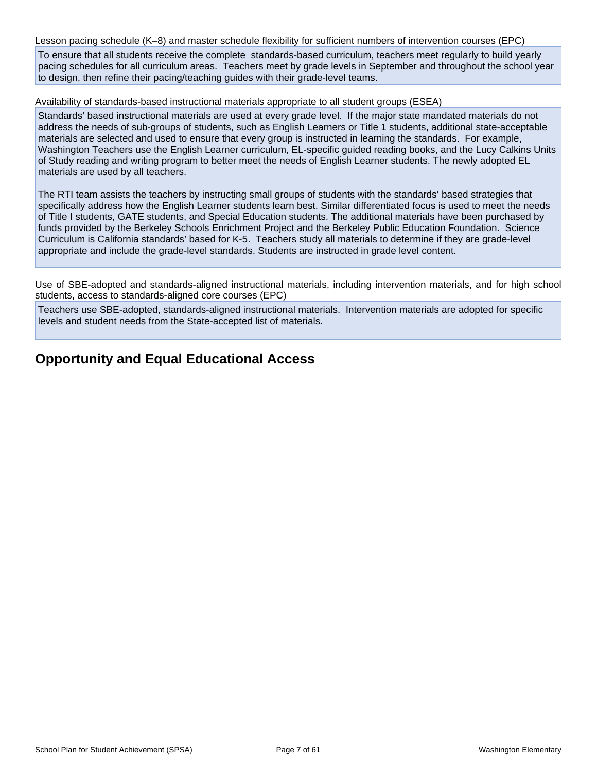Lesson pacing schedule (K–8) and master schedule flexibility for sufficient numbers of intervention courses (EPC)

To ensure that all students receive the complete standards-based curriculum, teachers meet regularly to build yearly pacing schedules for all curriculum areas. Teachers meet by grade levels in September and throughout the school year to design, then refine their pacing/teaching guides with their grade-level teams.

Availability of standards-based instructional materials appropriate to all student groups (ESEA)

Standards' based instructional materials are used at every grade level. If the major state mandated materials do not address the needs of sub-groups of students, such as English Learners or Title 1 students, additional state-acceptable materials are selected and used to ensure that every group is instructed in learning the standards. For example, Washington Teachers use the English Learner curriculum, EL-specific guided reading books, and the Lucy Calkins Units of Study reading and writing program to better meet the needs of English Learner students. The newly adopted EL materials are used by all teachers.

The RTI team assists the teachers by instructing small groups of students with the standards' based strategies that specifically address how the English Learner students learn best. Similar differentiated focus is used to meet the needs of Title I students, GATE students, and Special Education students. The additional materials have been purchased by funds provided by the Berkeley Schools Enrichment Project and the Berkeley Public Education Foundation. Science Curriculum is California standards' based for K-5. Teachers study all materials to determine if they are grade-level appropriate and include the grade-level standards. Students are instructed in grade level content.

Use of SBE-adopted and standards-aligned instructional materials, including intervention materials, and for high school students, access to standards-aligned core courses (EPC)

Teachers use SBE-adopted, standards-aligned instructional materials. Intervention materials are adopted for specific levels and student needs from the State-accepted list of materials.

## Opportunity and Equal Educational Access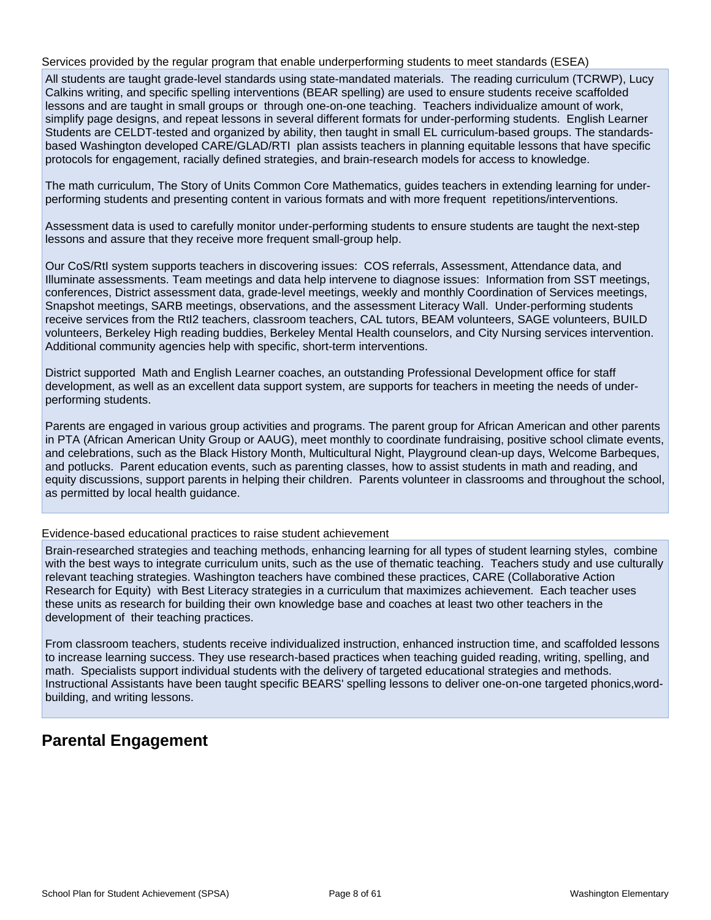Services provided by the regular program that enable underperforming students to meet standards (ESEA)

All students are taught grade-level standards using state-mandated materials. The reading curriculum (TCRWP), Lucy Calkins writing, and specific spelling interventions (BEAR spelling) are used to ensure students receive scaffolded lessons and are taught in small groups or through one-on-one teaching. Teachers individualize amount of work, simplify page designs, and repeat lessons in several different formats for under-performing students. English Learner Students are CELDT-tested and organized by ability, then taught in small EL curriculum-based groups. The standards-based Washington developed CARE/GLAD/RTI plan assists teachers in planning equitable lessons that have specific protocols for engagement, racially defined strategies, and brain-research models for access to knowledge.

The math curriculum, The Story of Units Common Core Mathematics, guides teachers in extending learning for under-performing students and presenting content in various formats and with more frequent repetitions/interventions.

Assessment data is used to carefully monitor under-performing students to ensure students are taught the next-step lessons and assure that they receive more frequent small-group help.

Our CoS/RtI system supports teachers in discovering issues: COS referrals, Assessment, Attendance data, and Illuminate assessments. Team meetings and data help intervene to diagnose issues: Information from SST meetings, conferences, District assessment data, grade-level meetings, weekly and monthly Coordination of Services meetings, Snapshot meetings, SARB meetings, observations, and the assessment Literacy Wall. Under-performing students receive services from the RtI2 teachers, classroom teachers, CAL tutors, BEAM volunteers, SAGE volunteers, BUILD volunteers, Berkeley High reading buddies, Berkeley Mental Health counselors, and City Nursing services intervention. Additional community agencies help with specific, short-term interventions.

District supported Math and English Learner coaches, an outstanding Professional Development office for staff development, as well as an excellent data support system, are supports for teachers in meeting the needs of under-performing students.

Parents are engaged in various group activities and programs. The parent group for African American and other parents in PTA (African American Unity Group or AAUG), meet monthly to coordinate fundraising, positive school climate events, and celebrations, such as the Black History Month, Multicultural Night, Playground clean-up days, Welcome Barbeques, and potlucks. Parent education events, such as parenting classes, how to assist students in math and reading, and equity discussions, support parents in helping their children. Parents volunteer in classrooms and throughout the school, as permitted by local health guidance.

Evidence-based educational practices to raise student achievement

Brain-researched strategies and teaching methods, enhancing learning for all types of student learning styles, combine with the best ways to integrate curriculum units, such as the use of thematic teaching. Teachers study and use culturally relevant teaching strategies. Washington teachers have combined these practices, CARE (Collaborative Action Research for Equity) with Best Literacy strategies in a curriculum that maximizes achievement. Each teacher uses these units as research for building their own knowledge base and coaches at least two other teachers in the development of their teaching practices.

From classroom teachers, students receive individualized instruction, enhanced instruction time, and scaffolded lessons to increase learning success. They use research-based practices when teaching guided reading, writing, spelling, and math. Specialists support individual students with the delivery of targeted educational strategies and methods. Instructional Assistants have been taught specific BEARS' spelling lessons to deliver one-on-one targeted phonics,word-building, and writing lessons.

## Parental Engagement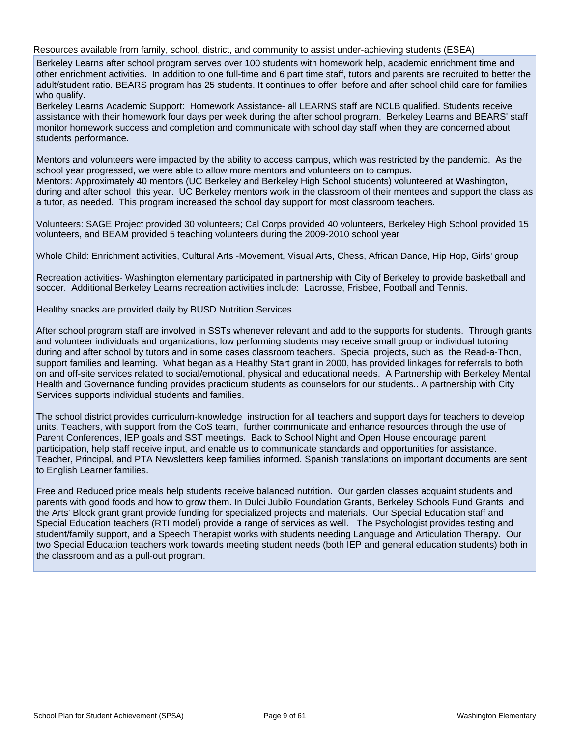Resources available from family, school, district, and community to assist under-achieving students (ESEA)

Berkeley Learns after school program serves over 100 students with homework help, academic enrichment time and other enrichment activities. In addition to one full-time and 6 part time staff, tutors and parents are recruited to better the adult/student ratio. BEARS program has 25 students. It continues to offer before and after school child care for families who qualify.
Berkeley Learns Academic Support: Homework Assistance- all LEARNS staff are NCLB qualified. Students receive assistance with their homework four days per week during the after school program. Berkeley Learns and BEARS' staff monitor homework success and completion and communicate with school day staff when they are concerned about students performance.

Mentors and volunteers were impacted by the ability to access campus, which was restricted by the pandemic. As the school year progressed, we were able to allow more mentors and volunteers on to campus.
Mentors: Approximately 40 mentors (UC Berkeley and Berkeley High School students) volunteered at Washington, during and after school this year. UC Berkeley mentors work in the classroom of their mentees and support the class as a tutor, as needed. This program increased the school day support for most classroom teachers.

Volunteers: SAGE Project provided 30 volunteers; Cal Corps provided 40 volunteers, Berkeley High School provided 15 volunteers, and BEAM provided 5 teaching volunteers during the 2009-2010 school year

Whole Child: Enrichment activities, Cultural Arts -Movement, Visual Arts, Chess, African Dance, Hip Hop, Girls' group

Recreation activities- Washington elementary participated in partnership with City of Berkeley to provide basketball and soccer. Additional Berkeley Learns recreation activities include: Lacrosse, Frisbee, Football and Tennis.

Healthy snacks are provided daily by BUSD Nutrition Services.

After school program staff are involved in SSTs whenever relevant and add to the supports for students. Through grants and volunteer individuals and organizations, low performing students may receive small group or individual tutoring during and after school by tutors and in some cases classroom teachers. Special projects, such as the Read-a-Thon, support families and learning. What began as a Healthy Start grant in 2000, has provided linkages for referrals to both on and off-site services related to social/emotional, physical and educational needs. A Partnership with Berkeley Mental Health and Governance funding provides practicum students as counselors for our students.. A partnership with City Services supports individual students and families.

The school district provides curriculum-knowledge instruction for all teachers and support days for teachers to develop units. Teachers, with support from the CoS team, further communicate and enhance resources through the use of Parent Conferences, IEP goals and SST meetings. Back to School Night and Open House encourage parent participation, help staff receive input, and enable us to communicate standards and opportunities for assistance. Teacher, Principal, and PTA Newsletters keep families informed. Spanish translations on important documents are sent to English Learner families.

Free and Reduced price meals help students receive balanced nutrition. Our garden classes acquaint students and parents with good foods and how to grow them. In Dulci Jubilo Foundation Grants, Berkeley Schools Fund Grants and the Arts' Block grant grant provide funding for specialized projects and materials. Our Special Education staff and Special Education teachers (RTI model) provide a range of services as well. The Psychologist provides testing and student/family support, and a Speech Therapist works with students needing Language and Articulation Therapy. Our two Special Education teachers work towards meeting student needs (both IEP and general education students) both in the classroom and as a pull-out program.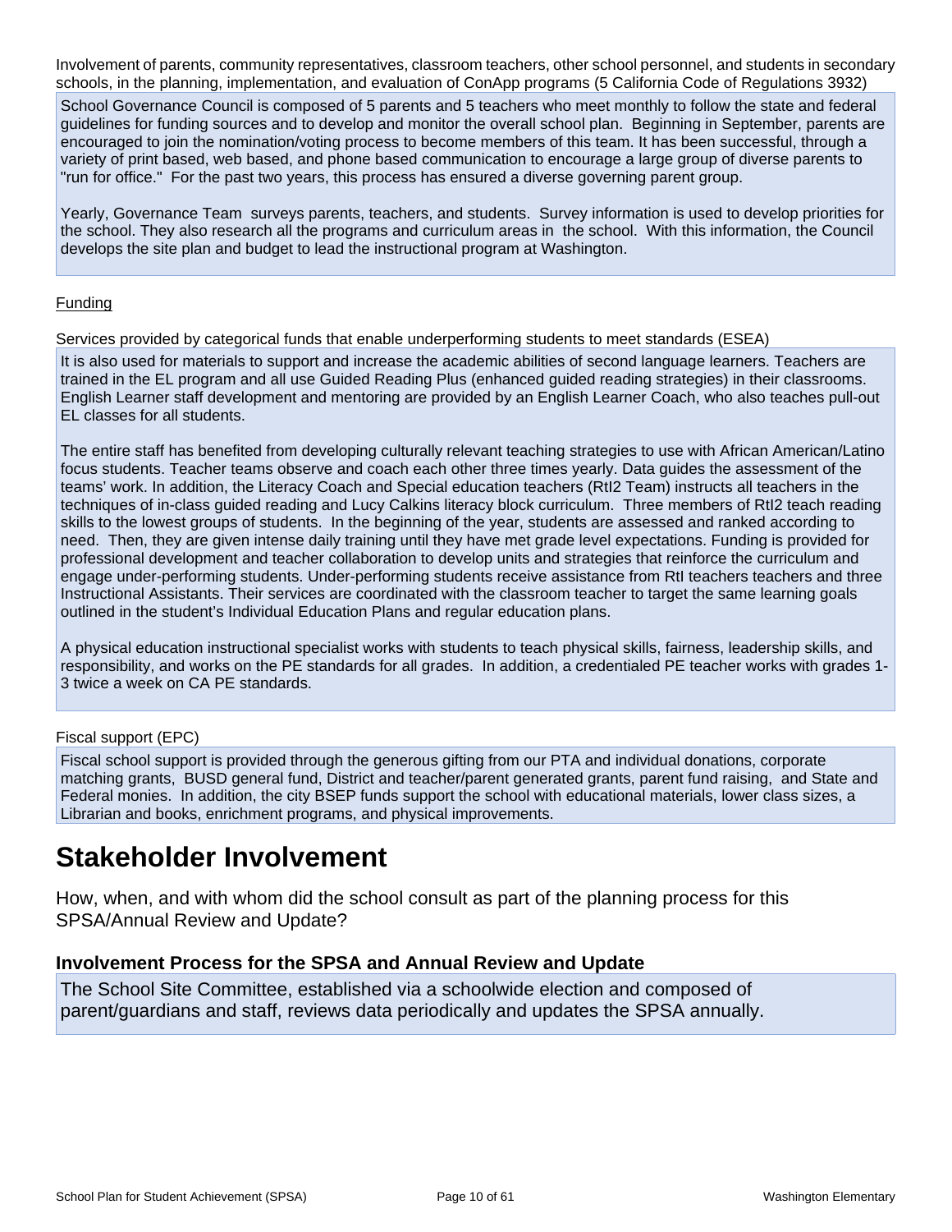Involvement of parents, community representatives, classroom teachers, other school personnel, and students in secondary schools, in the planning, implementation, and evaluation of ConApp programs (5 California Code of Regulations 3932)

School Governance Council is composed of 5 parents and 5 teachers who meet monthly to follow the state and federal guidelines for funding sources and to develop and monitor the overall school plan. Beginning in September, parents are encouraged to join the nomination/voting process to become members of this team. It has been successful, through a variety of print based, web based, and phone based communication to encourage a large group of diverse parents to "run for office." For the past two years, this process has ensured a diverse governing parent group.

Yearly, Governance Team surveys parents, teachers, and students. Survey information is used to develop priorities for the school. They also research all the programs and curriculum areas in the school. With this information, the Council develops the site plan and budget to lead the instructional program at Washington.

Funding

Services provided by categorical funds that enable underperforming students to meet standards (ESEA)

It is also used for materials to support and increase the academic abilities of second language learners. Teachers are trained in the EL program and all use Guided Reading Plus (enhanced guided reading strategies) in their classrooms. English Learner staff development and mentoring are provided by an English Learner Coach, who also teaches pull-out EL classes for all students.

The entire staff has benefited from developing culturally relevant teaching strategies to use with African American/Latino focus students. Teacher teams observe and coach each other three times yearly. Data guides the assessment of the teams' work. In addition, the Literacy Coach and Special education teachers (RtI2 Team) instructs all teachers in the techniques of in-class guided reading and Lucy Calkins literacy block curriculum. Three members of RtI2 teach reading skills to the lowest groups of students. In the beginning of the year, students are assessed and ranked according to need. Then, they are given intense daily training until they have met grade level expectations. Funding is provided for professional development and teacher collaboration to develop units and strategies that reinforce the curriculum and engage under-performing students. Under-performing students receive assistance from RtI teachers teachers and three Instructional Assistants. Their services are coordinated with the classroom teacher to target the same learning goals outlined in the student's Individual Education Plans and regular education plans.

A physical education instructional specialist works with students to teach physical skills, fairness, leadership skills, and responsibility, and works on the PE standards for all grades. In addition, a credentialed PE teacher works with grades 1-3 twice a week on CA PE standards.

Fiscal support (EPC)

Fiscal school support is provided through the generous gifting from our PTA and individual donations, corporate matching grants, BUSD general fund, District and teacher/parent generated grants, parent fund raising, and State and Federal monies. In addition, the city BSEP funds support the school with educational materials, lower class sizes, a Librarian and books, enrichment programs, and physical improvements.

# Stakeholder Involvement

How, when, and with whom did the school consult as part of the planning process for this SPSA/Annual Review and Update?

### Involvement Process for the SPSA and Annual Review and Update

The School Site Committee, established via a schoolwide election and composed of parent/guardians and staff, reviews data periodically and updates the SPSA annually.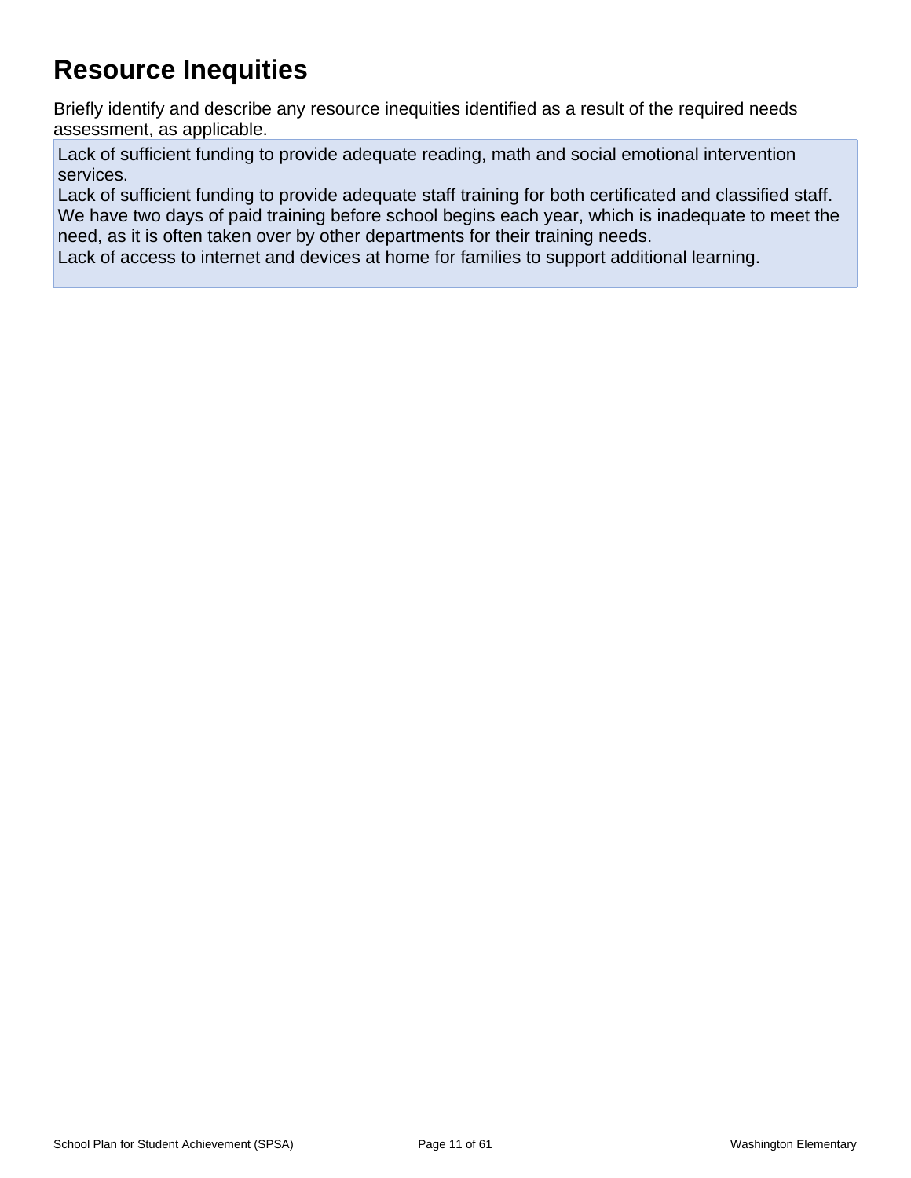# Resource Inequities

Briefly identify and describe any resource inequities identified as a result of the required needs assessment, as applicable.

Lack of sufficient funding to provide adequate reading, math and social emotional intervention services.
Lack of sufficient funding to provide adequate staff training for both certificated and classified staff. We have two days of paid training before school begins each year, which is inadequate to meet the need, as it is often taken over by other departments for their training needs.
Lack of access to internet and devices at home for families to support additional learning.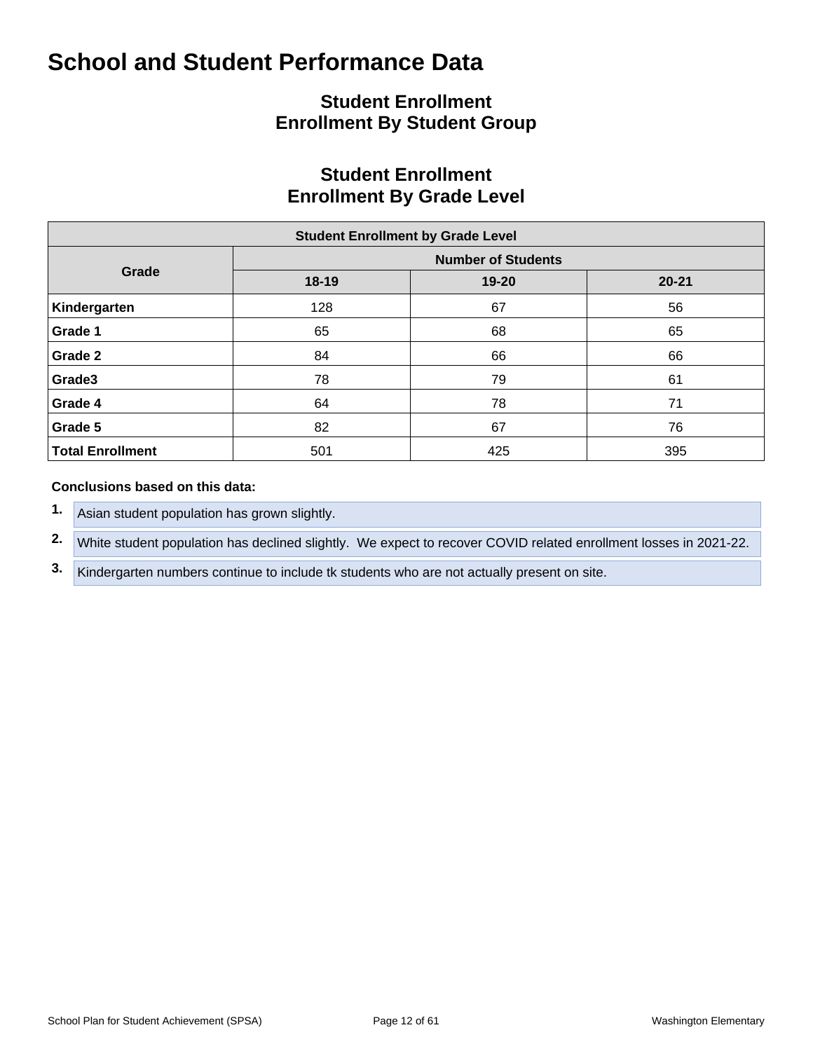# School and Student Performance Data

## Student Enrollment
## Enrollment By Student Group

## Student Enrollment
## Enrollment By Grade Level

| Student Enrollment by Grade Level | | | |
|---|---|---|---|
| **Grade** | **Number of Students** | | |
| | **18-19** | **19-20** | **20-21** |
| **Kindergarten** | 128 | 67 | 56 |
| **Grade 1** | 65 | 68 | 65 |
| **Grade 2** | 84 | 66 | 66 |
| **Grade3** | 78 | 79 | 61 |
| **Grade 4** | 64 | 78 | 71 |
| **Grade 5** | 82 | 67 | 76 |
| **Total Enrollment** | 501 | 425 | 395 |

**Conclusions based on this data:**

1. Asian student population has grown slightly.
2. White student population has declined slightly. We expect to recover COVID related enrollment losses in 2021-22.
3. Kindergarten numbers continue to include tk students who are not actually present on site.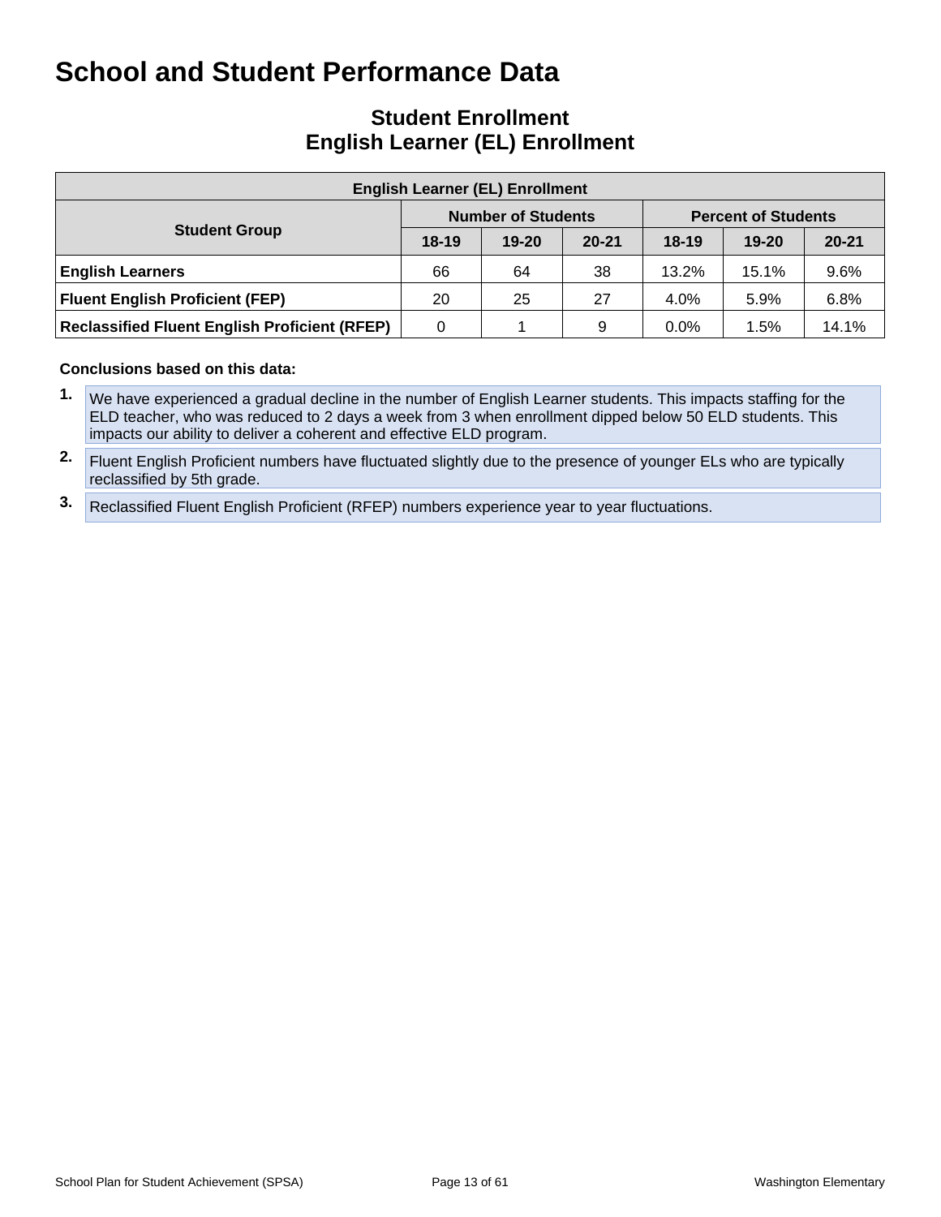# School and Student Performance Data

## Student Enrollment
## English Learner (EL) Enrollment

| English Learner (EL) Enrollment | | | | | | |
|---|---|---|---|---|---|---|
| **Student Group** | **Number of Students** | | | **Percent of Students** | | |
| | **18-19** | **19-20** | **20-21** | **18-19** | **19-20** | **20-21** |
| **English Learners** | 66 | 64 | 38 | 13.2% | 15.1% | 9.6% |
| **Fluent English Proficient (FEP)** | 20 | 25 | 27 | 4.0% | 5.9% | 6.8% |
| **Reclassified Fluent English Proficient (RFEP)** | 0 | 1 | 9 | 0.0% | 1.5% | 14.1% |

**Conclusions based on this data:**

1. We have experienced a gradual decline in the number of English Learner students. This impacts staffing for the ELD teacher, who was reduced to 2 days a week from 3 when enrollment dipped below 50 ELD students. This impacts our ability to deliver a coherent and effective ELD program.
2. Fluent English Proficient numbers have fluctuated slightly due to the presence of younger ELs who are typically reclassified by 5th grade.
3. Reclassified Fluent English Proficient (RFEP) numbers experience year to year fluctuations.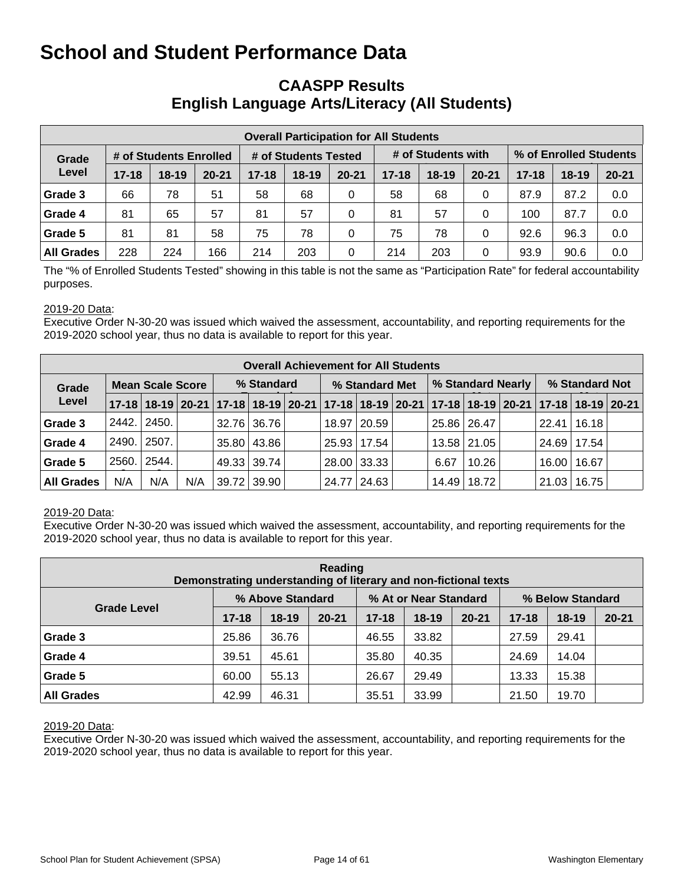# School and Student Performance Data

## CAASPP Results
## English Language Arts/Literacy (All Students)

| Overall Participation for All Students | | | | | | | | | | | | |
|---|---|---|---|---|---|---|---|---|---|---|---|---|
| Grade Level | # of Students Enrolled | | | # of Students Tested | | | # of Students with | | | % of Enrolled Students | | |
| | 17-18 | 18-19 | 20-21 | 17-18 | 18-19 | 20-21 | 17-18 | 18-19 | 20-21 | 17-18 | 18-19 | 20-21 |
| Grade 3 | 66 | 78 | 51 | 58 | 68 | 0 | 58 | 68 | 0 | 87.9 | 87.2 | 0.0 |
| Grade 4 | 81 | 65 | 57 | 81 | 57 | 0 | 81 | 57 | 0 | 100 | 87.7 | 0.0 |
| Grade 5 | 81 | 81 | 58 | 75 | 78 | 0 | 75 | 78 | 0 | 92.6 | 96.3 | 0.0 |
| All Grades | 228 | 224 | 166 | 214 | 203 | 0 | 214 | 203 | 0 | 93.9 | 90.6 | 0.0 |

The "% of Enrolled Students Tested" showing in this table is not the same as "Participation Rate" for federal accountability purposes.

2019-20 Data:
Executive Order N-30-20 was issued which waived the assessment, accountability, and reporting requirements for the 2019-2020 school year, thus no data is available to report for this year.

| Overall Achievement for All Students | | | | | | | | | | | | | | | |
|---|---|---|---|---|---|---|---|---|---|---|---|---|---|---|---|
| Grade Level | Mean Scale Score | | | % Standard | | | % Standard Met | | | % Standard Nearly | | | % Standard Not | | |
| | 17-18 | 18-19 | 20-21 | 17-18 | 18-19 | 20-21 | 17-18 | 18-19 | 20-21 | 17-18 | 18-19 | 20-21 | 17-18 | 18-19 | 20-21 |
| Grade 3 | 2442. | 2450. | | 32.76 | 36.76 | | 18.97 | 20.59 | | 25.86 | 26.47 | | 22.41 | 16.18 | |
| Grade 4 | 2490. | 2507. | | 35.80 | 43.86 | | 25.93 | 17.54 | | 13.58 | 21.05 | | 24.69 | 17.54 | |
| Grade 5 | 2560. | 2544. | | 49.33 | 39.74 | | 28.00 | 33.33 | | 6.67 | 10.26 | | 16.00 | 16.67 | |
| All Grades | N/A | N/A | N/A | 39.72 | 39.90 | | 24.77 | 24.63 | | 14.49 | 18.72 | | 21.03 | 16.75 | |

2019-20 Data:
Executive Order N-30-20 was issued which waived the assessment, accountability, and reporting requirements for the 2019-2020 school year, thus no data is available to report for this year.

| Reading<br>Demonstrating understanding of literary and non-fictional texts | | | | | | | | | |
|---|---|---|---|---|---|---|---|---|---|
| Grade Level | % Above Standard | | | % At or Near Standard | | | % Below Standard | | |
| | 17-18 | 18-19 | 20-21 | 17-18 | 18-19 | 20-21 | 17-18 | 18-19 | 20-21 |
| Grade 3 | 25.86 | 36.76 | | 46.55 | 33.82 | | 27.59 | 29.41 | |
| Grade 4 | 39.51 | 45.61 | | 35.80 | 40.35 | | 24.69 | 14.04 | |
| Grade 5 | 60.00 | 55.13 | | 26.67 | 29.49 | | 13.33 | 15.38 | |
| All Grades | 42.99 | 46.31 | | 35.51 | 33.99 | | 21.50 | 19.70 | |

2019-20 Data:
Executive Order N-30-20 was issued which waived the assessment, accountability, and reporting requirements for the 2019-2020 school year, thus no data is available to report for this year.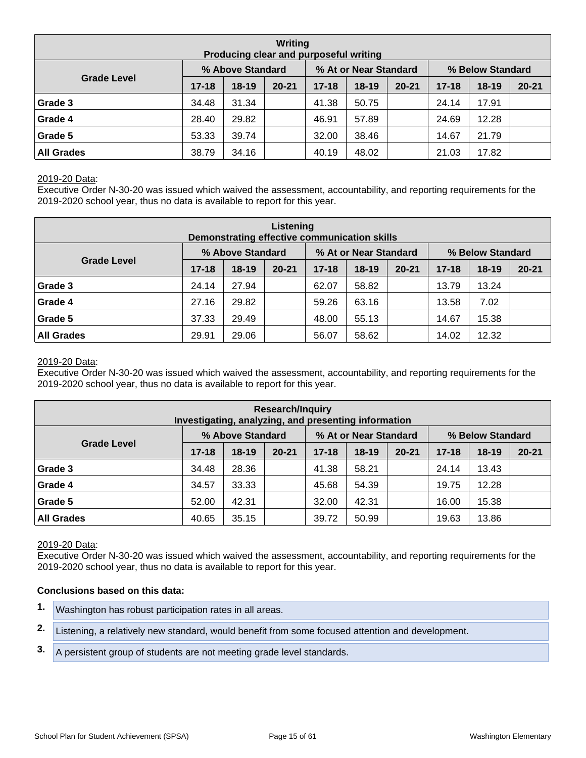| Writing<br>Producing clear and purposeful writing | | | | | | | | | |
|---|---|---|---|---|---|---|---|---|---|
| Grade Level | % Above Standard | | | % At or Near Standard | | | % Below Standard | | |
| | 17-18 | 18-19 | 20-21 | 17-18 | 18-19 | 20-21 | 17-18 | 18-19 | 20-21 |
| **Grade 3** | 34.48 | 31.34 | | 41.38 | 50.75 | | 24.14 | 17.91 | |
| **Grade 4** | 28.40 | 29.82 | | 46.91 | 57.89 | | 24.69 | 12.28 | |
| **Grade 5** | 53.33 | 39.74 | | 32.00 | 38.46 | | 14.67 | 21.79 | |
| **All Grades** | 38.79 | 34.16 | | 40.19 | 48.02 | | 21.03 | 17.82 | |

2019-20 Data:
Executive Order N-30-20 was issued which waived the assessment, accountability, and reporting requirements for the 2019-2020 school year, thus no data is available to report for this year.

| Listening<br>Demonstrating effective communication skills | | | | | | | | | |
|---|---|---|---|---|---|---|---|---|---|
| Grade Level | % Above Standard | | | % At or Near Standard | | | % Below Standard | | |
| | 17-18 | 18-19 | 20-21 | 17-18 | 18-19 | 20-21 | 17-18 | 18-19 | 20-21 |
| **Grade 3** | 24.14 | 27.94 | | 62.07 | 58.82 | | 13.79 | 13.24 | |
| **Grade 4** | 27.16 | 29.82 | | 59.26 | 63.16 | | 13.58 | 7.02 | |
| **Grade 5** | 37.33 | 29.49 | | 48.00 | 55.13 | | 14.67 | 15.38 | |
| **All Grades** | 29.91 | 29.06 | | 56.07 | 58.62 | | 14.02 | 12.32 | |

2019-20 Data:
Executive Order N-30-20 was issued which waived the assessment, accountability, and reporting requirements for the 2019-2020 school year, thus no data is available to report for this year.

| Research/Inquiry<br>Investigating, analyzing, and presenting information | | | | | | | | | |
|---|---|---|---|---|---|---|---|---|---|
| Grade Level | % Above Standard | | | % At or Near Standard | | | % Below Standard | | |
| | 17-18 | 18-19 | 20-21 | 17-18 | 18-19 | 20-21 | 17-18 | 18-19 | 20-21 |
| **Grade 3** | 34.48 | 28.36 | | 41.38 | 58.21 | | 24.14 | 13.43 | |
| **Grade 4** | 34.57 | 33.33 | | 45.68 | 54.39 | | 19.75 | 12.28 | |
| **Grade 5** | 52.00 | 42.31 | | 32.00 | 42.31 | | 16.00 | 15.38 | |
| **All Grades** | 40.65 | 35.15 | | 39.72 | 50.99 | | 19.63 | 13.86 | |

2019-20 Data:
Executive Order N-30-20 was issued which waived the assessment, accountability, and reporting requirements for the 2019-2020 school year, thus no data is available to report for this year.

**Conclusions based on this data:**

1. Washington has robust participation rates in all areas.
2. Listening, a relatively new standard, would benefit from some focused attention and development.
3. A persistent group of students are not meeting grade level standards.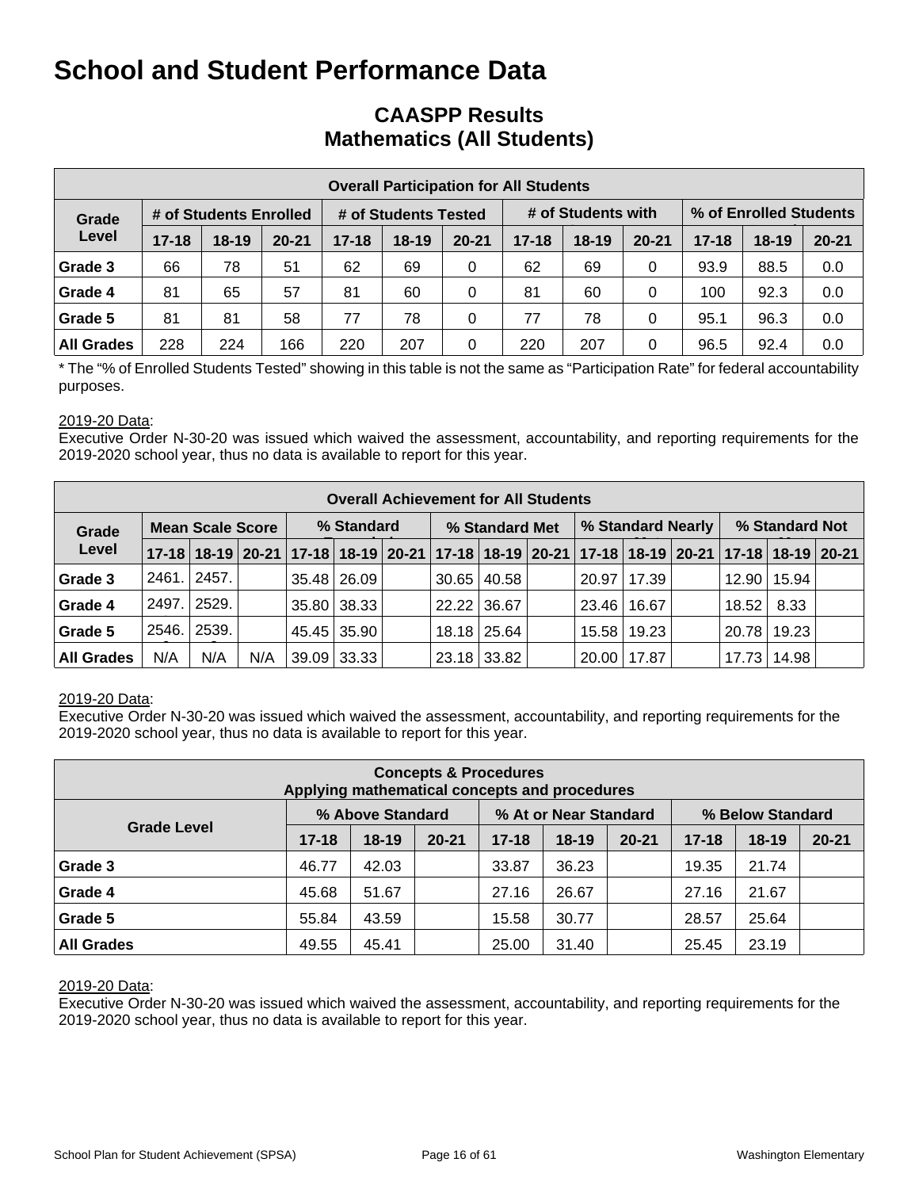# School and Student Performance Data

## CAASPP Results
## Mathematics (All Students)

| Overall Participation for All Students | | | | | | | | | | | | |
|---|---|---|---|---|---|---|---|---|---|---|---|---|
| Grade Level | # of Students Enrolled | | | # of Students Tested | | | # of Students with | | | % of Enrolled Students | | |
| | 17-18 | 18-19 | 20-21 | 17-18 | 18-19 | 20-21 | 17-18 | 18-19 | 20-21 | 17-18 | 18-19 | 20-21 |
| Grade 3 | 66 | 78 | 51 | 62 | 69 | 0 | 62 | 69 | 0 | 93.9 | 88.5 | 0.0 |
| Grade 4 | 81 | 65 | 57 | 81 | 60 | 0 | 81 | 60 | 0 | 100 | 92.3 | 0.0 |
| Grade 5 | 81 | 81 | 58 | 77 | 78 | 0 | 77 | 78 | 0 | 95.1 | 96.3 | 0.0 |
| All Grades | 228 | 224 | 166 | 220 | 207 | 0 | 220 | 207 | 0 | 96.5 | 92.4 | 0.0 |

* The "% of Enrolled Students Tested" showing in this table is not the same as "Participation Rate" for federal accountability purposes.

2019-20 Data:
Executive Order N-30-20 was issued which waived the assessment, accountability, and reporting requirements for the 2019-2020 school year, thus no data is available to report for this year.

| Overall Achievement for All Students | | | | | | | | | | | | | | | | |
|---|---|---|---|---|---|---|---|---|---|---|---|---|---|---|---|---|
| Grade Level | Mean Scale Score | | | % Standard | | | % Standard Met | | | % Standard Nearly | | | % Standard Not | | | |
| | 17-18 | 18-19 | 20-21 | 17-18 | 18-19 | 20-21 | 17-18 | 18-19 | 20-21 | 17-18 | 18-19 | 20-21 | 17-18 | 18-19 | 20-21 |
| Grade 3 | 2461. | 2457. | | 35.48 | 26.09 | | 30.65 | 40.58 | | 20.97 | 17.39 | | 12.90 | 15.94 | |
| Grade 4 | 2497. | 2529. | | 35.80 | 38.33 | | 22.22 | 36.67 | | 23.46 | 16.67 | | 18.52 | 8.33 | |
| Grade 5 | 2546. | 2539. | | 45.45 | 35.90 | | 18.18 | 25.64 | | 15.58 | 19.23 | | 20.78 | 19.23 | |
| All Grades | N/A | N/A | N/A | 39.09 | 33.33 | | 23.18 | 33.82 | | 20.00 | 17.87 | | 17.73 | 14.98 | |

2019-20 Data:
Executive Order N-30-20 was issued which waived the assessment, accountability, and reporting requirements for the 2019-2020 school year, thus no data is available to report for this year.

| Concepts & Procedures<br>Applying mathematical concepts and procedures | | | | | | | | | |
|---|---|---|---|---|---|---|---|---|---|
| Grade Level | % Above Standard | | | % At or Near Standard | | | % Below Standard | | |
| | 17-18 | 18-19 | 20-21 | 17-18 | 18-19 | 20-21 | 17-18 | 18-19 | 20-21 |
| Grade 3 | 46.77 | 42.03 | | 33.87 | 36.23 | | 19.35 | 21.74 | |
| Grade 4 | 45.68 | 51.67 | | 27.16 | 26.67 | | 27.16 | 21.67 | |
| Grade 5 | 55.84 | 43.59 | | 15.58 | 30.77 | | 28.57 | 25.64 | |
| All Grades | 49.55 | 45.41 | | 25.00 | 31.40 | | 25.45 | 23.19 | |

2019-20 Data:
Executive Order N-30-20 was issued which waived the assessment, accountability, and reporting requirements for the 2019-2020 school year, thus no data is available to report for this year.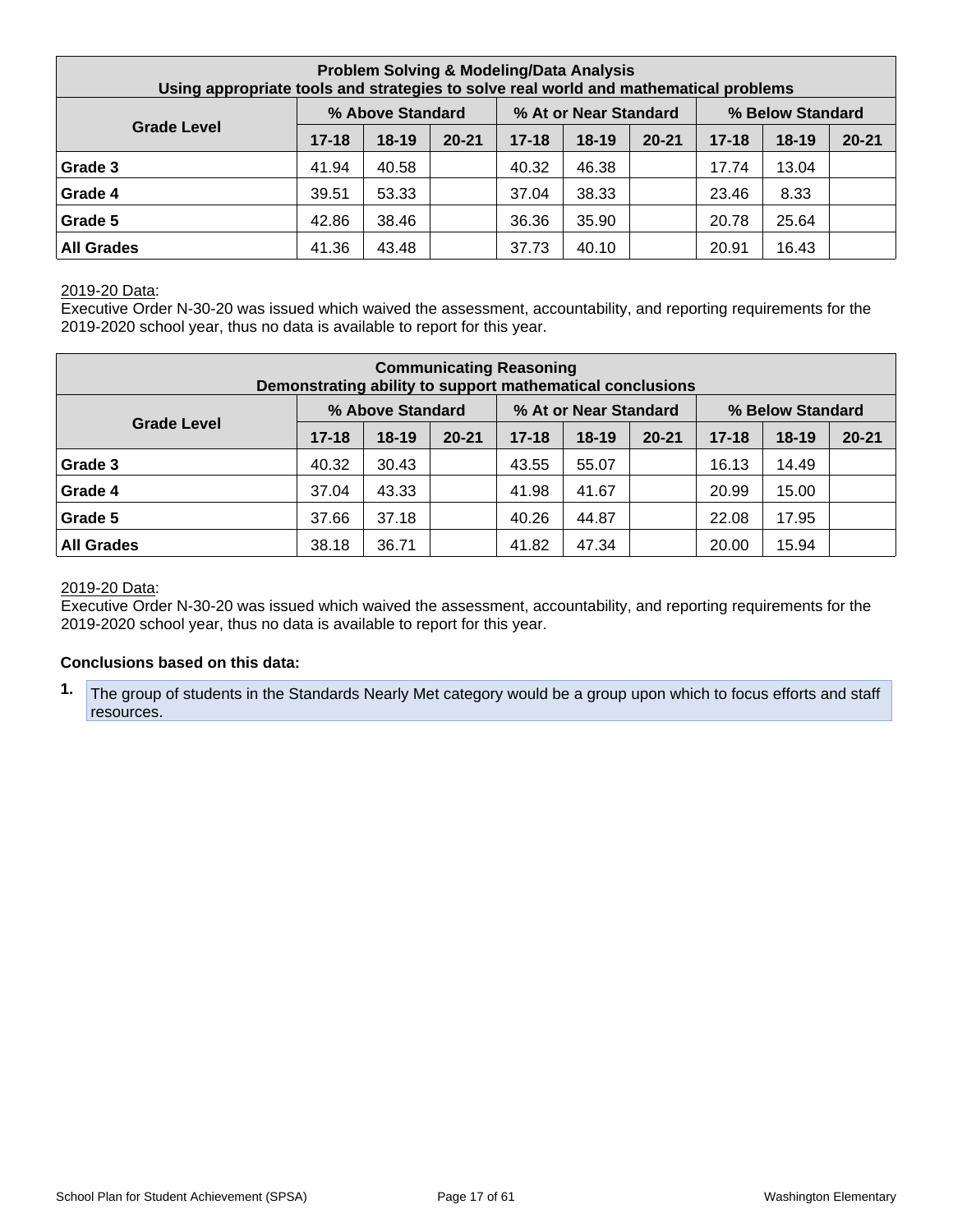| **Problem Solving & Modeling/Data Analysis**<br>**Using appropriate tools and strategies to solve real world and mathematical problems** | | | | | | | | | |
|---|---|---|---|---|---|---|---|---|---|
| **Grade Level** | **% Above Standard** | | | **% At or Near Standard** | | | **% Below Standard** | | |
| | **17-18** | **18-19** | **20-21** | **17-18** | **18-19** | **20-21** | **17-18** | **18-19** | **20-21** |
| **Grade 3** | 41.94 | 40.58 | | 40.32 | 46.38 | | 17.74 | 13.04 | |
| **Grade 4** | 39.51 | 53.33 | | 37.04 | 38.33 | | 23.46 | 8.33 | |
| **Grade 5** | 42.86 | 38.46 | | 36.36 | 35.90 | | 20.78 | 25.64 | |
| **All Grades** | 41.36 | 43.48 | | 37.73 | 40.10 | | 20.91 | 16.43 | |

2019-20 Data:
Executive Order N-30-20 was issued which waived the assessment, accountability, and reporting requirements for the 2019-2020 school year, thus no data is available to report for this year.

| **Communicating Reasoning**<br>**Demonstrating ability to support mathematical conclusions** | | | | | | | | | |
|---|---|---|---|---|---|---|---|---|---|
| **Grade Level** | **% Above Standard** | | | **% At or Near Standard** | | | **% Below Standard** | | |
| | **17-18** | **18-19** | **20-21** | **17-18** | **18-19** | **20-21** | **17-18** | **18-19** | **20-21** |
| **Grade 3** | 40.32 | 30.43 | | 43.55 | 55.07 | | 16.13 | 14.49 | |
| **Grade 4** | 37.04 | 43.33 | | 41.98 | 41.67 | | 20.99 | 15.00 | |
| **Grade 5** | 37.66 | 37.18 | | 40.26 | 44.87 | | 22.08 | 17.95 | |
| **All Grades** | 38.18 | 36.71 | | 41.82 | 47.34 | | 20.00 | 15.94 | |

2019-20 Data:
Executive Order N-30-20 was issued which waived the assessment, accountability, and reporting requirements for the 2019-2020 school year, thus no data is available to report for this year.

**Conclusions based on this data:**

1. The group of students in the Standards Nearly Met category would be a group upon which to focus efforts and staff resources.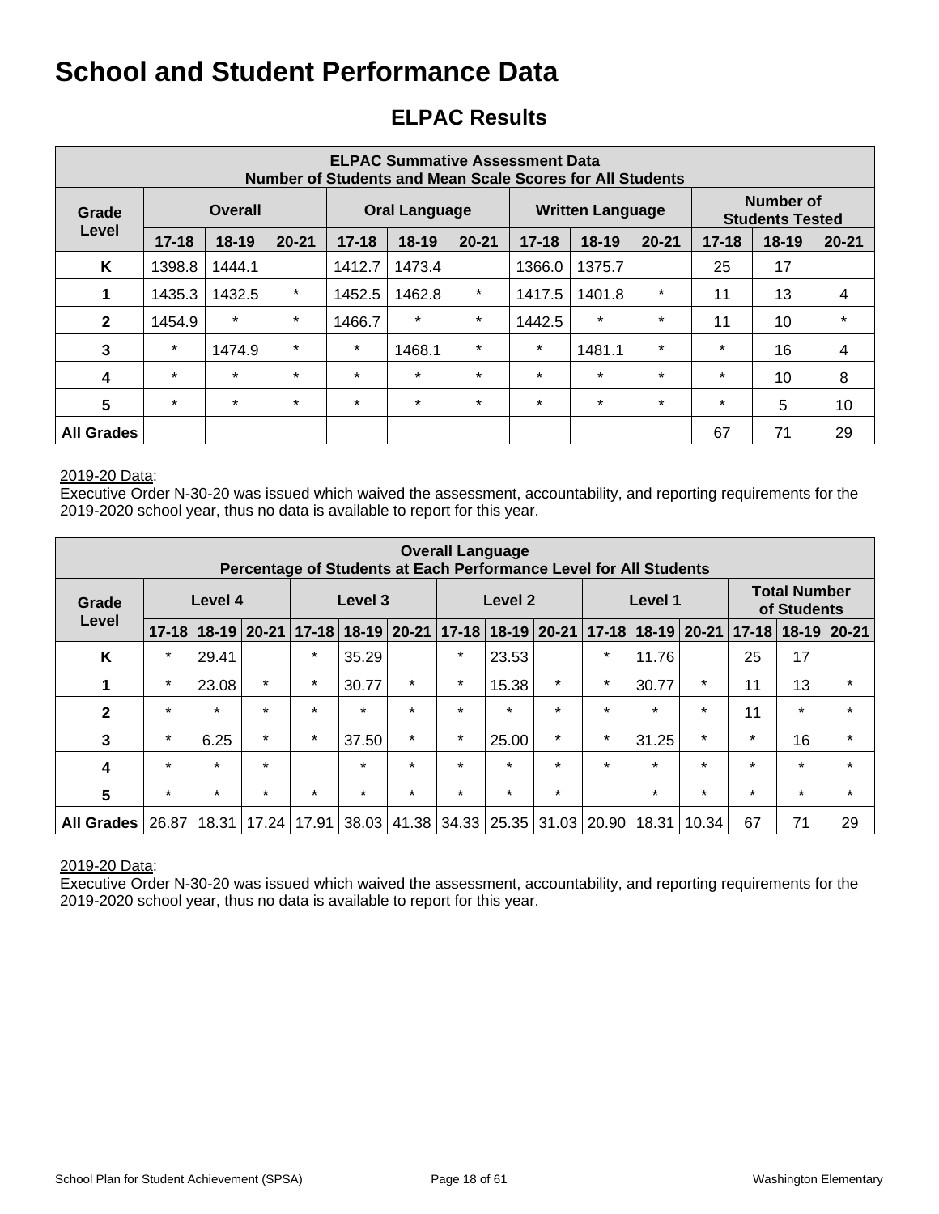# School and Student Performance Data

## ELPAC Results

| ELPAC Summative Assessment Data<br>Number of Students and Mean Scale Scores for All Students | | | | | | | | | | | | |
|---|---|---|---|---|---|---|---|---|---|---|---|---|
| Grade Level | Overall | | | Oral Language | | | Written Language | | | Number of Students Tested | | |
| | 17-18 | 18-19 | 20-21 | 17-18 | 18-19 | 20-21 | 17-18 | 18-19 | 20-21 | 17-18 | 18-19 | 20-21 |
| K | 1398.8 | 1444.1 | | 1412.7 | 1473.4 | | 1366.0 | 1375.7 | | 25 | 17 | |
| 1 | 1435.3 | 1432.5 | * | 1452.5 | 1462.8 | * | 1417.5 | 1401.8 | * | 11 | 13 | 4 |
| 2 | 1454.9 | * | * | 1466.7 | * | * | 1442.5 | * | * | 11 | 10 | * |
| 3 | * | 1474.9 | * | * | 1468.1 | * | * | 1481.1 | * | * | 16 | 4 |
| 4 | * | * | * | * | * | * | * | * | * | * | 10 | 8 |
| 5 | * | * | * | * | * | * | * | * | * | * | 5 | 10 |
| All Grades | | | | | | | | | | 67 | 71 | 29 |

2019-20 Data:
Executive Order N-30-20 was issued which waived the assessment, accountability, and reporting requirements for the 2019-2020 school year, thus no data is available to report for this year.

| Overall Language<br>Percentage of Students at Each Performance Level for All Students | | | | | | | | | | | | | | | |
|---|---|---|---|---|---|---|---|---|---|---|---|---|---|---|---|
| Grade Level | Level 4 | | | Level 3 | | | Level 2 | | | Level 1 | | | Total Number of Students | | |
| | 17-18 | 18-19 | 20-21 | 17-18 | 18-19 | 20-21 | 17-18 | 18-19 | 20-21 | 17-18 | 18-19 | 20-21 | 17-18 | 18-19 | 20-21 |
| K | * | 29.41 | | * | 35.29 | | * | 23.53 | | * | 11.76 | | 25 | 17 | |
| 1 | * | 23.08 | * | * | 30.77 | * | * | 15.38 | * | * | 30.77 | * | 11 | 13 | * |
| 2 | * | * | * | * | * | * | * | * | * | * | * | * | 11 | * | * |
| 3 | * | 6.25 | * | * | 37.50 | * | * | 25.00 | * | * | 31.25 | * | * | 16 | * |
| 4 | * | * | * | | * | * | * | * | * | * | * | * | * | * | * |
| 5 | * | * | * | * | * | * | * | * | * | | * | * | * | * | * |
| All Grades | 26.87 | 18.31 | 17.24 | 17.91 | 38.03 | 41.38 | 34.33 | 25.35 | 31.03 | 20.90 | 18.31 | 10.34 | 67 | 71 | 29 |

2019-20 Data:
Executive Order N-30-20 was issued which waived the assessment, accountability, and reporting requirements for the 2019-2020 school year, thus no data is available to report for this year.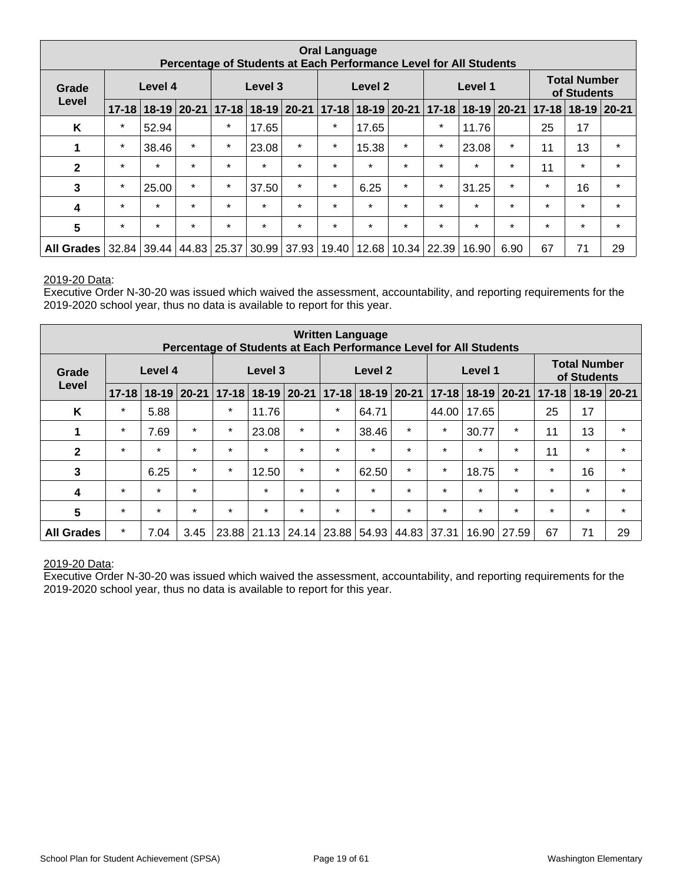| Oral Language<br>Percentage of Students at Each Performance Level for All Students | | | | | | | | | | | | | | | |
|---|---|---|---|---|---|---|---|---|---|---|---|---|---|---|---|
| Grade Level | Level 4 | | | Level 3 | | | Level 2 | | | Level 1 | | | Total Number of Students | | |
| | 17-18 | 18-19 | 20-21 | 17-18 | 18-19 | 20-21 | 17-18 | 18-19 | 20-21 | 17-18 | 18-19 | 20-21 | 17-18 | 18-19 | 20-21 |
| K | * | 52.94 | | * | 17.65 | | * | 17.65 | | * | 11.76 | | 25 | 17 | |
| 1 | * | 38.46 | * | * | 23.08 | * | * | 15.38 | * | * | 23.08 | * | 11 | 13 | * |
| 2 | * | * | * | * | * | * | * | * | * | * | * | * | 11 | * | * |
| 3 | * | 25.00 | * | * | 37.50 | * | * | 6.25 | * | * | 31.25 | * | * | 16 | * |
| 4 | * | * | * | * | * | * | * | * | * | * | * | * | * | * | * |
| 5 | * | * | * | * | * | * | * | * | * | * | * | * | * | * | * |
| All Grades | 32.84 | 39.44 | 44.83 | 25.37 | 30.99 | 37.93 | 19.40 | 12.68 | 10.34 | 22.39 | 16.90 | 6.90 | 67 | 71 | 29 |

2019-20 Data:
Executive Order N-30-20 was issued which waived the assessment, accountability, and reporting requirements for the 2019-2020 school year, thus no data is available to report for this year.

| Written Language<br>Percentage of Students at Each Performance Level for All Students | | | | | | | | | | | | | | | |
|---|---|---|---|---|---|---|---|---|---|---|---|---|---|---|---|
| Grade Level | Level 4 | | | Level 3 | | | Level 2 | | | Level 1 | | | Total Number of Students | | |
| | 17-18 | 18-19 | 20-21 | 17-18 | 18-19 | 20-21 | 17-18 | 18-19 | 20-21 | 17-18 | 18-19 | 20-21 | 17-18 | 18-19 | 20-21 |
| K | * | 5.88 | | * | 11.76 | | * | 64.71 | | 44.00 | 17.65 | | 25 | 17 | |
| 1 | * | 7.69 | * | * | 23.08 | * | * | 38.46 | * | * | 30.77 | * | 11 | 13 | * |
| 2 | * | * | * | * | * | * | * | * | * | * | * | * | 11 | * | * |
| 3 | | 6.25 | * | * | 12.50 | * | * | 62.50 | * | * | 18.75 | * | * | 16 | * |
| 4 | * | * | * | | * | * | * | * | * | * | * | * | * | * | * |
| 5 | * | * | * | * | * | * | * | * | * | * | * | * | * | * | * |
| All Grades | * | 7.04 | 3.45 | 23.88 | 21.13 | 24.14 | 23.88 | 54.93 | 44.83 | 37.31 | 16.90 | 27.59 | 67 | 71 | 29 |

2019-20 Data:
Executive Order N-30-20 was issued which waived the assessment, accountability, and reporting requirements for the 2019-2020 school year, thus no data is available to report for this year.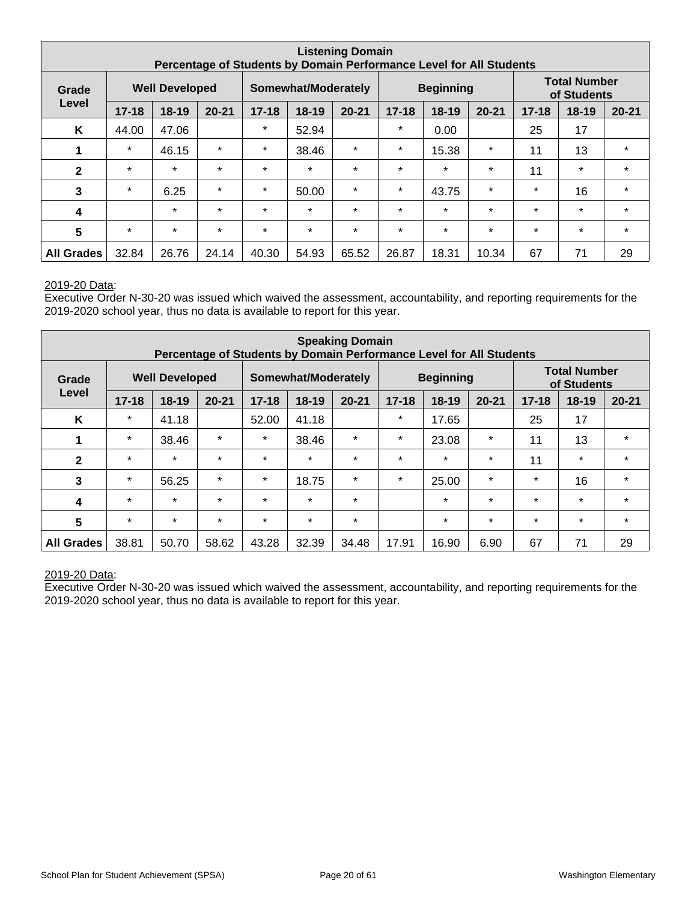| Listening Domain<br>Percentage of Students by Domain Performance Level for All Students | | | | | | | | | | | | |
|---|---|---|---|---|---|---|---|---|---|---|---|---|
| Grade Level | Well Developed | | | Somewhat/Moderately | | | Beginning | | | Total Number of Students | | |
| | 17-18 | 18-19 | 20-21 | 17-18 | 18-19 | 20-21 | 17-18 | 18-19 | 20-21 | 17-18 | 18-19 | 20-21 |
| K | 44.00 | 47.06 | | * | 52.94 | | * | 0.00 | | 25 | 17 | |
| 1 | * | 46.15 | * | * | 38.46 | * | * | 15.38 | * | 11 | 13 | * |
| 2 | * | * | * | * | * | * | * | * | * | 11 | * | * |
| 3 | * | 6.25 | * | * | 50.00 | * | * | 43.75 | * | * | 16 | * |
| 4 | | * | * | * | * | * | * | * | * | * | * | * |
| 5 | * | * | * | * | * | * | * | * | * | * | * | * |
| All Grades | 32.84 | 26.76 | 24.14 | 40.30 | 54.93 | 65.52 | 26.87 | 18.31 | 10.34 | 67 | 71 | 29 |

2019-20 Data:
Executive Order N-30-20 was issued which waived the assessment, accountability, and reporting requirements for the 2019-2020 school year, thus no data is available to report for this year.

| Speaking Domain<br>Percentage of Students by Domain Performance Level for All Students | | | | | | | | | | | | |
|---|---|---|---|---|---|---|---|---|---|---|---|---|
| Grade Level | Well Developed | | | Somewhat/Moderately | | | Beginning | | | Total Number of Students | | |
| | 17-18 | 18-19 | 20-21 | 17-18 | 18-19 | 20-21 | 17-18 | 18-19 | 20-21 | 17-18 | 18-19 | 20-21 |
| K | * | 41.18 | | 52.00 | 41.18 | | * | 17.65 | | 25 | 17 | |
| 1 | * | 38.46 | * | * | 38.46 | * | * | 23.08 | * | 11 | 13 | * |
| 2 | * | * | * | * | * | * | * | * | * | 11 | * | * |
| 3 | * | 56.25 | * | * | 18.75 | * | * | 25.00 | * | * | 16 | * |
| 4 | * | * | * | * | * | * | | * | * | * | * | * |
| 5 | * | * | * | * | * | * | | * | * | * | * | * |
| All Grades | 38.81 | 50.70 | 58.62 | 43.28 | 32.39 | 34.48 | 17.91 | 16.90 | 6.90 | 67 | 71 | 29 |

2019-20 Data:
Executive Order N-30-20 was issued which waived the assessment, accountability, and reporting requirements for the 2019-2020 school year, thus no data is available to report for this year.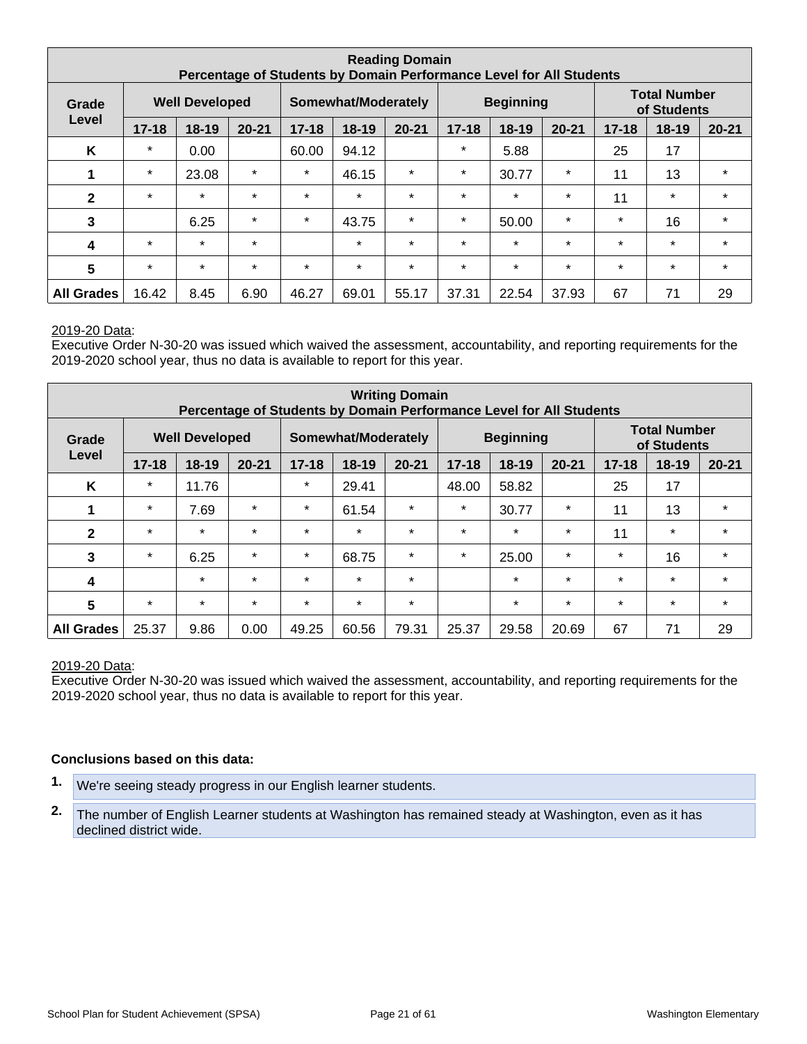| Reading Domain<br>Percentage of Students by Domain Performance Level for All Students | | | | | | | | | | | | |
|---|---|---|---|---|---|---|---|---|---|---|---|---|
| Grade Level | Well Developed | | | Somewhat/Moderately | | | Beginning | | | Total Number of Students | | |
| | 17-18 | 18-19 | 20-21 | 17-18 | 18-19 | 20-21 | 17-18 | 18-19 | 20-21 | 17-18 | 18-19 | 20-21 |
| K | * | 0.00 | | 60.00 | 94.12 | | * | 5.88 | | 25 | 17 | |
| 1 | * | 23.08 | * | * | 46.15 | * | * | 30.77 | * | 11 | 13 | * |
| 2 | * | * | * | * | * | * | * | * | * | 11 | * | * |
| 3 | | 6.25 | * | * | 43.75 | * | * | 50.00 | * | * | 16 | * |
| 4 | * | * | * | | * | * | * | * | * | * | * | * |
| 5 | * | * | * | * | * | * | * | * | * | * | * | * |
| All Grades | 16.42 | 8.45 | 6.90 | 46.27 | 69.01 | 55.17 | 37.31 | 22.54 | 37.93 | 67 | 71 | 29 |

2019-20 Data:
Executive Order N-30-20 was issued which waived the assessment, accountability, and reporting requirements for the 2019-2020 school year, thus no data is available to report for this year.

| Writing Domain<br>Percentage of Students by Domain Performance Level for All Students | | | | | | | | | | | | |
|---|---|---|---|---|---|---|---|---|---|---|---|---|
| Grade Level | Well Developed | | | Somewhat/Moderately | | | Beginning | | | Total Number of Students | | |
| | 17-18 | 18-19 | 20-21 | 17-18 | 18-19 | 20-21 | 17-18 | 18-19 | 20-21 | 17-18 | 18-19 | 20-21 |
| K | * | 11.76 | | * | 29.41 | | 48.00 | 58.82 | | 25 | 17 | |
| 1 | * | 7.69 | * | * | 61.54 | * | * | 30.77 | * | 11 | 13 | * |
| 2 | * | * | * | * | * | * | * | * | * | 11 | * | * |
| 3 | * | 6.25 | * | * | 68.75 | * | * | 25.00 | * | * | 16 | * |
| 4 | | * | * | * | * | * | | * | * | * | * | * |
| 5 | * | * | * | * | * | * | | * | * | * | * | * |
| All Grades | 25.37 | 9.86 | 0.00 | 49.25 | 60.56 | 79.31 | 25.37 | 29.58 | 20.69 | 67 | 71 | 29 |

2019-20 Data:
Executive Order N-30-20 was issued which waived the assessment, accountability, and reporting requirements for the 2019-2020 school year, thus no data is available to report for this year.

**Conclusions based on this data:**

1. We're seeing steady progress in our English learner students.
2. The number of English Learner students at Washington has remained steady at Washington, even as it has declined district wide.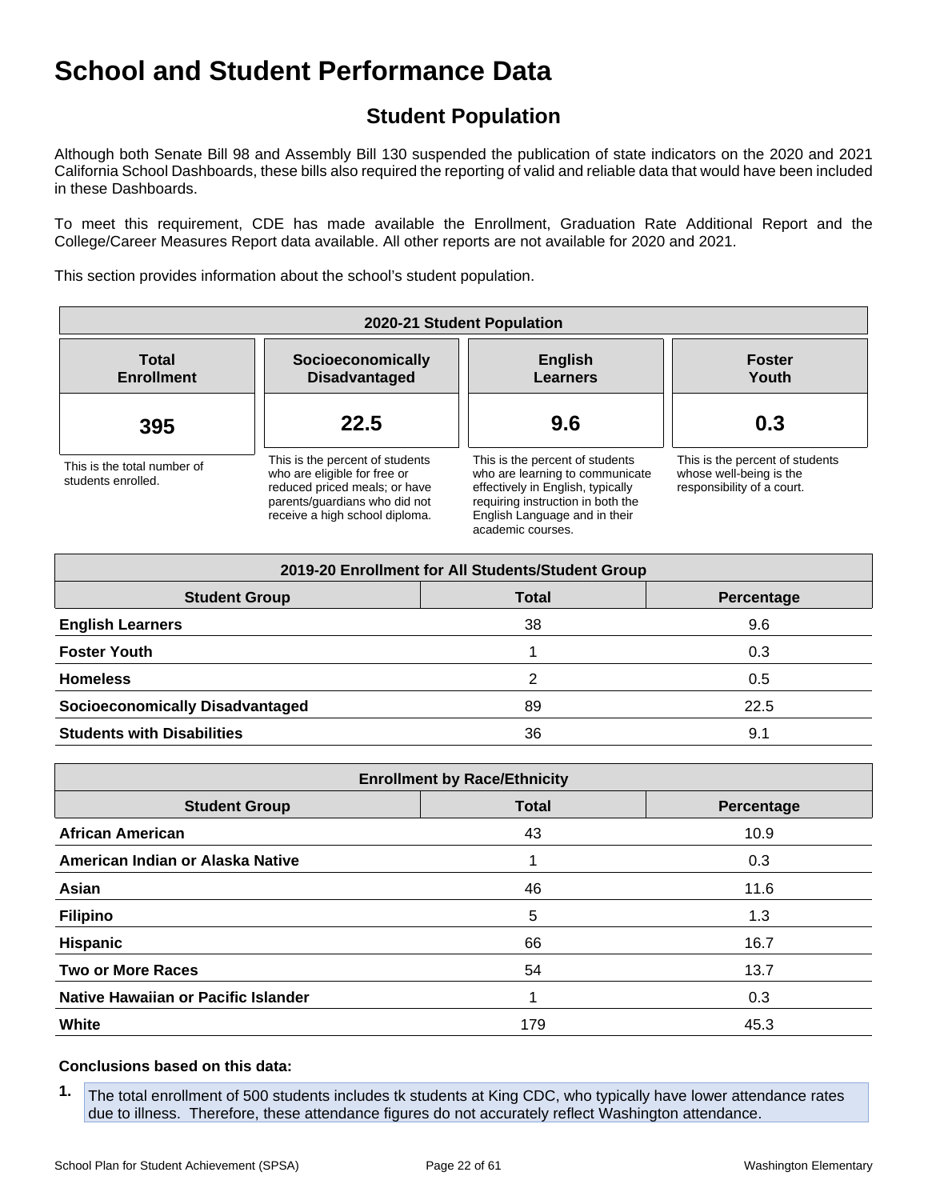# School and Student Performance Data

## Student Population

Although both Senate Bill 98 and Assembly Bill 130 suspended the publication of state indicators on the 2020 and 2021 California School Dashboards, these bills also required the reporting of valid and reliable data that would have been included in these Dashboards.

To meet this requirement, CDE has made available the Enrollment, Graduation Rate Additional Report and the College/Career Measures Report data available. All other reports are not available for 2020 and 2021.

This section provides information about the school's student population.

| 2020-21 Student Population | | | |
|---|---|---|---|
| **Total Enrollment** | **Socioeconomically Disadvantaged** | **English Learners** | **Foster Youth** |
| **395** | **22.5** | **9.6** | **0.3** |
| This is the total number of students enrolled. | This is the percent of students who are eligible for free or reduced priced meals; or have parents/guardians who did not receive a high school diploma. | This is the percent of students who are learning to communicate effectively in English, typically requiring instruction in both the English Language and in their academic courses. | This is the percent of students whose well-being is the responsibility of a court. |

| 2019-20 Enrollment for All Students/Student Group | | |
|---|---|---|
| **Student Group** | **Total** | **Percentage** |
| **English Learners** | 38 | 9.6 |
| **Foster Youth** | 1 | 0.3 |
| **Homeless** | 2 | 0.5 |
| **Socioeconomically Disadvantaged** | 89 | 22.5 |
| **Students with Disabilities** | 36 | 9.1 |

| Enrollment by Race/Ethnicity | | |
|---|---|---|
| **Student Group** | **Total** | **Percentage** |
| **African American** | 43 | 10.9 |
| **American Indian or Alaska Native** | 1 | 0.3 |
| **Asian** | 46 | 11.6 |
| **Filipino** | 5 | 1.3 |
| **Hispanic** | 66 | 16.7 |
| **Two or More Races** | 54 | 13.7 |
| **Native Hawaiian or Pacific Islander** | 1 | 0.3 |
| **White** | 179 | 45.3 |

**Conclusions based on this data:**

1. The total enrollment of 500 students includes tk students at King CDC, who typically have lower attendance rates due to illness. Therefore, these attendance figures do not accurately reflect Washington attendance.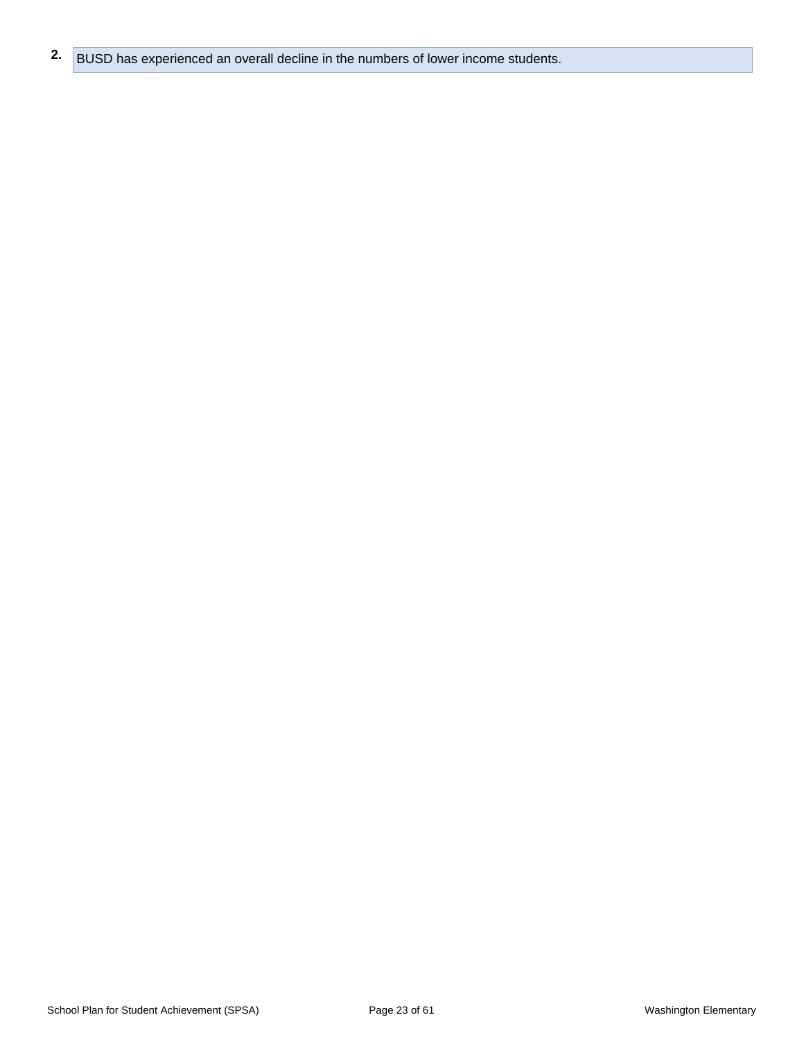2. BUSD has experienced an overall decline in the numbers of lower income students.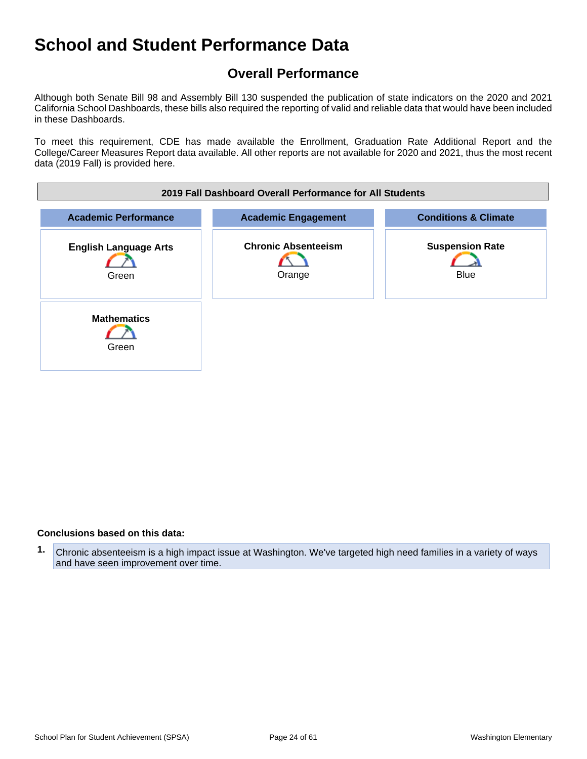# School and Student Performance Data

## Overall Performance

Although both Senate Bill 98 and Assembly Bill 130 suspended the publication of state indicators on the 2020 and 2021 California School Dashboards, these bills also required the reporting of valid and reliable data that would have been included in these Dashboards.

To meet this requirement, CDE has made available the Enrollment, Graduation Rate Additional Report and the College/Career Measures Report data available. All other reports are not available for 2020 and 2021, thus the most recent data (2019 Fall) is provided here.

| 2019 Fall Dashboard Overall Performance for All Students | | |
|---|---|---|
| **Academic Performance** | **Academic Engagement** | **Conditions & Climate** |
| **English Language Arts**<br>Green | **Chronic Absenteeism**<br>Orange | **Suspension Rate**<br>Blue |
| **Mathematics**<br>Green | | |

**Conclusions based on this data:**

1. Chronic absenteeism is a high impact issue at Washington. We've targeted high need families in a variety of ways and have seen improvement over time.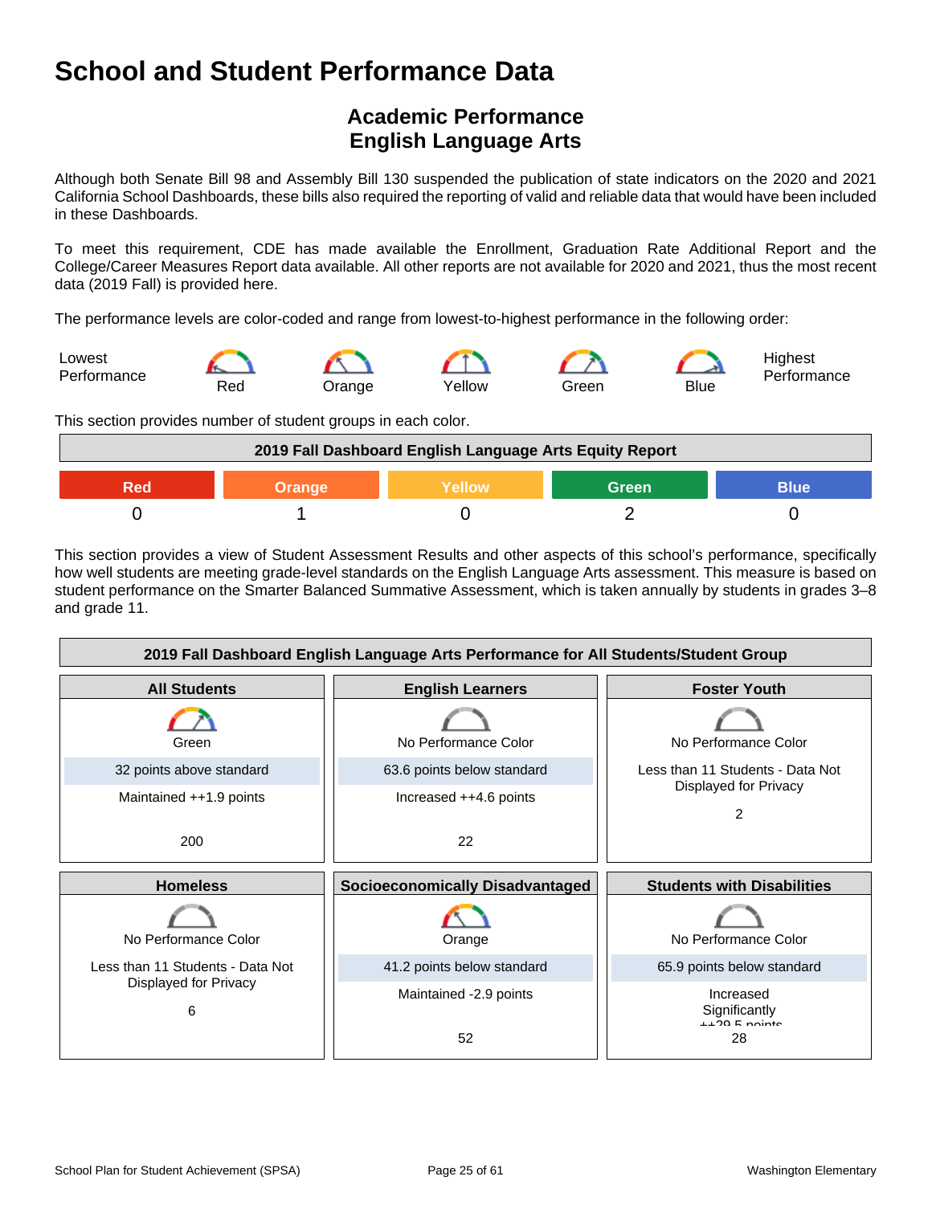# School and Student Performance Data

## Academic Performance
## English Language Arts

Although both Senate Bill 98 and Assembly Bill 130 suspended the publication of state indicators on the 2020 and 2021 California School Dashboards, these bills also required the reporting of valid and reliable data that would have been included in these Dashboards.

To meet this requirement, CDE has made available the Enrollment, Graduation Rate Additional Report and the College/Career Measures Report data available. All other reports are not available for 2020 and 2021, thus the most recent data (2019 Fall) is provided here.

The performance levels are color-coded and range from lowest-to-highest performance in the following order:

Lowest Performance — Red — Orange — Yellow — Green — Blue — Highest Performance

This section provides number of student groups in each color.

| 2019 Fall Dashboard English Language Arts Equity Report | | | | |
|---|---|---|---|---|
| Red | Orange | Yellow | Green | Blue |
| 0 | 1 | 0 | 2 | 0 |

This section provides a view of Student Assessment Results and other aspects of this school's performance, specifically how well students are meeting grade-level standards on the English Language Arts assessment. This measure is based on student performance on the Smarter Balanced Summative Assessment, which is taken annually by students in grades 3–8 and grade 11.

| 2019 Fall Dashboard English Language Arts Performance for All Students/Student Group | | |
|---|---|---|
| **All Students** | **English Learners** | **Foster Youth** |
| Green | No Performance Color | No Performance Color |
| 32 points above standard | 63.6 points below standard | Less than 11 Students - Data Not Displayed for Privacy |
| Maintained ++1.9 points | Increased ++4.6 points | 2 |
| 200 | 22 | |
| **Homeless** | **Socioeconomically Disadvantaged** | **Students with Disabilities** |
| No Performance Color | Orange | No Performance Color |
| Less than 11 Students - Data Not Displayed for Privacy | 41.2 points below standard | 65.9 points below standard |
| 6 | Maintained -2.9 points | Increased Significantly ++29.5 points |
| | 52 | 28 |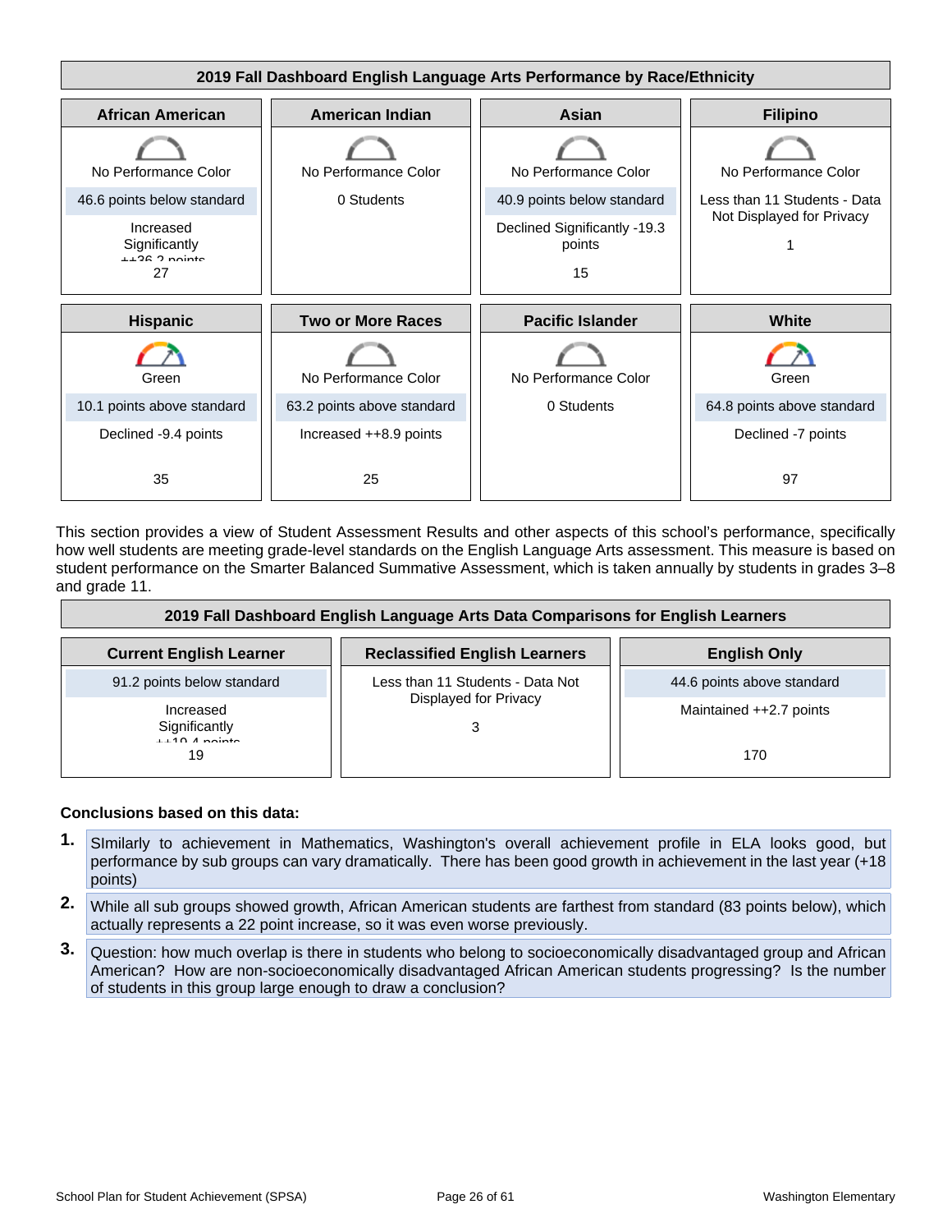| 2019 Fall Dashboard English Language Arts Performance by Race/Ethnicity | | | |
|---|---|---|---|
| **African American** | **American Indian** | **Asian** | **Filipino** |
| No Performance Color<br>46.6 points below standard<br>Increased Significantly ++36.2 points<br>27 | No Performance Color<br>0 Students | No Performance Color<br>40.9 points below standard<br>Declined Significantly -19.3 points<br>15 | No Performance Color<br>Less than 11 Students - Data Not Displayed for Privacy<br>1 |
| **Hispanic** | **Two or More Races** | **Pacific Islander** | **White** |
| Green<br>10.1 points above standard<br>Declined -9.4 points<br>35 | No Performance Color<br>63.2 points above standard<br>Increased ++8.9 points<br>25 | No Performance Color<br>0 Students | Green<br>64.8 points above standard<br>Declined -7 points<br>97 |

This section provides a view of Student Assessment Results and other aspects of this school's performance, specifically how well students are meeting grade-level standards on the English Language Arts assessment. This measure is based on student performance on the Smarter Balanced Summative Assessment, which is taken annually by students in grades 3–8 and grade 11.

| 2019 Fall Dashboard English Language Arts Data Comparisons for English Learners | | |
|---|---|---|
| **Current English Learner** | **Reclassified English Learners** | **English Only** |
| 91.2 points below standard<br>Increased Significantly ++19.4 points<br>19 | Less than 11 Students - Data Not Displayed for Privacy<br>3 | 44.6 points above standard<br>Maintained ++2.7 points<br>170 |

**Conclusions based on this data:**

1. SImilarly to achievement in Mathematics, Washington's overall achievement profile in ELA looks good, but performance by sub groups can vary dramatically. There has been good growth in achievement in the last year (+18 points)
2. While all sub groups showed growth, African American students are farthest from standard (83 points below), which actually represents a 22 point increase, so it was even worse previously.
3. Question: how much overlap is there in students who belong to socioeconomically disadvantaged group and African American? How are non-socioeconomically disadvantaged African American students progressing? Is the number of students in this group large enough to draw a conclusion?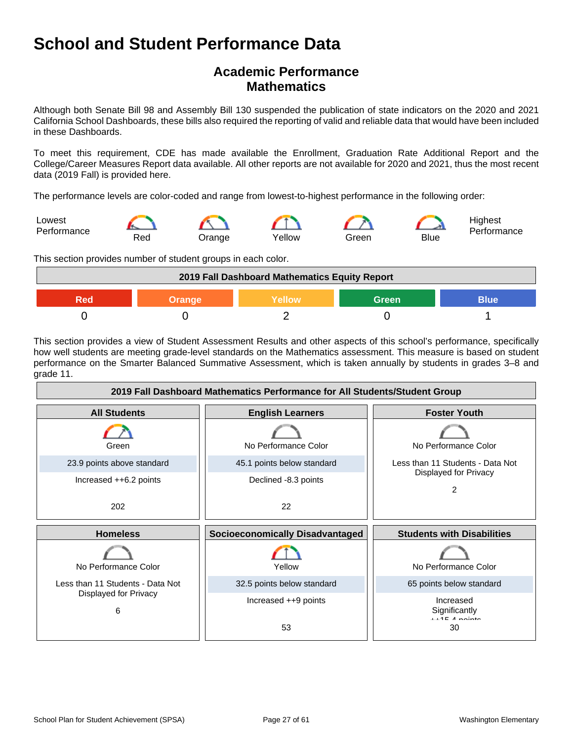# School and Student Performance Data

## Academic Performance
## Mathematics

Although both Senate Bill 98 and Assembly Bill 130 suspended the publication of state indicators on the 2020 and 2021 California School Dashboards, these bills also required the reporting of valid and reliable data that would have been included in these Dashboards.

To meet this requirement, CDE has made available the Enrollment, Graduation Rate Additional Report and the College/Career Measures Report data available. All other reports are not available for 2020 and 2021, thus the most recent data (2019 Fall) is provided here.

The performance levels are color-coded and range from lowest-to-highest performance in the following order:

Lowest Performance — Red — Orange — Yellow — Green — Blue — Highest Performance

This section provides number of student groups in each color.

| 2019 Fall Dashboard Mathematics Equity Report | | | | |
|---|---|---|---|---|
| Red | Orange | Yellow | Green | Blue |
| 0 | 0 | 2 | 0 | 1 |

This section provides a view of Student Assessment Results and other aspects of this school's performance, specifically how well students are meeting grade-level standards on the Mathematics assessment. This measure is based on student performance on the Smarter Balanced Summative Assessment, which is taken annually by students in grades 3–8 and grade 11.

| 2019 Fall Dashboard Mathematics Performance for All Students/Student Group | | |
|---|---|---|
| **All Students** | **English Learners** | **Foster Youth** |
| Green | No Performance Color | No Performance Color |
| 23.9 points above standard | 45.1 points below standard | Less than 11 Students - Data Not Displayed for Privacy |
| Increased ++6.2 points | Declined -8.3 points | 2 |
| 202 | 22 | |
| **Homeless** | **Socioeconomically Disadvantaged** | **Students with Disabilities** |
| No Performance Color | Yellow | No Performance Color |
| Less than 11 Students - Data Not Displayed for Privacy | 32.5 points below standard | 65 points below standard |
| 6 | Increased ++9 points | Increased Significantly ++15.4 points |
| | 53 | 30 |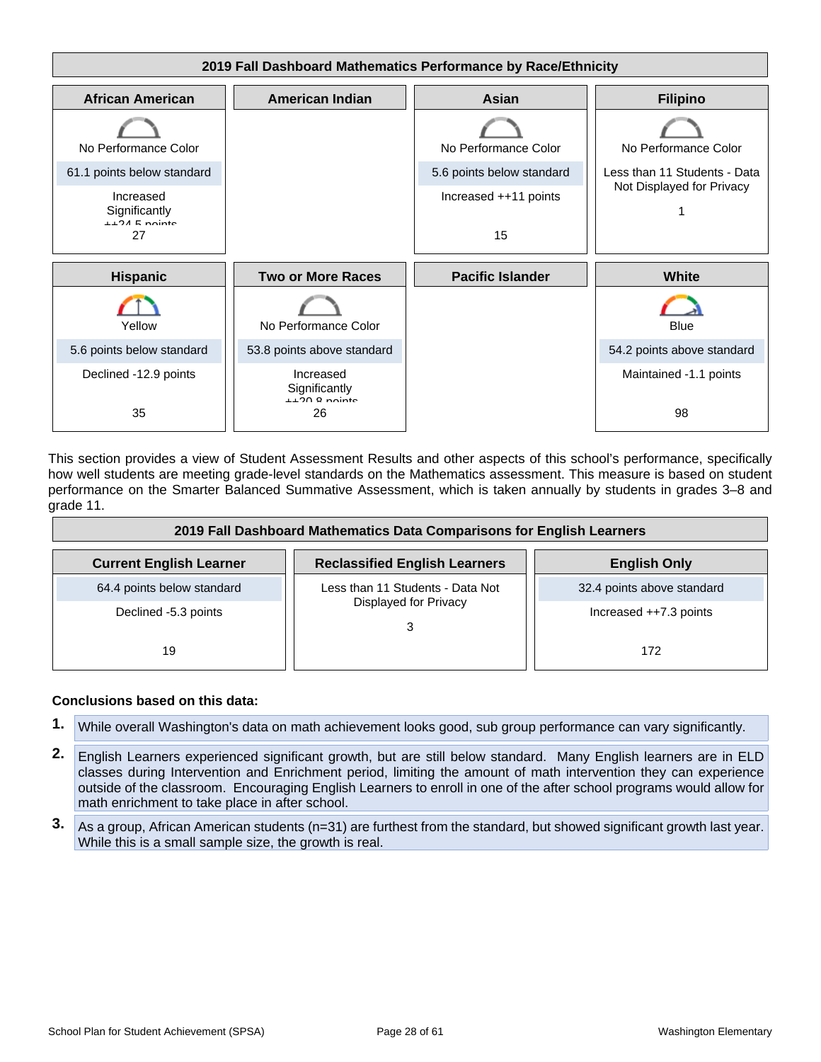| 2019 Fall Dashboard Mathematics Performance by Race/Ethnicity | | | |
|---|---|---|---|
| **African American** | **American Indian** | **Asian** | **Filipino** |
| No Performance Color<br>61.1 points below standard<br>Increased Significantly ++24.5 points<br>27 | | No Performance Color<br>5.6 points below standard<br>Increased ++11 points<br>15 | No Performance Color<br>Less than 11 Students - Data Not Displayed for Privacy<br>1 |
| **Hispanic** | **Two or More Races** | **Pacific Islander** | **White** |
| Yellow<br>5.6 points below standard<br>Declined -12.9 points<br>35 | No Performance Color<br>53.8 points above standard<br>Increased Significantly ++20.8 points<br>26 | | Blue<br>54.2 points above standard<br>Maintained -1.1 points<br>98 |

This section provides a view of Student Assessment Results and other aspects of this school's performance, specifically how well students are meeting grade-level standards on the Mathematics assessment. This measure is based on student performance on the Smarter Balanced Summative Assessment, which is taken annually by students in grades 3–8 and grade 11.

| 2019 Fall Dashboard Mathematics Data Comparisons for English Learners | | |
|---|---|---|
| **Current English Learner** | **Reclassified English Learners** | **English Only** |
| 64.4 points below standard<br>Declined -5.3 points<br>19 | Less than 11 Students - Data Not Displayed for Privacy<br>3 | 32.4 points above standard<br>Increased ++7.3 points<br>172 |

**Conclusions based on this data:**

1. While overall Washington's data on math achievement looks good, sub group performance can vary significantly.
2. English Learners experienced significant growth, but are still below standard. Many English learners are in ELD classes during Intervention and Enrichment period, limiting the amount of math intervention they can experience outside of the classroom. Encouraging English Learners to enroll in one of the after school programs would allow for math enrichment to take place in after school.
3. As a group, African American students (n=31) are furthest from the standard, but showed significant growth last year. While this is a small sample size, the growth is real.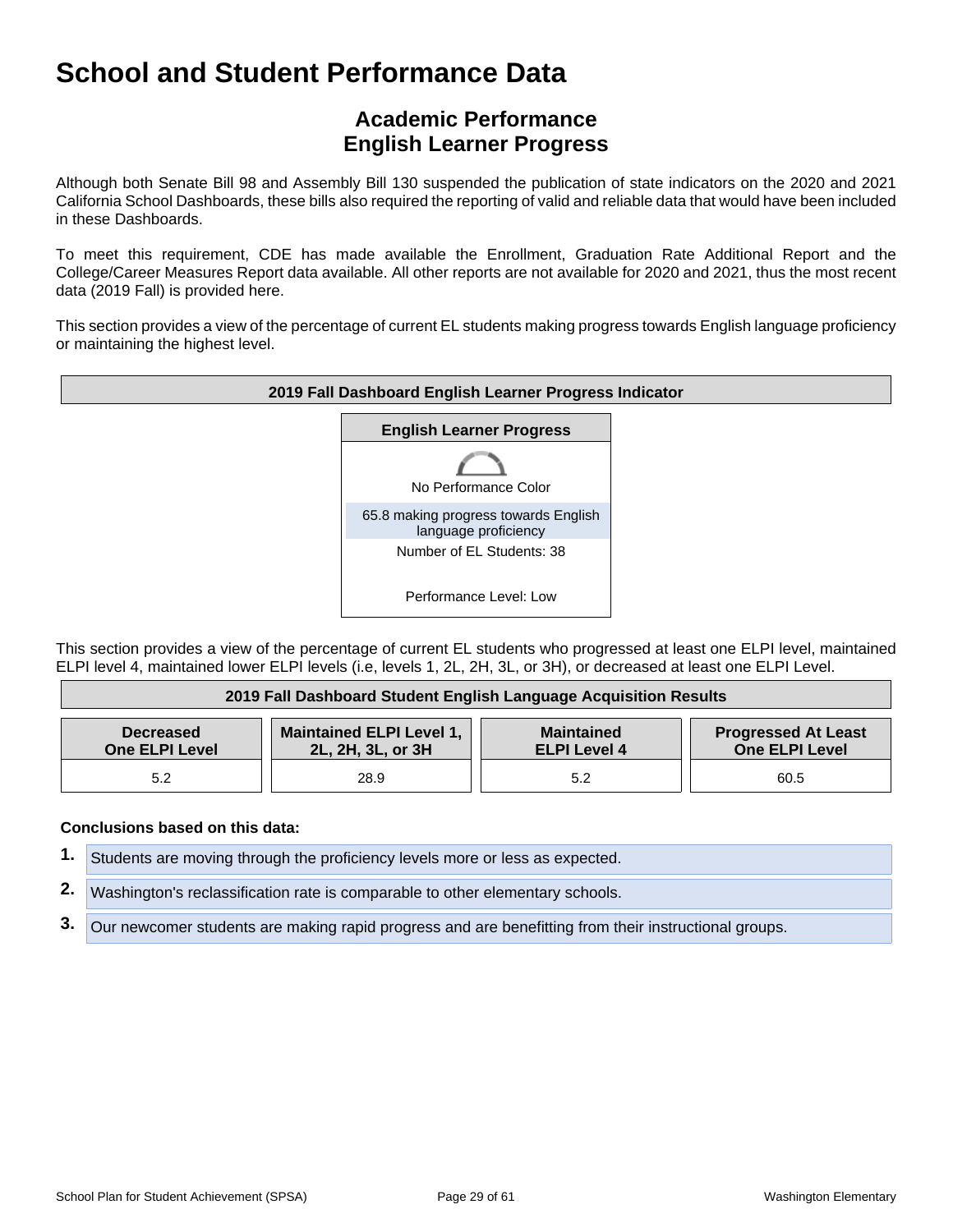# School and Student Performance Data

## Academic Performance
## English Learner Progress

Although both Senate Bill 98 and Assembly Bill 130 suspended the publication of state indicators on the 2020 and 2021 California School Dashboards, these bills also required the reporting of valid and reliable data that would have been included in these Dashboards.

To meet this requirement, CDE has made available the Enrollment, Graduation Rate Additional Report and the College/Career Measures Report data available. All other reports are not available for 2020 and 2021, thus the most recent data (2019 Fall) is provided here.

This section provides a view of the percentage of current EL students making progress towards English language proficiency or maintaining the highest level.

| 2019 Fall Dashboard English Learner Progress Indicator |
|---|
| **English Learner Progress** |
| No Performance Color |
| 65.8 making progress towards English language proficiency |
| Number of EL Students: 38 |
| Performance Level: Low |

This section provides a view of the percentage of current EL students who progressed at least one ELPI level, maintained ELPI level 4, maintained lower ELPI levels (i.e, levels 1, 2L, 2H, 3L, or 3H), or decreased at least one ELPI Level.

| 2019 Fall Dashboard Student English Language Acquisition Results | | | |
|---|---|---|---|
| **Decreased One ELPI Level** | **Maintained ELPI Level 1, 2L, 2H, 3L, or 3H** | **Maintained ELPI Level 4** | **Progressed At Least One ELPI Level** |
| 5.2 | 28.9 | 5.2 | 60.5 |

**Conclusions based on this data:**

1. Students are moving through the proficiency levels more or less as expected.
2. Washington's reclassification rate is comparable to other elementary schools.
3. Our newcomer students are making rapid progress and are benefitting from their instructional groups.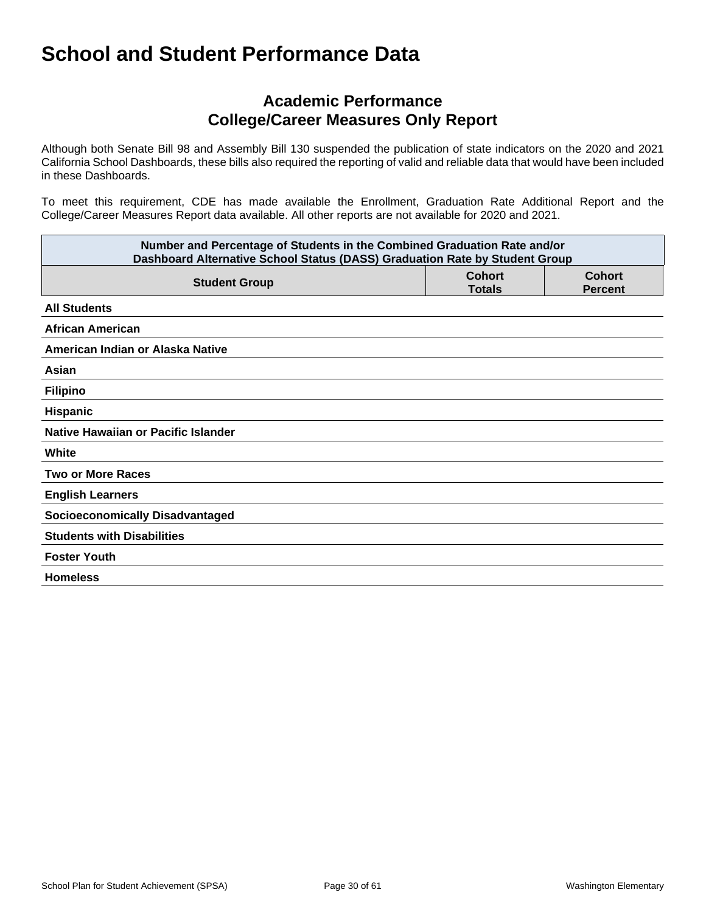# School and Student Performance Data

## Academic Performance
## College/Career Measures Only Report

Although both Senate Bill 98 and Assembly Bill 130 suspended the publication of state indicators on the 2020 and 2021 California School Dashboards, these bills also required the reporting of valid and reliable data that would have been included in these Dashboards.

To meet this requirement, CDE has made available the Enrollment, Graduation Rate Additional Report and the College/Career Measures Report data available. All other reports are not available for 2020 and 2021.

| Number and Percentage of Students in the Combined Graduation Rate and/or Dashboard Alternative School Status (DASS) Graduation Rate by Student Group | | |
|---|---|---|
| **Student Group** | **Cohort Totals** | **Cohort Percent** |
| **All Students** | | |
| **African American** | | |
| **American Indian or Alaska Native** | | |
| **Asian** | | |
| **Filipino** | | |
| **Hispanic** | | |
| **Native Hawaiian or Pacific Islander** | | |
| **White** | | |
| **Two or More Races** | | |
| **English Learners** | | |
| **Socioeconomically Disadvantaged** | | |
| **Students with Disabilities** | | |
| **Foster Youth** | | |
| **Homeless** | | |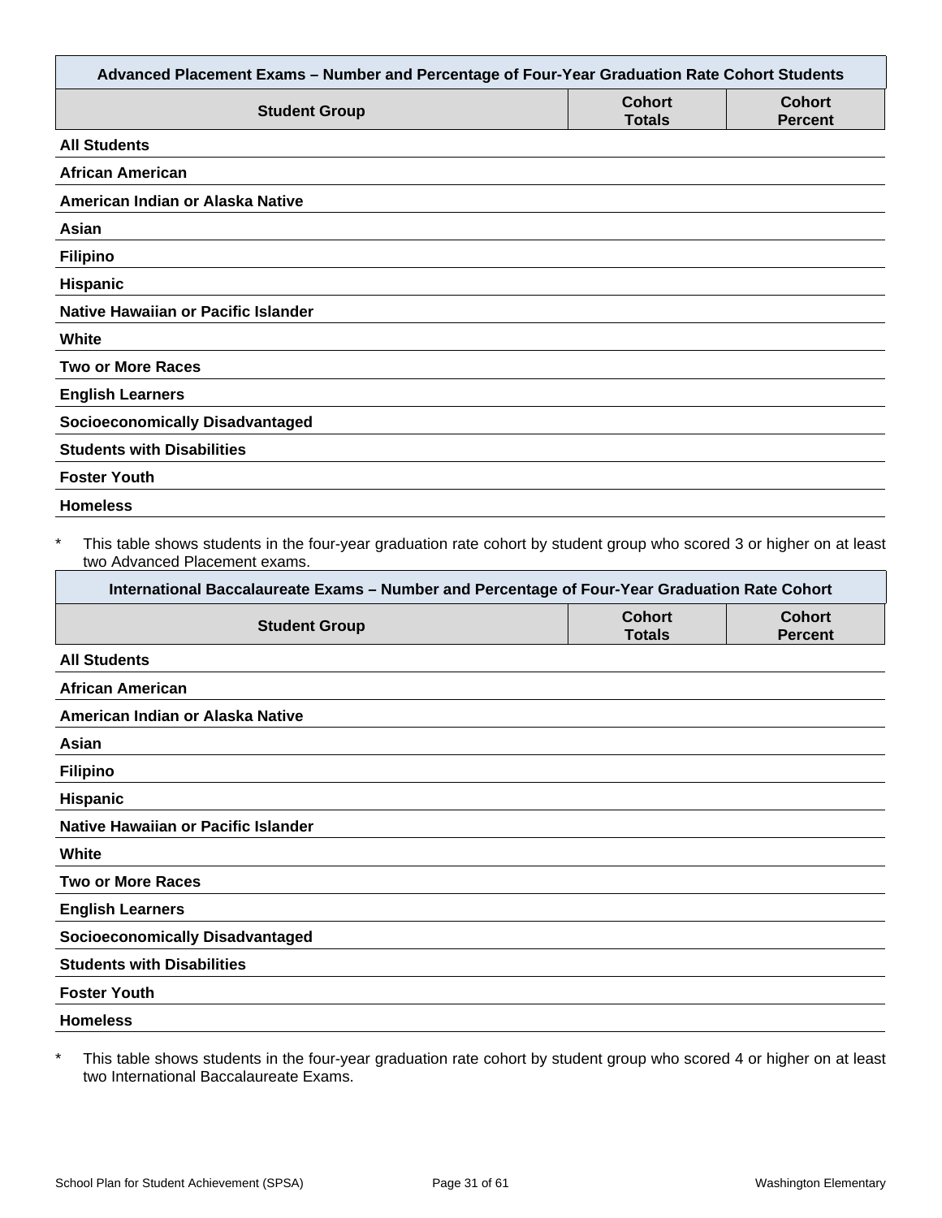| Advanced Placement Exams – Number and Percentage of Four-Year Graduation Rate Cohort Students | | |
|---|---|---|
| **Student Group** | **Cohort Totals** | **Cohort Percent** |
| **All Students** | | |
| **African American** | | |
| **American Indian or Alaska Native** | | |
| **Asian** | | |
| **Filipino** | | |
| **Hispanic** | | |
| **Native Hawaiian or Pacific Islander** | | |
| **White** | | |
| **Two or More Races** | | |
| **English Learners** | | |
| **Socioeconomically Disadvantaged** | | |
| **Students with Disabilities** | | |
| **Foster Youth** | | |
| **Homeless** | | |

\* This table shows students in the four-year graduation rate cohort by student group who scored 3 or higher on at least two Advanced Placement exams.

| International Baccalaureate Exams – Number and Percentage of Four-Year Graduation Rate Cohort | | |
|---|---|---|
| **Student Group** | **Cohort Totals** | **Cohort Percent** |
| **All Students** | | |
| **African American** | | |
| **American Indian or Alaska Native** | | |
| **Asian** | | |
| **Filipino** | | |
| **Hispanic** | | |
| **Native Hawaiian or Pacific Islander** | | |
| **White** | | |
| **Two or More Races** | | |
| **English Learners** | | |
| **Socioeconomically Disadvantaged** | | |
| **Students with Disabilities** | | |
| **Foster Youth** | | |
| **Homeless** | | |

\* This table shows students in the four-year graduation rate cohort by student group who scored 4 or higher on at least two International Baccalaureate Exams.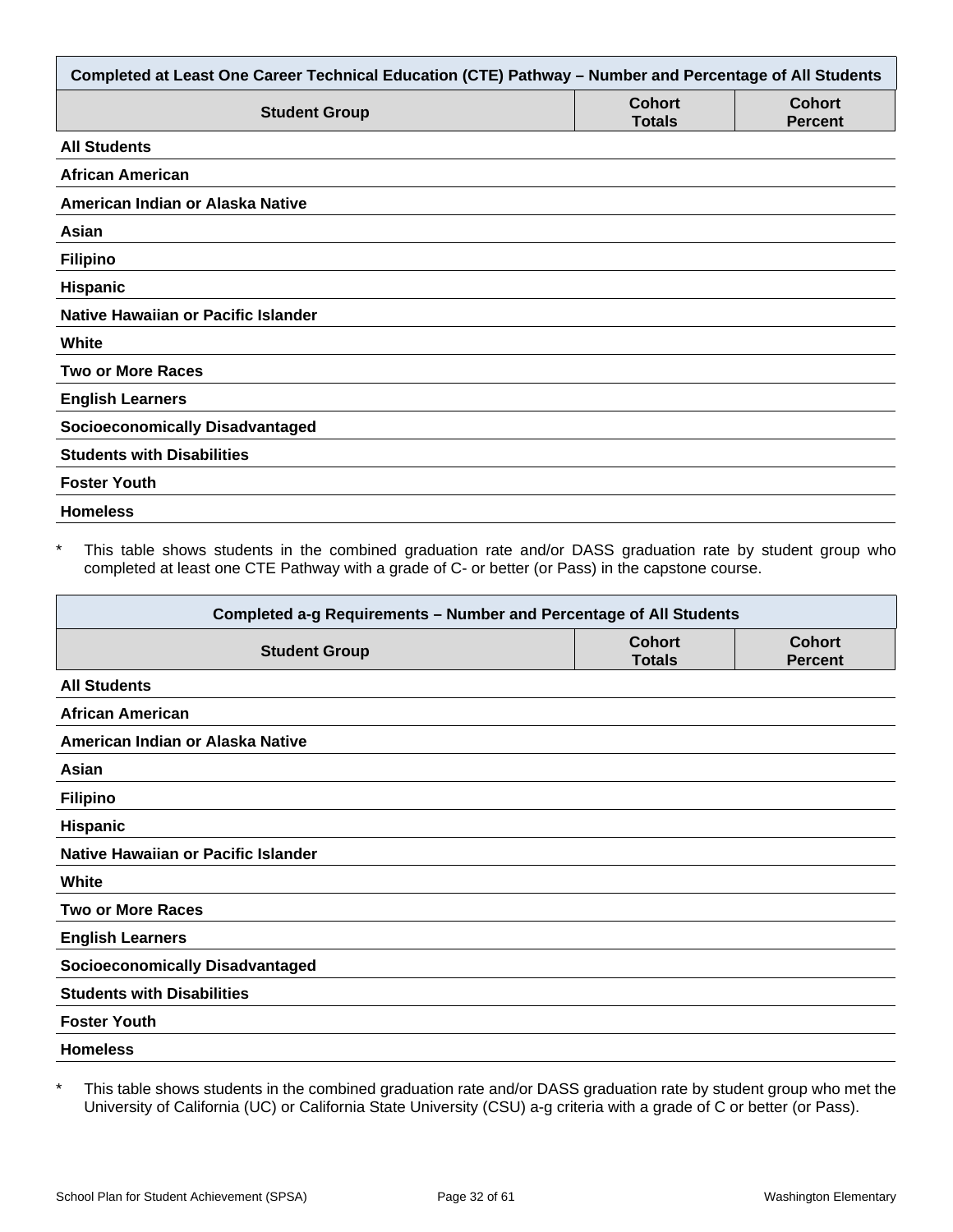| Completed at Least One Career Technical Education (CTE) Pathway – Number and Percentage of All Students | | |
|---|---|---|
| **Student Group** | **Cohort Totals** | **Cohort Percent** |
| **All Students** | | |
| **African American** | | |
| **American Indian or Alaska Native** | | |
| **Asian** | | |
| **Filipino** | | |
| **Hispanic** | | |
| **Native Hawaiian or Pacific Islander** | | |
| **White** | | |
| **Two or More Races** | | |
| **English Learners** | | |
| **Socioeconomically Disadvantaged** | | |
| **Students with Disabilities** | | |
| **Foster Youth** | | |
| **Homeless** | | |

* This table shows students in the combined graduation rate and/or DASS graduation rate by student group who completed at least one CTE Pathway with a grade of C- or better (or Pass) in the capstone course.

| Completed a-g Requirements – Number and Percentage of All Students | | |
|---|---|---|
| **Student Group** | **Cohort Totals** | **Cohort Percent** |
| **All Students** | | |
| **African American** | | |
| **American Indian or Alaska Native** | | |
| **Asian** | | |
| **Filipino** | | |
| **Hispanic** | | |
| **Native Hawaiian or Pacific Islander** | | |
| **White** | | |
| **Two or More Races** | | |
| **English Learners** | | |
| **Socioeconomically Disadvantaged** | | |
| **Students with Disabilities** | | |
| **Foster Youth** | | |
| **Homeless** | | |

* This table shows students in the combined graduation rate and/or DASS graduation rate by student group who met the University of California (UC) or California State University (CSU) a-g criteria with a grade of C or better (or Pass).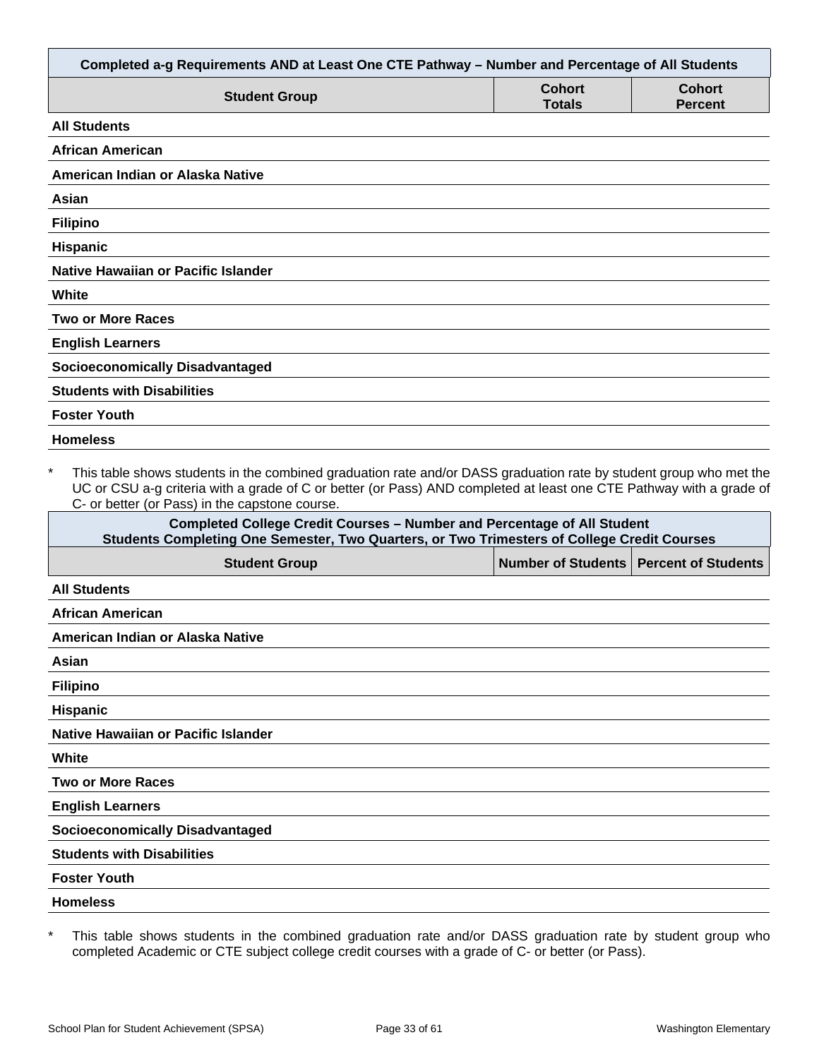| Completed a-g Requirements AND at Least One CTE Pathway – Number and Percentage of All Students | | |
|---|---|---|
| **Student Group** | **Cohort Totals** | **Cohort Percent** |
| **All Students** | | |
| **African American** | | |
| **American Indian or Alaska Native** | | |
| **Asian** | | |
| **Filipino** | | |
| **Hispanic** | | |
| **Native Hawaiian or Pacific Islander** | | |
| **White** | | |
| **Two or More Races** | | |
| **English Learners** | | |
| **Socioeconomically Disadvantaged** | | |
| **Students with Disabilities** | | |
| **Foster Youth** | | |
| **Homeless** | | |

* This table shows students in the combined graduation rate and/or DASS graduation rate by student group who met the UC or CSU a-g criteria with a grade of C or better (or Pass) AND completed at least one CTE Pathway with a grade of C- or better (or Pass) in the capstone course.

| Completed College Credit Courses – Number and Percentage of All Student Students Completing One Semester, Two Quarters, or Two Trimesters of College Credit Courses | | |
|---|---|---|
| **Student Group** | **Number of Students** | **Percent of Students** |
| **All Students** | | |
| **African American** | | |
| **American Indian or Alaska Native** | | |
| **Asian** | | |
| **Filipino** | | |
| **Hispanic** | | |
| **Native Hawaiian or Pacific Islander** | | |
| **White** | | |
| **Two or More Races** | | |
| **English Learners** | | |
| **Socioeconomically Disadvantaged** | | |
| **Students with Disabilities** | | |
| **Foster Youth** | | |
| **Homeless** | | |

* This table shows students in the combined graduation rate and/or DASS graduation rate by student group who completed Academic or CTE subject college credit courses with a grade of C- or better (or Pass).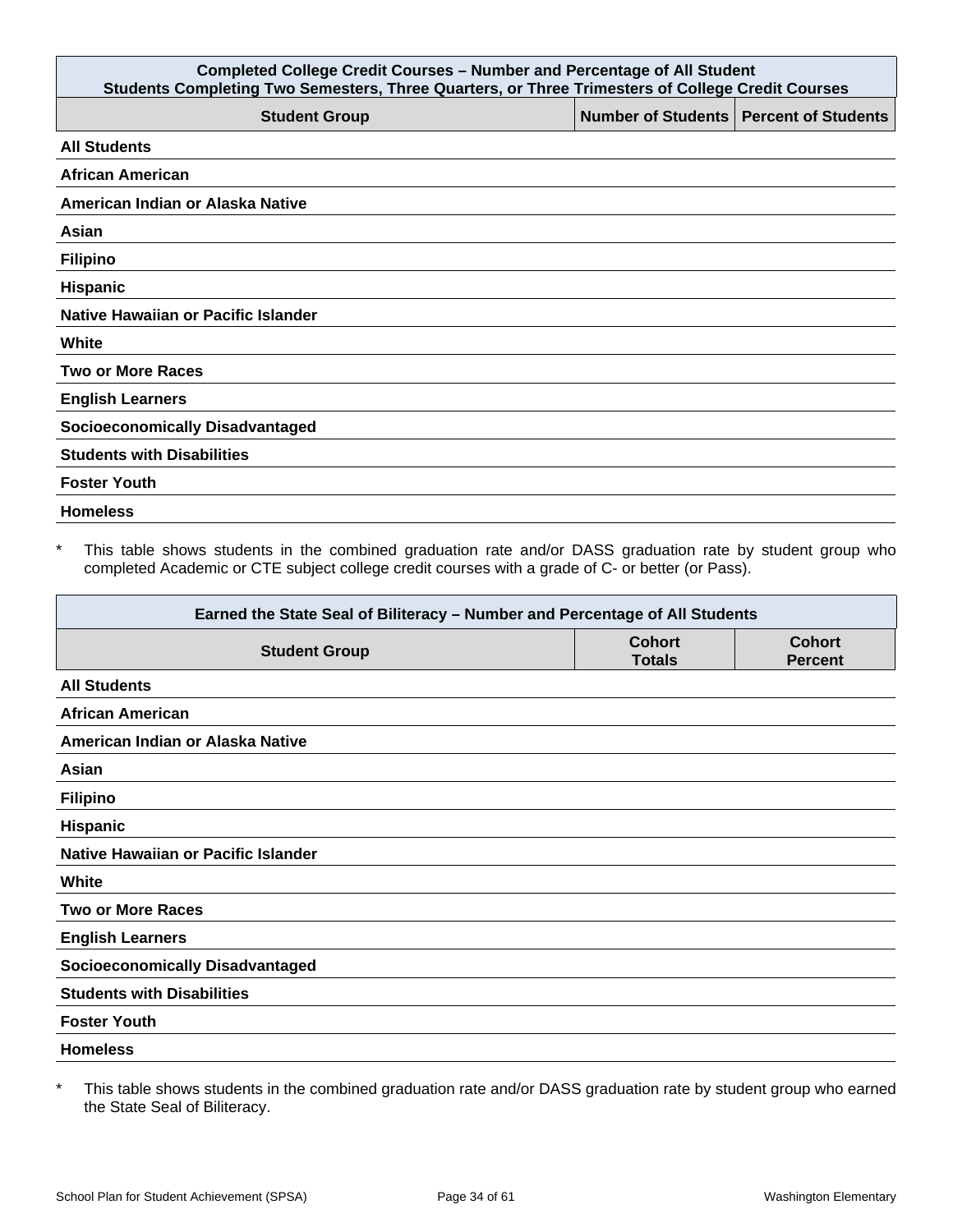| Completed College Credit Courses – Number and Percentage of All Student<br>Students Completing Two Semesters, Three Quarters, or Three Trimesters of College Credit Courses | | |
|---|---|---|
| **Student Group** | **Number of Students** | **Percent of Students** |
| **All Students** | | |
| **African American** | | |
| **American Indian or Alaska Native** | | |
| **Asian** | | |
| **Filipino** | | |
| **Hispanic** | | |
| **Native Hawaiian or Pacific Islander** | | |
| **White** | | |
| **Two or More Races** | | |
| **English Learners** | | |
| **Socioeconomically Disadvantaged** | | |
| **Students with Disabilities** | | |
| **Foster Youth** | | |
| **Homeless** | | |

* This table shows students in the combined graduation rate and/or DASS graduation rate by student group who completed Academic or CTE subject college credit courses with a grade of C- or better (or Pass).

| Earned the State Seal of Biliteracy – Number and Percentage of All Students | | |
|---|---|---|
| **Student Group** | **Cohort Totals** | **Cohort Percent** |
| **All Students** | | |
| **African American** | | |
| **American Indian or Alaska Native** | | |
| **Asian** | | |
| **Filipino** | | |
| **Hispanic** | | |
| **Native Hawaiian or Pacific Islander** | | |
| **White** | | |
| **Two or More Races** | | |
| **English Learners** | | |
| **Socioeconomically Disadvantaged** | | |
| **Students with Disabilities** | | |
| **Foster Youth** | | |
| **Homeless** | | |

* This table shows students in the combined graduation rate and/or DASS graduation rate by student group who earned the State Seal of Biliteracy.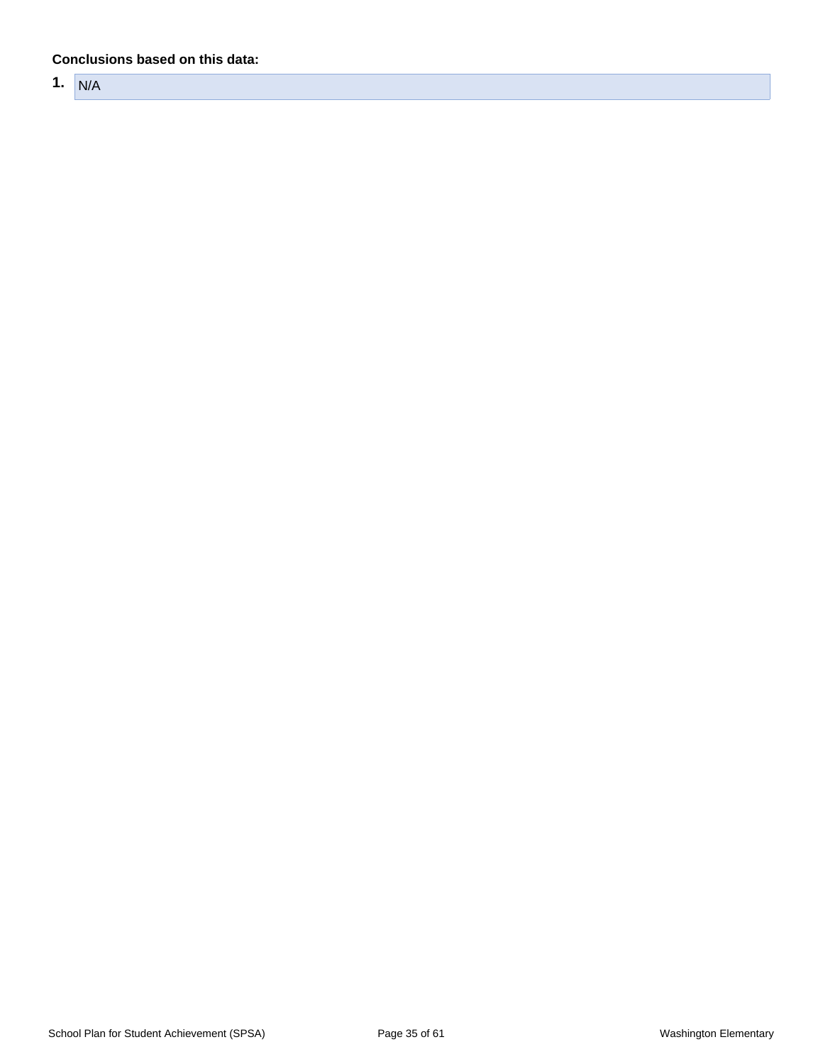**Conclusions based on this data:**

1. N/A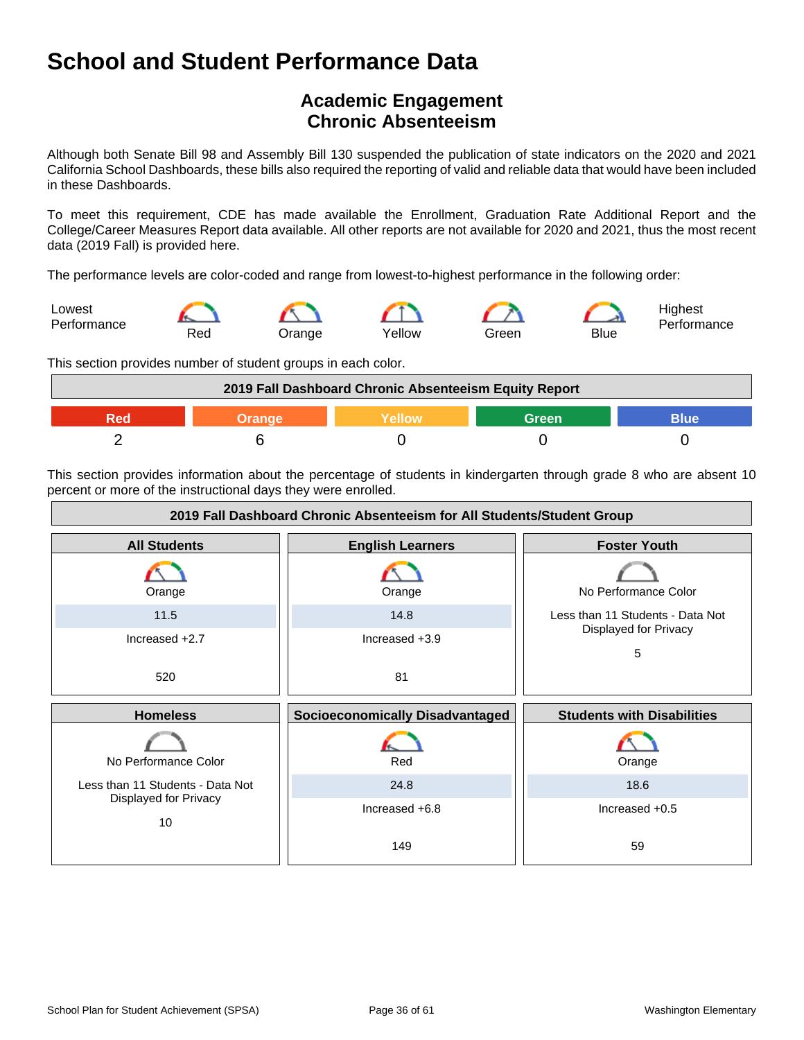# School and Student Performance Data

## Academic Engagement
## Chronic Absenteeism

Although both Senate Bill 98 and Assembly Bill 130 suspended the publication of state indicators on the 2020 and 2021 California School Dashboards, these bills also required the reporting of valid and reliable data that would have been included in these Dashboards.

To meet this requirement, CDE has made available the Enrollment, Graduation Rate Additional Report and the College/Career Measures Report data available. All other reports are not available for 2020 and 2021, thus the most recent data (2019 Fall) is provided here.

The performance levels are color-coded and range from lowest-to-highest performance in the following order:

Lowest Performance — Red — Orange — Yellow — Green — Blue — Highest Performance

This section provides number of student groups in each color.

| 2019 Fall Dashboard Chronic Absenteeism Equity Report | | | | |
|---|---|---|---|---|
| Red | Orange | Yellow | Green | Blue |
| 2 | 6 | 0 | 0 | 0 |

This section provides information about the percentage of students in kindergarten through grade 8 who are absent 10 percent or more of the instructional days they were enrolled.

**2019 Fall Dashboard Chronic Absenteeism for All Students/Student Group**

| All Students | English Learners | Foster Youth |
|---|---|---|
| Orange | Orange | No Performance Color |
| 11.5 | 14.8 | Less than 11 Students - Data Not Displayed for Privacy |
| Increased +2.7 | Increased +3.9 | |
| 520 | 81 | 5 |

| Homeless | Socioeconomically Disadvantaged | Students with Disabilities |
|---|---|---|
| No Performance Color | Red | Orange |
| Less than 11 Students - Data Not Displayed for Privacy | 24.8 | 18.6 |
| | Increased +6.8 | Increased +0.5 |
| 10 | 149 | 59 |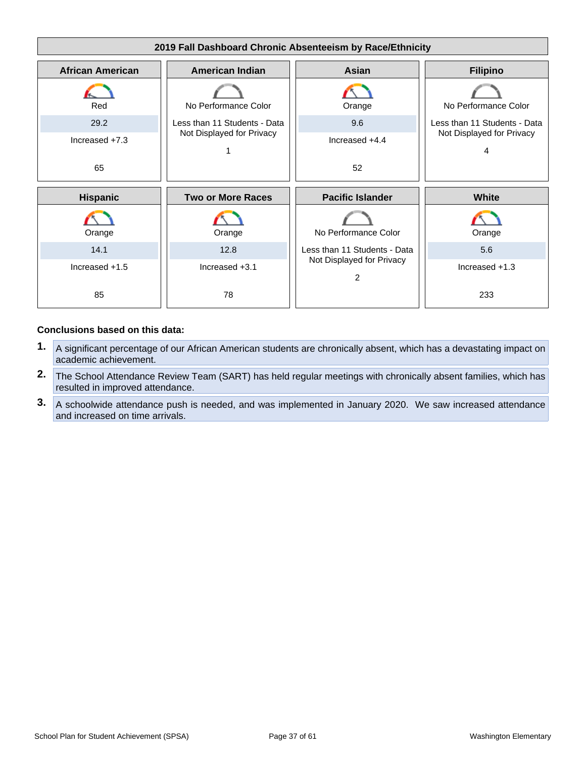## 2019 Fall Dashboard Chronic Absenteeism by Race/Ethnicity

| African American | American Indian | Asian | Filipino |
| --- | --- | --- | --- |
| Red | No Performance Color | Orange | No Performance Color |
| 29.2 | Less than 11 Students - Data Not Displayed for Privacy | 9.6 | Less than 11 Students - Data Not Displayed for Privacy |
| Increased +7.3 | | Increased +4.4 | |
| 65 | 1 | 52 | 4 |

| Hispanic | Two or More Races | Pacific Islander | White |
| --- | --- | --- | --- |
| Orange | Orange | No Performance Color | Orange |
| 14.1 | 12.8 | Less than 11 Students - Data Not Displayed for Privacy | 5.6 |
| Increased +1.5 | Increased +3.1 | | Increased +1.3 |
| 85 | 78 | 2 | 233 |

**Conclusions based on this data:**

1. A significant percentage of our African American students are chronically absent, which has a devastating impact on academic achievement.
2. The School Attendance Review Team (SART) has held regular meetings with chronically absent families, which has resulted in improved attendance.
3. A schoolwide attendance push is needed, and was implemented in January 2020. We saw increased attendance and increased on time arrivals.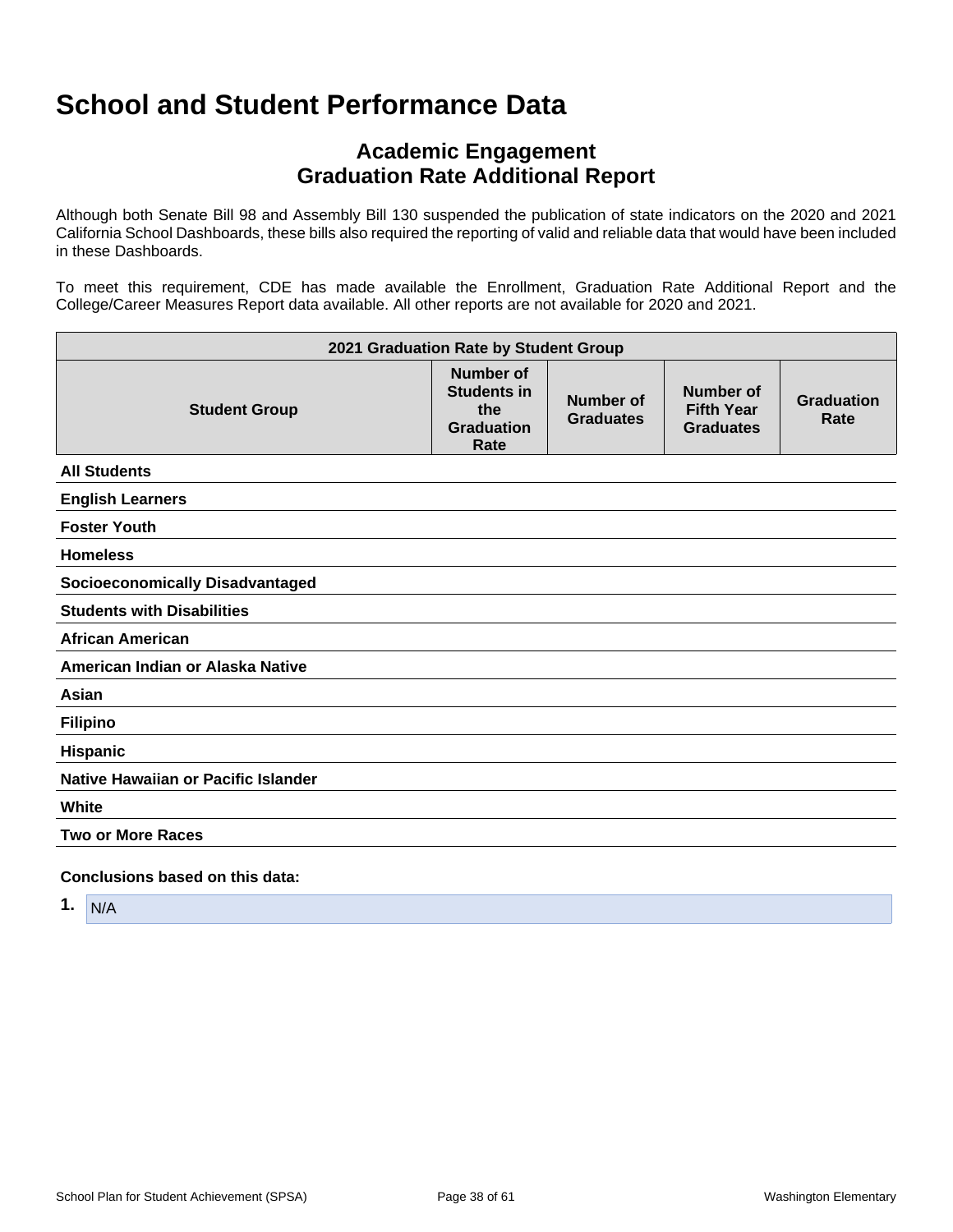# School and Student Performance Data

## Academic Engagement
## Graduation Rate Additional Report

Although both Senate Bill 98 and Assembly Bill 130 suspended the publication of state indicators on the 2020 and 2021 California School Dashboards, these bills also required the reporting of valid and reliable data that would have been included in these Dashboards.

To meet this requirement, CDE has made available the Enrollment, Graduation Rate Additional Report and the College/Career Measures Report data available. All other reports are not available for 2020 and 2021.

| 2021 Graduation Rate by Student Group | | | | |
|---|---|---|---|---|
| **Student Group** | **Number of Students in the Graduation Rate** | **Number of Graduates** | **Number of Fifth Year Graduates** | **Graduation Rate** |
| **All Students** | | | | |
| **English Learners** | | | | |
| **Foster Youth** | | | | |
| **Homeless** | | | | |
| **Socioeconomically Disadvantaged** | | | | |
| **Students with Disabilities** | | | | |
| **African American** | | | | |
| **American Indian or Alaska Native** | | | | |
| **Asian** | | | | |
| **Filipino** | | | | |
| **Hispanic** | | | | |
| **Native Hawaiian or Pacific Islander** | | | | |
| **White** | | | | |
| **Two or More Races** | | | | |

**Conclusions based on this data:**

1. N/A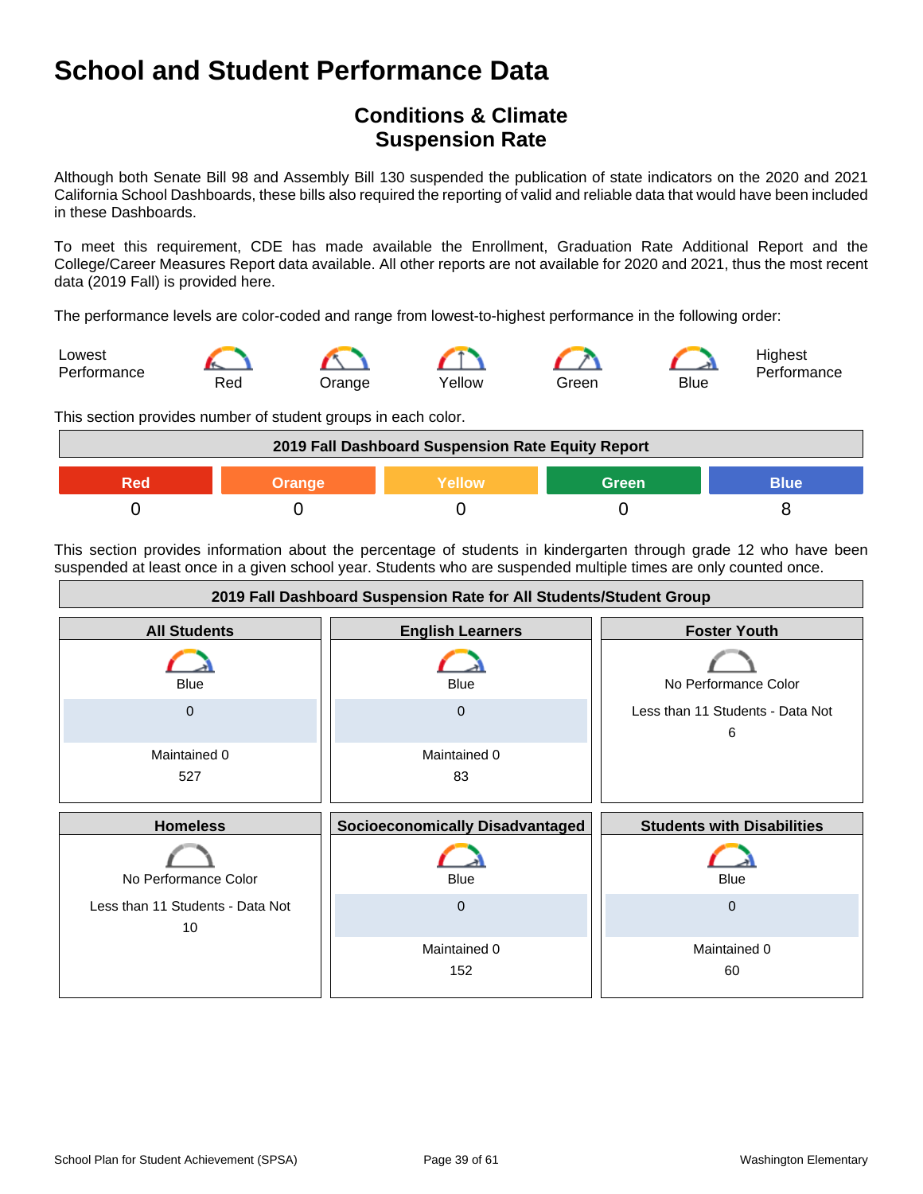# School and Student Performance Data

## Conditions & Climate
## Suspension Rate

Although both Senate Bill 98 and Assembly Bill 130 suspended the publication of state indicators on the 2020 and 2021 California School Dashboards, these bills also required the reporting of valid and reliable data that would have been included in these Dashboards.

To meet this requirement, CDE has made available the Enrollment, Graduation Rate Additional Report and the College/Career Measures Report data available. All other reports are not available for 2020 and 2021, thus the most recent data (2019 Fall) is provided here.

The performance levels are color-coded and range from lowest-to-highest performance in the following order:

Lowest Performance — Red — Orange — Yellow — Green — Blue — Highest Performance

This section provides number of student groups in each color.

| 2019 Fall Dashboard Suspension Rate Equity Report | | | | |
|---|---|---|---|---|
| Red | Orange | Yellow | Green | Blue |
| 0 | 0 | 0 | 0 | 8 |

This section provides information about the percentage of students in kindergarten through grade 12 who have been suspended at least once in a given school year. Students who are suspended multiple times are only counted once.

| 2019 Fall Dashboard Suspension Rate for All Students/Student Group | | |
|---|---|---|
| **All Students** | **English Learners** | **Foster Youth** |
| Blue<br>0<br>Maintained 0<br>527 | Blue<br>0<br>Maintained 0<br>83 | No Performance Color<br>Less than 11 Students - Data Not<br>6 |
| **Homeless** | **Socioeconomically Disadvantaged** | **Students with Disabilities** |
| No Performance Color<br>Less than 11 Students - Data Not<br>10 | Blue<br>0<br>Maintained 0<br>152 | Blue<br>0<br>Maintained 0<br>60 |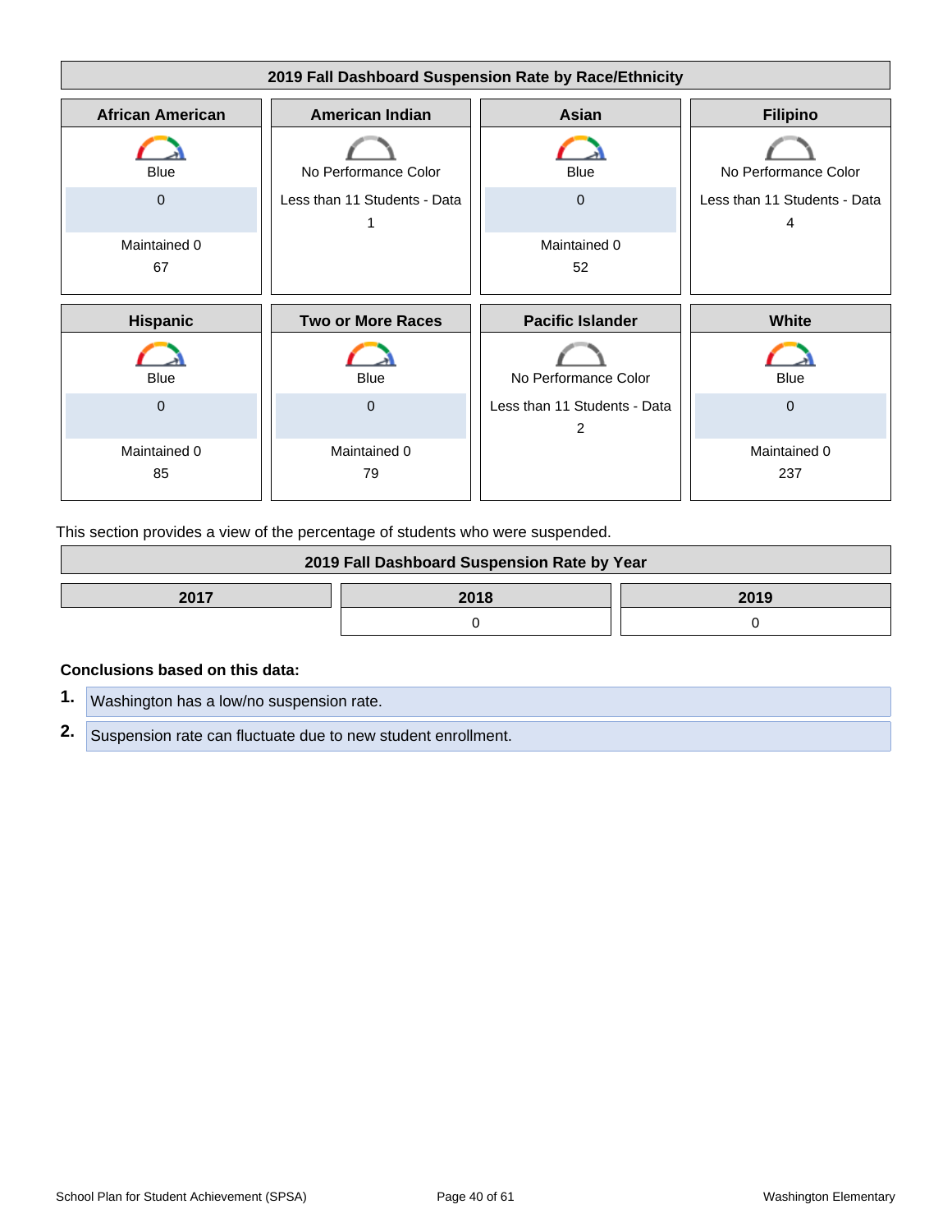### 2019 Fall Dashboard Suspension Rate by Race/Ethnicity

| African American | American Indian | Asian | Filipino |
|---|---|---|---|
| Blue | No Performance Color | Blue | No Performance Color |
| 0 | Less than 11 Students - Data 1 | 0 | Less than 11 Students - Data 4 |
| Maintained 0 | | Maintained 0 | |
| 67 | | 52 | |

| Hispanic | Two or More Races | Pacific Islander | White |
|---|---|---|---|
| Blue | Blue | No Performance Color | Blue |
| 0 | 0 | Less than 11 Students - Data 2 | 0 |
| Maintained 0 | Maintained 0 | | Maintained 0 |
| 85 | 79 | | 237 |

This section provides a view of the percentage of students who were suspended.

### 2019 Fall Dashboard Suspension Rate by Year

| 2017 | 2018 | 2019 |
|---|---|---|
| | 0 | 0 |

**Conclusions based on this data:**

1. Washington has a low/no suspension rate.
2. Suspension rate can fluctuate due to new student enrollment.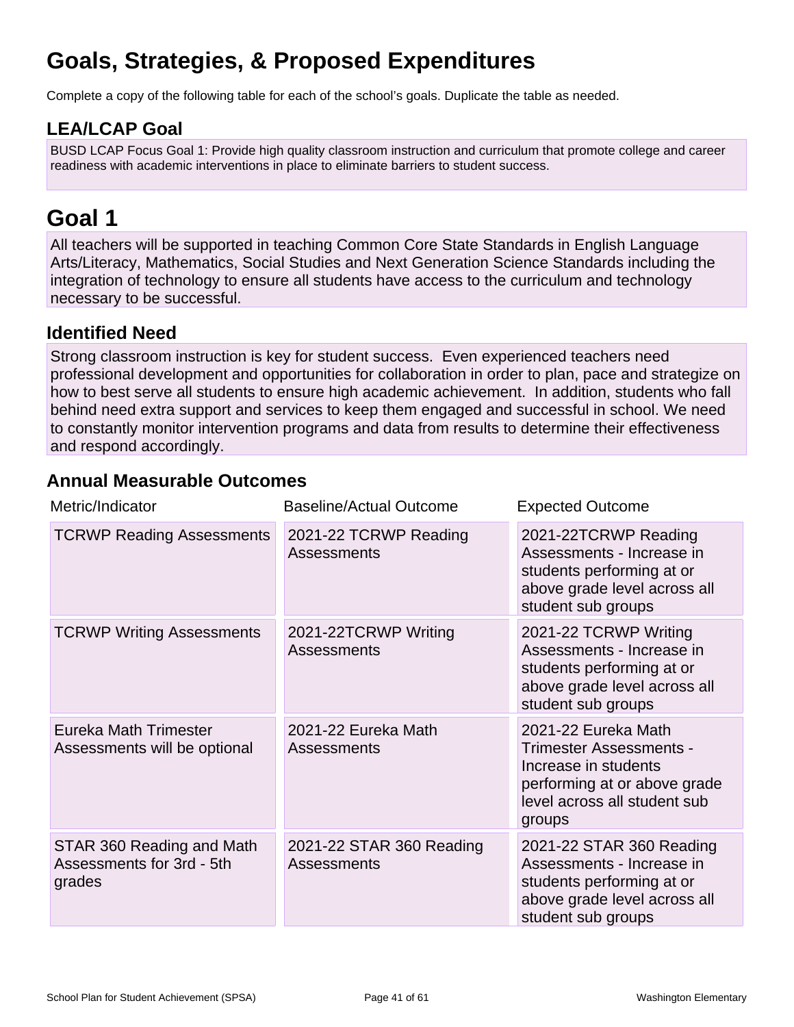# Goals, Strategies, & Proposed Expenditures

Complete a copy of the following table for each of the school's goals. Duplicate the table as needed.

## LEA/LCAP Goal

BUSD LCAP Focus Goal 1: Provide high quality classroom instruction and curriculum that promote college and career readiness with academic interventions in place to eliminate barriers to student success.

# Goal 1

All teachers will be supported in teaching Common Core State Standards in English Language Arts/Literacy, Mathematics, Social Studies and Next Generation Science Standards including the integration of technology to ensure all students have access to the curriculum and technology necessary to be successful.

## Identified Need

Strong classroom instruction is key for student success. Even experienced teachers need professional development and opportunities for collaboration in order to plan, pace and strategize on how to best serve all students to ensure high academic achievement. In addition, students who fall behind need extra support and services to keep them engaged and successful in school. We need to constantly monitor intervention programs and data from results to determine their effectiveness and respond accordingly.

## Annual Measurable Outcomes

| Metric/Indicator | Baseline/Actual Outcome | Expected Outcome |
|---|---|---|
| TCRWP Reading Assessments | 2021-22 TCRWP Reading Assessments | 2021-22TCRWP Reading Assessments - Increase in students performing at or above grade level across all student sub groups |
| TCRWP Writing Assessments | 2021-22TCRWP Writing Assessments | 2021-22 TCRWP Writing Assessments - Increase in students performing at or above grade level across all student sub groups |
| Eureka Math Trimester Assessments will be optional | 2021-22 Eureka Math Assessments | 2021-22 Eureka Math Trimester Assessments - Increase in students performing at or above grade level across all student sub groups |
| STAR 360 Reading and Math Assessments for 3rd - 5th grades | 2021-22 STAR 360 Reading Assessments | 2021-22 STAR 360 Reading Assessments - Increase in students performing at or above grade level across all student sub groups |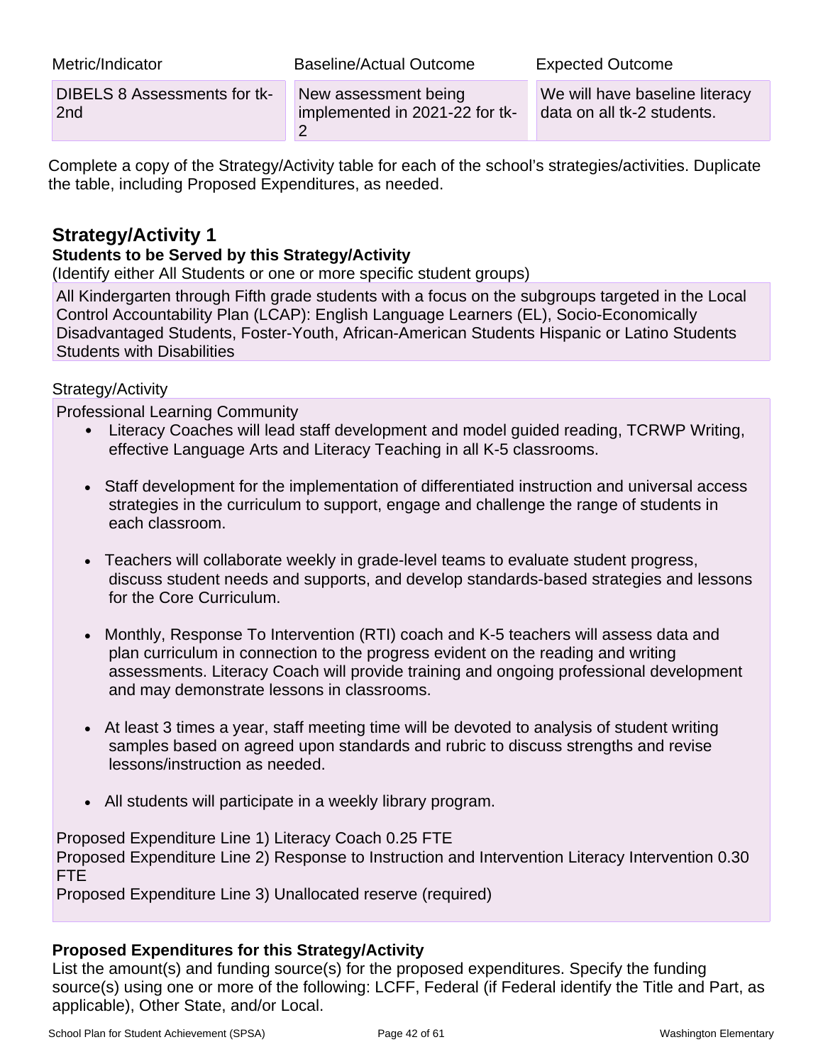| Metric/Indicator | Baseline/Actual Outcome | Expected Outcome |
|---|---|---|
| DIBELS 8 Assessments for tk-2nd | New assessment being implemented in 2021-22 for tk-2 | We will have baseline literacy data on all tk-2 students. |

Complete a copy of the Strategy/Activity table for each of the school's strategies/activities. Duplicate the table, including Proposed Expenditures, as needed.

## Strategy/Activity 1

### Students to be Served by this Strategy/Activity

(Identify either All Students or one or more specific student groups)

All Kindergarten through Fifth grade students with a focus on the subgroups targeted in the Local Control Accountability Plan (LCAP): English Language Learners (EL), Socio-Economically Disadvantaged Students, Foster-Youth, African-American Students Hispanic or Latino Students Students with Disabilities

Strategy/Activity

Professional Learning Community

- Literacy Coaches will lead staff development and model guided reading, TCRWP Writing, effective Language Arts and Literacy Teaching in all K-5 classrooms.
- Staff development for the implementation of differentiated instruction and universal access strategies in the curriculum to support, engage and challenge the range of students in each classroom.
- Teachers will collaborate weekly in grade-level teams to evaluate student progress, discuss student needs and supports, and develop standards-based strategies and lessons for the Core Curriculum.
- Monthly, Response To Intervention (RTI) coach and K-5 teachers will assess data and plan curriculum in connection to the progress evident on the reading and writing assessments. Literacy Coach will provide training and ongoing professional development and may demonstrate lessons in classrooms.
- At least 3 times a year, staff meeting time will be devoted to analysis of student writing samples based on agreed upon standards and rubric to discuss strengths and revise lessons/instruction as needed.
- All students will participate in a weekly library program.

Proposed Expenditure Line 1) Literacy Coach 0.25 FTE
Proposed Expenditure Line 2) Response to Instruction and Intervention Literacy Intervention 0.30 FTE
Proposed Expenditure Line 3) Unallocated reserve (required)

### Proposed Expenditures for this Strategy/Activity

List the amount(s) and funding source(s) for the proposed expenditures. Specify the funding source(s) using one or more of the following: LCFF, Federal (if Federal identify the Title and Part, as applicable), Other State, and/or Local.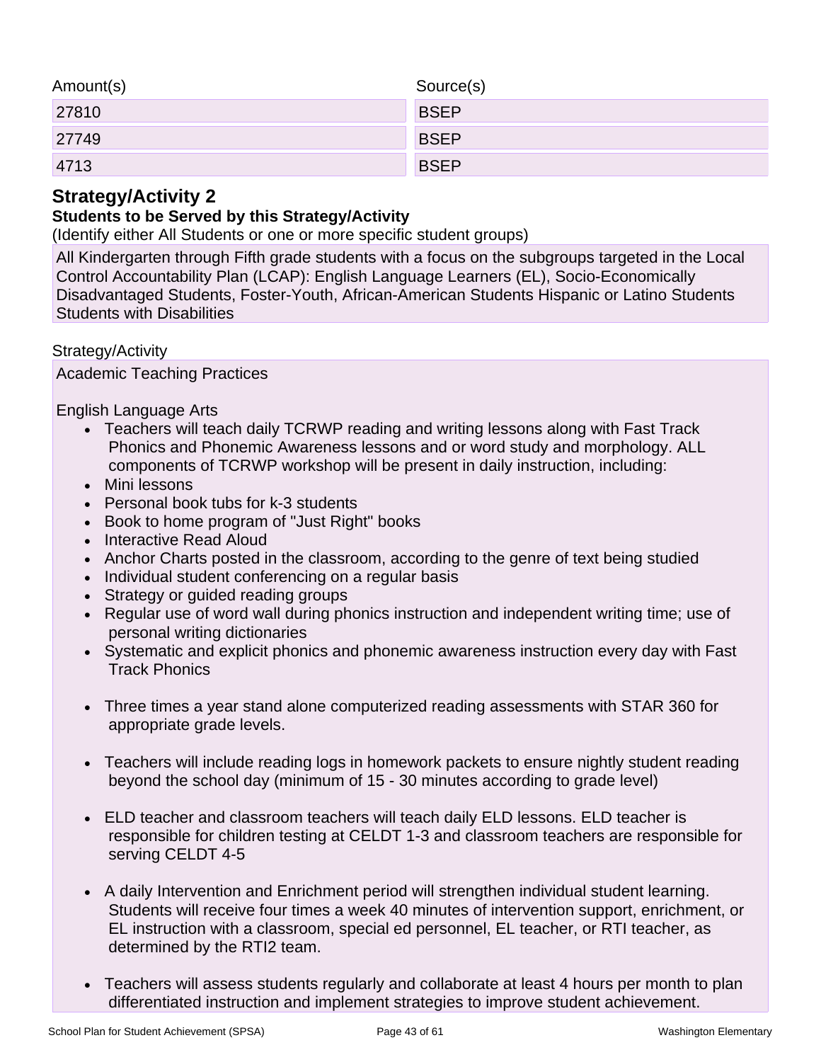| Amount(s) | Source(s) |
| --- | --- |
| 27810 | BSEP |
| 27749 | BSEP |
| 4713 | BSEP |

## Strategy/Activity 2

### Students to be Served by this Strategy/Activity

(Identify either All Students or one or more specific student groups)

All Kindergarten through Fifth grade students with a focus on the subgroups targeted in the Local Control Accountability Plan (LCAP): English Language Learners (EL), Socio-Economically Disadvantaged Students, Foster-Youth, African-American Students Hispanic or Latino Students Students with Disabilities

Strategy/Activity

Academic Teaching Practices

English Language Arts

- Teachers will teach daily TCRWP reading and writing lessons along with Fast Track Phonics and Phonemic Awareness lessons and or word study and morphology. ALL components of TCRWP workshop will be present in daily instruction, including:
- Mini lessons
- Personal book tubs for k-3 students
- Book to home program of "Just Right" books
- Interactive Read Aloud
- Anchor Charts posted in the classroom, according to the genre of text being studied
- Individual student conferencing on a regular basis
- Strategy or guided reading groups
- Regular use of word wall during phonics instruction and independent writing time; use of personal writing dictionaries
- Systematic and explicit phonics and phonemic awareness instruction every day with Fast Track Phonics
- Three times a year stand alone computerized reading assessments with STAR 360 for appropriate grade levels.
- Teachers will include reading logs in homework packets to ensure nightly student reading beyond the school day (minimum of 15 - 30 minutes according to grade level)
- ELD teacher and classroom teachers will teach daily ELD lessons. ELD teacher is responsible for children testing at CELDT 1-3 and classroom teachers are responsible for serving CELDT 4-5
- A daily Intervention and Enrichment period will strengthen individual student learning. Students will receive four times a week 40 minutes of intervention support, enrichment, or EL instruction with a classroom, special ed personnel, EL teacher, or RTI teacher, as determined by the RTI2 team.
- Teachers will assess students regularly and collaborate at least 4 hours per month to plan differentiated instruction and implement strategies to improve student achievement.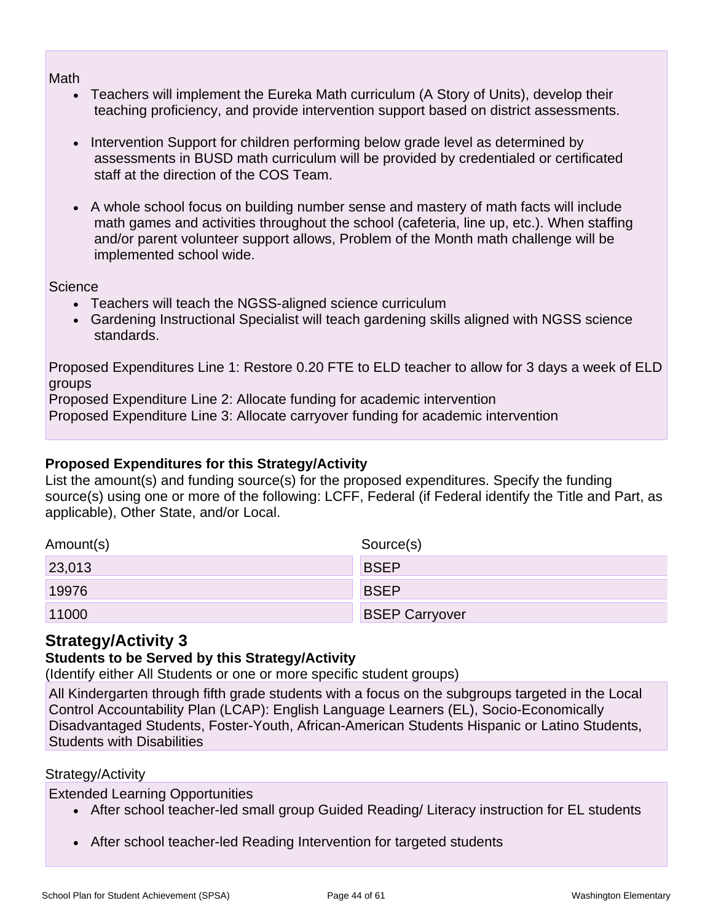Math

- Teachers will implement the Eureka Math curriculum (A Story of Units), develop their teaching proficiency, and provide intervention support based on district assessments.

- Intervention Support for children performing below grade level as determined by assessments in BUSD math curriculum will be provided by credentialed or certificated staff at the direction of the COS Team.

- A whole school focus on building number sense and mastery of math facts will include math games and activities throughout the school (cafeteria, line up, etc.). When staffing and/or parent volunteer support allows, Problem of the Month math challenge will be implemented school wide.

Science

- Teachers will teach the NGSS-aligned science curriculum
- Gardening Instructional Specialist will teach gardening skills aligned with NGSS science standards.

Proposed Expenditures Line 1: Restore 0.20 FTE to ELD teacher to allow for 3 days a week of ELD groups
Proposed Expenditure Line 2: Allocate funding for academic intervention
Proposed Expenditure Line 3: Allocate carryover funding for academic intervention

**Proposed Expenditures for this Strategy/Activity**

List the amount(s) and funding source(s) for the proposed expenditures. Specify the funding source(s) using one or more of the following: LCFF, Federal (if Federal identify the Title and Part, as applicable), Other State, and/or Local.

| Amount(s) | Source(s) |
| --- | --- |
| 23,013 | BSEP |
| 19976 | BSEP |
| 11000 | BSEP Carryover |

## Strategy/Activity 3

**Students to be Served by this Strategy/Activity**

(Identify either All Students or one or more specific student groups)

All Kindergarten through fifth grade students with a focus on the subgroups targeted in the Local Control Accountability Plan (LCAP): English Language Learners (EL), Socio-Economically Disadvantaged Students, Foster-Youth, African-American Students Hispanic or Latino Students, Students with Disabilities

Strategy/Activity

Extended Learning Opportunities

- After school teacher-led small group Guided Reading/ Literacy instruction for EL students

- After school teacher-led Reading Intervention for targeted students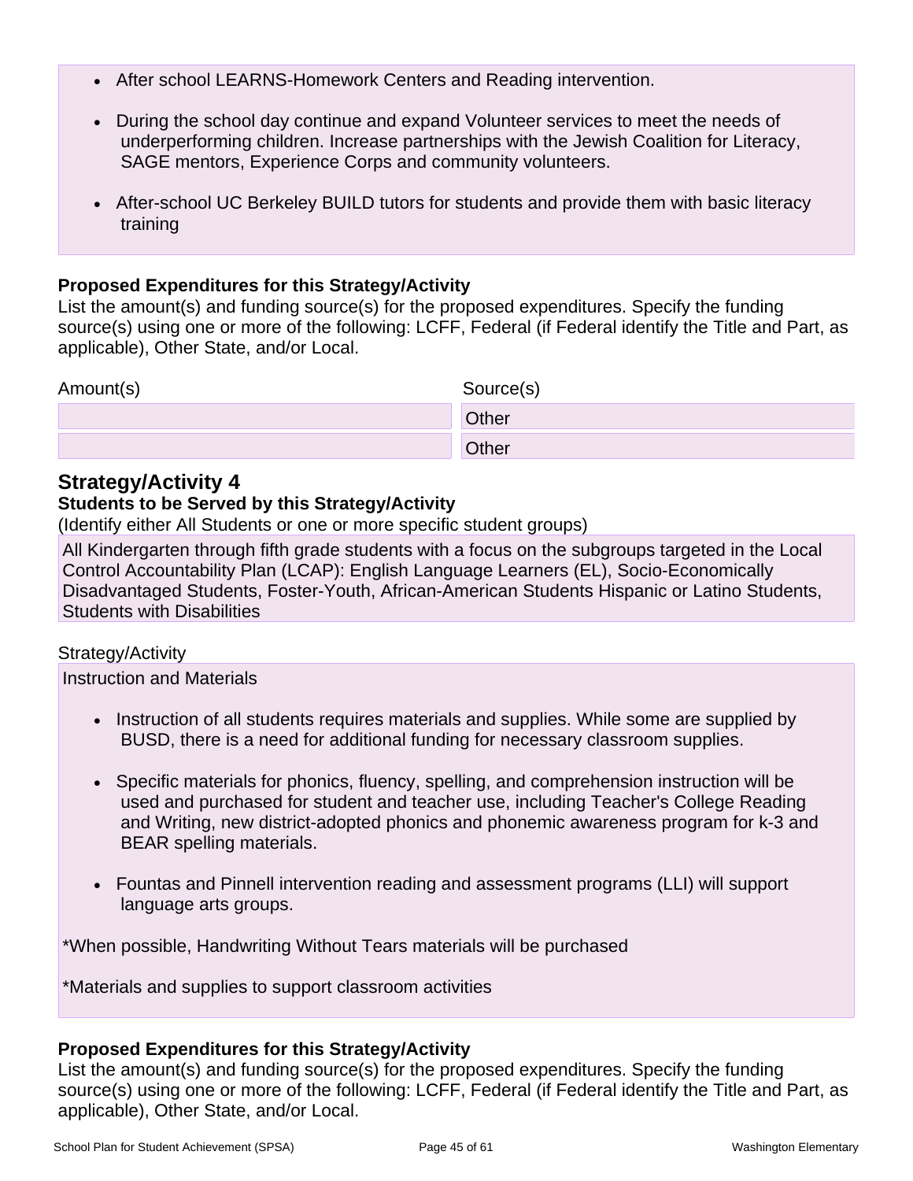- After school LEARNS-Homework Centers and Reading intervention.
- During the school day continue and expand Volunteer services to meet the needs of underperforming children. Increase partnerships with the Jewish Coalition for Literacy, SAGE mentors, Experience Corps and community volunteers.
- After-school UC Berkeley BUILD tutors for students and provide them with basic literacy training

**Proposed Expenditures for this Strategy/Activity**

List the amount(s) and funding source(s) for the proposed expenditures. Specify the funding source(s) using one or more of the following: LCFF, Federal (if Federal identify the Title and Part, as applicable), Other State, and/or Local.

| Amount(s) | Source(s) |
| --- | --- |
| | Other |
| | Other |

## Strategy/Activity 4

**Students to be Served by this Strategy/Activity**

(Identify either All Students or one or more specific student groups)

All Kindergarten through fifth grade students with a focus on the subgroups targeted in the Local Control Accountability Plan (LCAP): English Language Learners (EL), Socio-Economically Disadvantaged Students, Foster-Youth, African-American Students Hispanic or Latino Students, Students with Disabilities

Strategy/Activity

Instruction and Materials

- Instruction of all students requires materials and supplies. While some are supplied by BUSD, there is a need for additional funding for necessary classroom supplies.
- Specific materials for phonics, fluency, spelling, and comprehension instruction will be used and purchased for student and teacher use, including Teacher's College Reading and Writing, new district-adopted phonics and phonemic awareness program for k-3 and BEAR spelling materials.
- Fountas and Pinnell intervention reading and assessment programs (LLI) will support language arts groups.

*When possible, Handwriting Without Tears materials will be purchased

*Materials and supplies to support classroom activities

**Proposed Expenditures for this Strategy/Activity**

List the amount(s) and funding source(s) for the proposed expenditures. Specify the funding source(s) using one or more of the following: LCFF, Federal (if Federal identify the Title and Part, as applicable), Other State, and/or Local.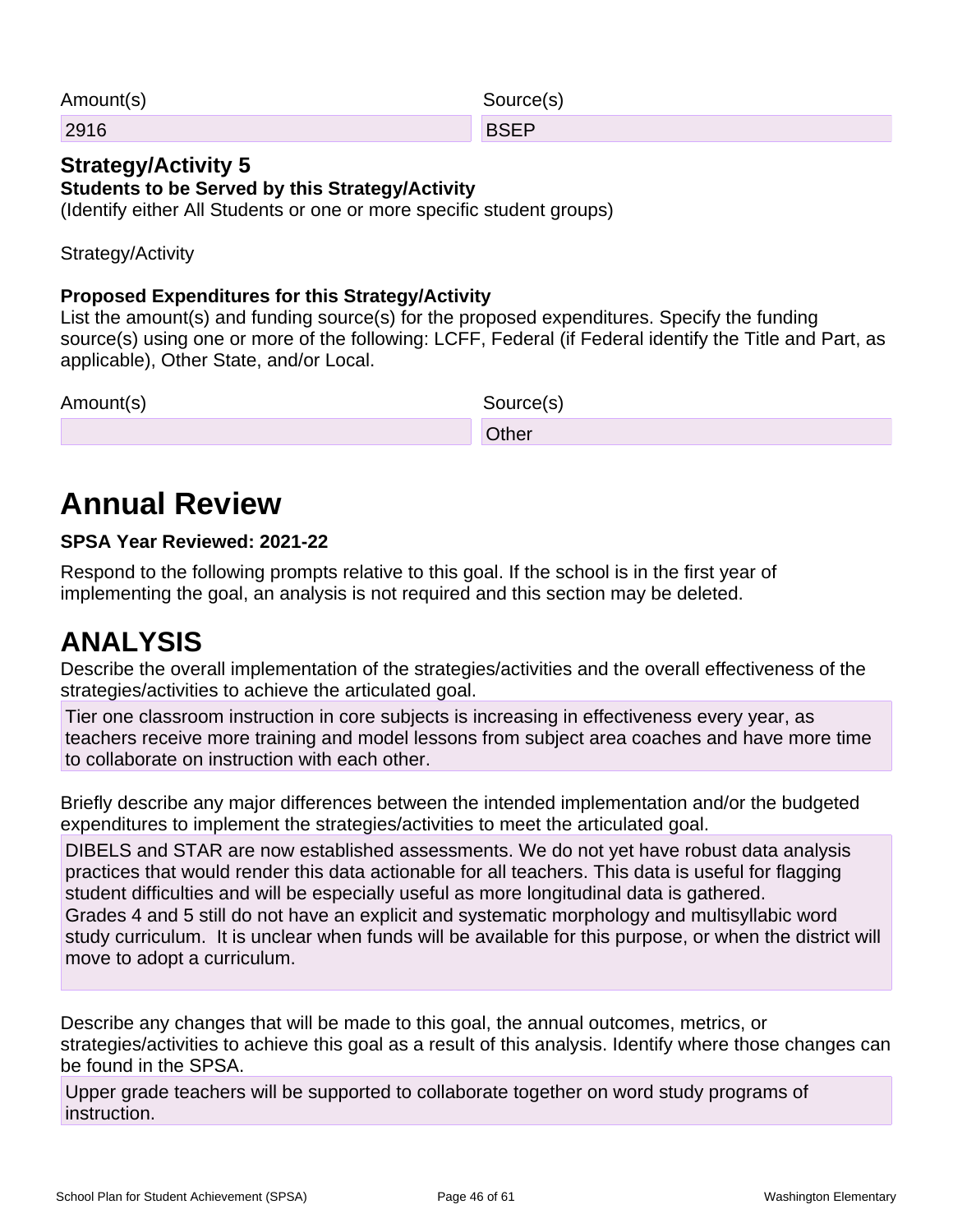| Amount(s) | Source(s) |
| --- | --- |
| 2916 | BSEP |

### Strategy/Activity 5

**Students to be Served by this Strategy/Activity**

(Identify either All Students or one or more specific student groups)

Strategy/Activity

**Proposed Expenditures for this Strategy/Activity**

List the amount(s) and funding source(s) for the proposed expenditures. Specify the funding source(s) using one or more of the following: LCFF, Federal (if Federal identify the Title and Part, as applicable), Other State, and/or Local.

| Amount(s) | Source(s) |
| --- | --- |
| | Other |

# Annual Review

**SPSA Year Reviewed: 2021-22**

Respond to the following prompts relative to this goal. If the school is in the first year of implementing the goal, an analysis is not required and this section may be deleted.

## ANALYSIS

Describe the overall implementation of the strategies/activities and the overall effectiveness of the strategies/activities to achieve the articulated goal.

Tier one classroom instruction in core subjects is increasing in effectiveness every year, as teachers receive more training and model lessons from subject area coaches and have more time to collaborate on instruction with each other.

Briefly describe any major differences between the intended implementation and/or the budgeted expenditures to implement the strategies/activities to meet the articulated goal.

DIBELS and STAR are now established assessments. We do not yet have robust data analysis practices that would render this data actionable for all teachers. This data is useful for flagging student difficulties and will be especially useful as more longitudinal data is gathered.
Grades 4 and 5 still do not have an explicit and systematic morphology and multisyllabic word study curriculum. It is unclear when funds will be available for this purpose, or when the district will move to adopt a curriculum.

Describe any changes that will be made to this goal, the annual outcomes, metrics, or strategies/activities to achieve this goal as a result of this analysis. Identify where those changes can be found in the SPSA.

Upper grade teachers will be supported to collaborate together on word study programs of instruction.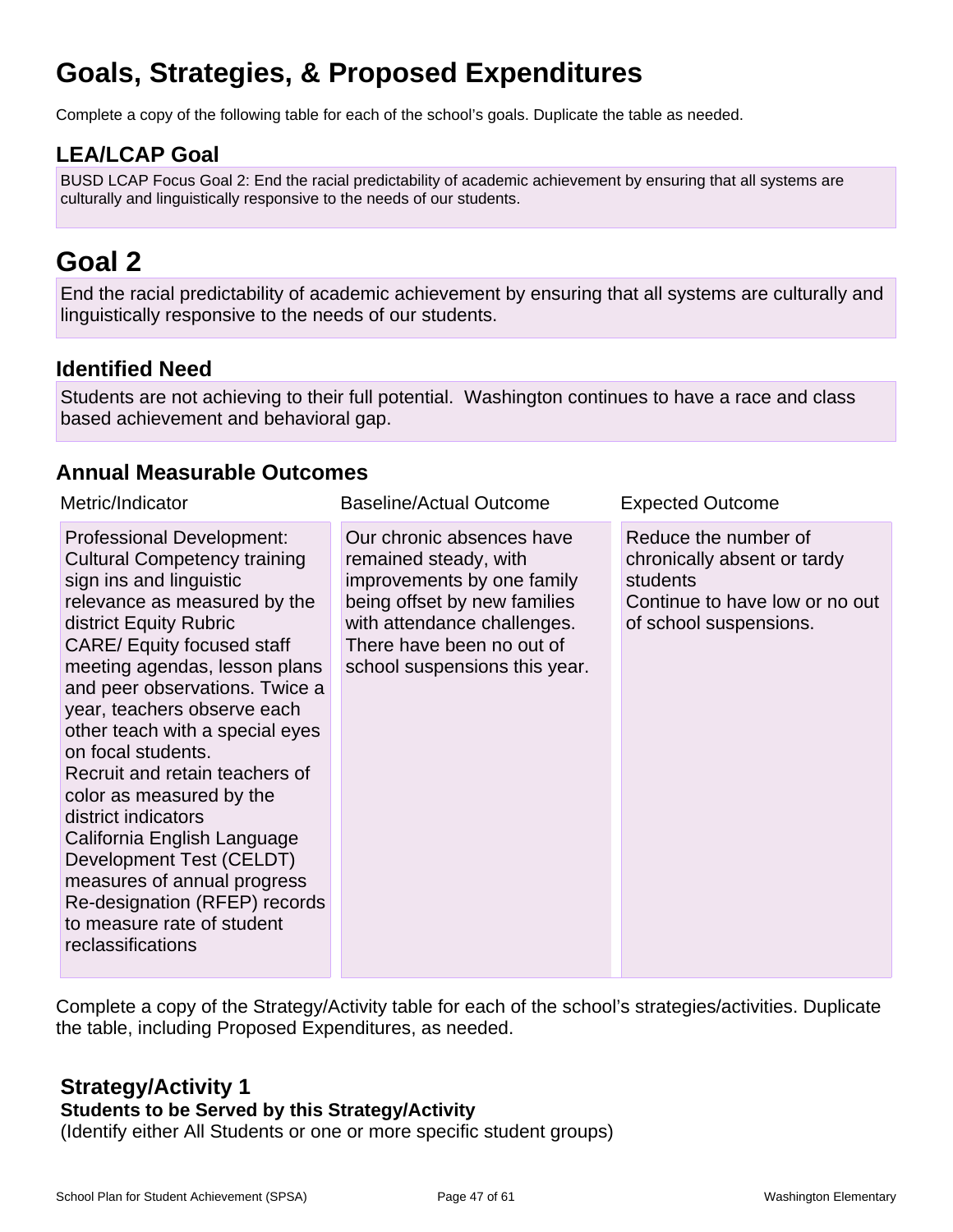# Goals, Strategies, & Proposed Expenditures

Complete a copy of the following table for each of the school's goals. Duplicate the table as needed.

## LEA/LCAP Goal

BUSD LCAP Focus Goal 2: End the racial predictability of academic achievement by ensuring that all systems are culturally and linguistically responsive to the needs of our students.

# Goal 2

End the racial predictability of academic achievement by ensuring that all systems are culturally and linguistically responsive to the needs of our students.

## Identified Need

Students are not achieving to their full potential. Washington continues to have a race and class based achievement and behavioral gap.

## Annual Measurable Outcomes

| Metric/Indicator | Baseline/Actual Outcome | Expected Outcome |
|---|---|---|
| Professional Development: Cultural Competency training sign ins and linguistic relevance as measured by the district Equity Rubric<br>CARE/ Equity focused staff meeting agendas, lesson plans and peer observations. Twice a year, teachers observe each other teach with a special eyes on focal students.<br>Recruit and retain teachers of color as measured by the district indicators<br>California English Language Development Test (CELDT) measures of annual progress<br>Re-designation (RFEP) records to measure rate of student reclassifications | Our chronic absences have remained steady, with improvements by one family being offset by new families with attendance challenges. There have been no out of school suspensions this year. | Reduce the number of chronically absent or tardy students<br>Continue to have low or no out of school suspensions. |

Complete a copy of the Strategy/Activity table for each of the school's strategies/activities. Duplicate the table, including Proposed Expenditures, as needed.

## Strategy/Activity 1

**Students to be Served by this Strategy/Activity**

(Identify either All Students or one or more specific student groups)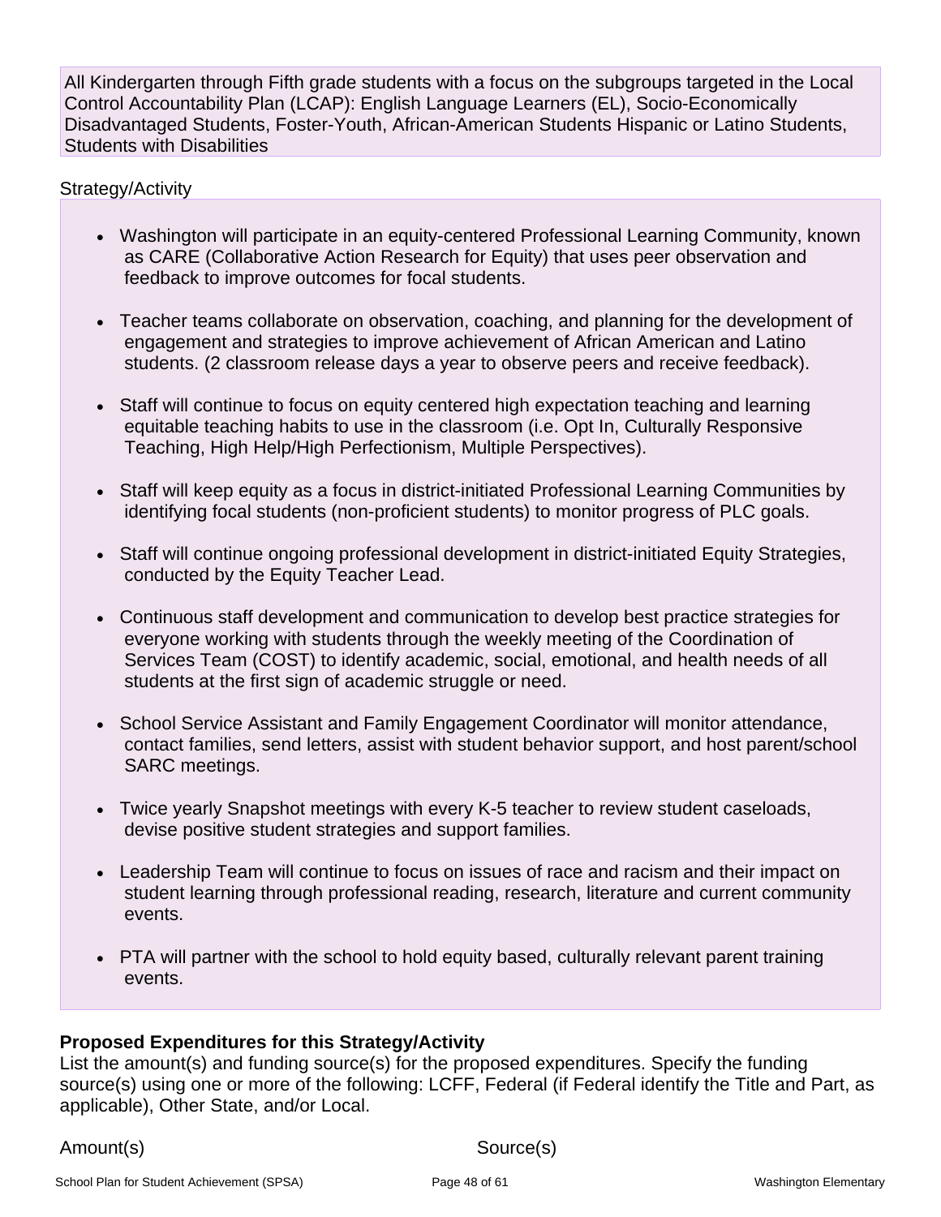All Kindergarten through Fifth grade students with a focus on the subgroups targeted in the Local Control Accountability Plan (LCAP): English Language Learners (EL), Socio-Economically Disadvantaged Students, Foster-Youth, African-American Students Hispanic or Latino Students, Students with Disabilities

Strategy/Activity

- Washington will participate in an equity-centered Professional Learning Community, known as CARE (Collaborative Action Research for Equity) that uses peer observation and feedback to improve outcomes for focal students.
- Teacher teams collaborate on observation, coaching, and planning for the development of engagement and strategies to improve achievement of African American and Latino students. (2 classroom release days a year to observe peers and receive feedback).
- Staff will continue to focus on equity centered high expectation teaching and learning equitable teaching habits to use in the classroom (i.e. Opt In, Culturally Responsive Teaching, High Help/High Perfectionism, Multiple Perspectives).
- Staff will keep equity as a focus in district-initiated Professional Learning Communities by identifying focal students (non-proficient students) to monitor progress of PLC goals.
- Staff will continue ongoing professional development in district-initiated Equity Strategies, conducted by the Equity Teacher Lead.
- Continuous staff development and communication to develop best practice strategies for everyone working with students through the weekly meeting of the Coordination of Services Team (COST) to identify academic, social, emotional, and health needs of all students at the first sign of academic struggle or need.
- School Service Assistant and Family Engagement Coordinator will monitor attendance, contact families, send letters, assist with student behavior support, and host parent/school SARC meetings.
- Twice yearly Snapshot meetings with every K-5 teacher to review student caseloads, devise positive student strategies and support families.
- Leadership Team will continue to focus on issues of race and racism and their impact on student learning through professional reading, research, literature and current community events.
- PTA will partner with the school to hold equity based, culturally relevant parent training events.

**Proposed Expenditures for this Strategy/Activity**

List the amount(s) and funding source(s) for the proposed expenditures. Specify the funding source(s) using one or more of the following: LCFF, Federal (if Federal identify the Title and Part, as applicable), Other State, and/or Local.

| Amount(s) | Source(s) |
| --- | --- |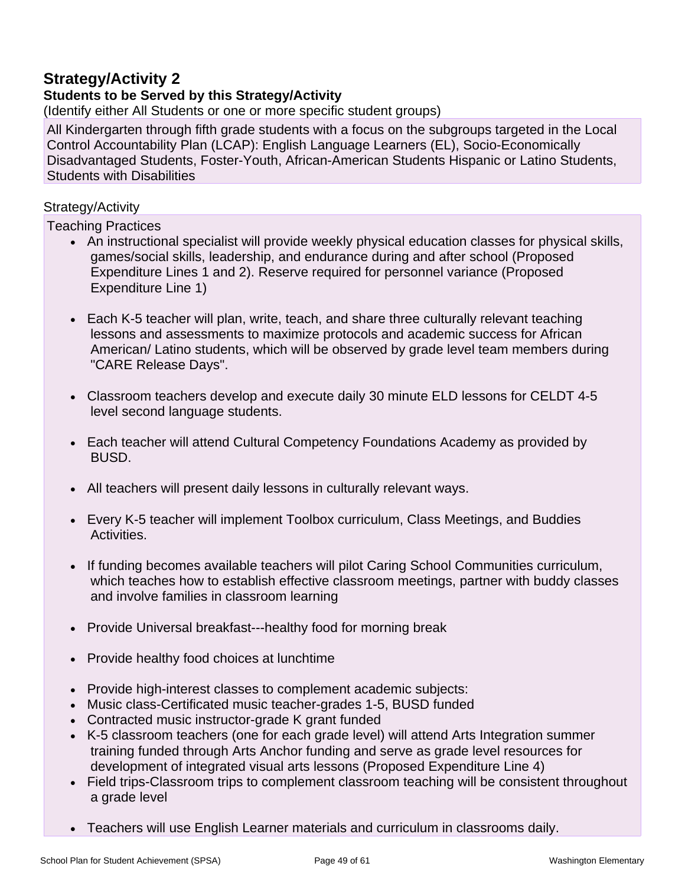## Strategy/Activity 2

### Students to be Served by this Strategy/Activity

(Identify either All Students or one or more specific student groups)

All Kindergarten through fifth grade students with a focus on the subgroups targeted in the Local Control Accountability Plan (LCAP): English Language Learners (EL), Socio-Economically Disadvantaged Students, Foster-Youth, African-American Students Hispanic or Latino Students, Students with Disabilities

Strategy/Activity

Teaching Practices

- An instructional specialist will provide weekly physical education classes for physical skills, games/social skills, leadership, and endurance during and after school (Proposed Expenditure Lines 1 and 2). Reserve required for personnel variance (Proposed Expenditure Line 1)

- Each K-5 teacher will plan, write, teach, and share three culturally relevant teaching lessons and assessments to maximize protocols and academic success for African American/ Latino students, which will be observed by grade level team members during "CARE Release Days".

- Classroom teachers develop and execute daily 30 minute ELD lessons for CELDT 4-5 level second language students.

- Each teacher will attend Cultural Competency Foundations Academy as provided by BUSD.

- All teachers will present daily lessons in culturally relevant ways.

- Every K-5 teacher will implement Toolbox curriculum, Class Meetings, and Buddies Activities.

- If funding becomes available teachers will pilot Caring School Communities curriculum, which teaches how to establish effective classroom meetings, partner with buddy classes and involve families in classroom learning

- Provide Universal breakfast---healthy food for morning break

- Provide healthy food choices at lunchtime

- Provide high-interest classes to complement academic subjects:
- Music class-Certificated music teacher-grades 1-5, BUSD funded
- Contracted music instructor-grade K grant funded
- K-5 classroom teachers (one for each grade level) will attend Arts Integration summer training funded through Arts Anchor funding and serve as grade level resources for development of integrated visual arts lessons (Proposed Expenditure Line 4)
- Field trips-Classroom trips to complement classroom teaching will be consistent throughout a grade level

- Teachers will use English Learner materials and curriculum in classrooms daily.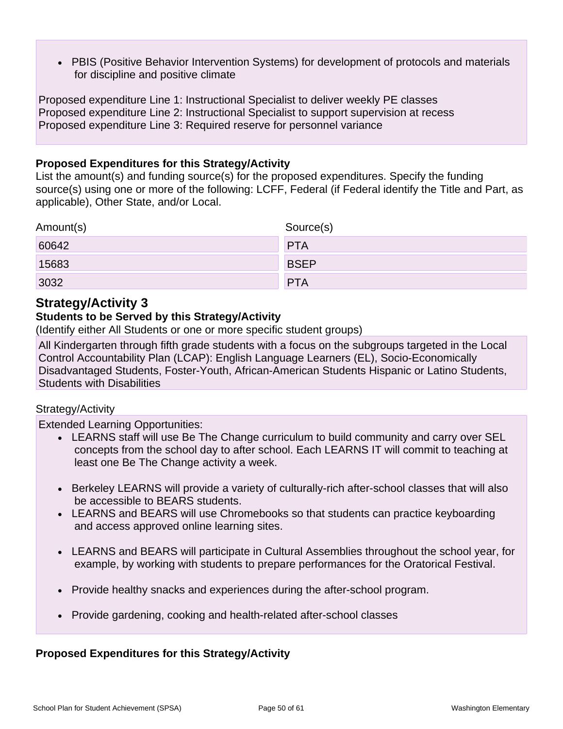- PBIS (Positive Behavior Intervention Systems) for development of protocols and materials for discipline and positive climate

Proposed expenditure Line 1: Instructional Specialist to deliver weekly PE classes
Proposed expenditure Line 2: Instructional Specialist to support supervision at recess
Proposed expenditure Line 3: Required reserve for personnel variance

**Proposed Expenditures for this Strategy/Activity**

List the amount(s) and funding source(s) for the proposed expenditures. Specify the funding source(s) using one or more of the following: LCFF, Federal (if Federal identify the Title and Part, as applicable), Other State, and/or Local.

| Amount(s) | Source(s) |
| --- | --- |
| 60642 | PTA |
| 15683 | BSEP |
| 3032 | PTA |

## Strategy/Activity 3

**Students to be Served by this Strategy/Activity**

(Identify either All Students or one or more specific student groups)

All Kindergarten through fifth grade students with a focus on the subgroups targeted in the Local Control Accountability Plan (LCAP): English Language Learners (EL), Socio-Economically Disadvantaged Students, Foster-Youth, African-American Students Hispanic or Latino Students, Students with Disabilities

Strategy/Activity

Extended Learning Opportunities:

- LEARNS staff will use Be The Change curriculum to build community and carry over SEL concepts from the school day to after school. Each LEARNS IT will commit to teaching at least one Be The Change activity a week.
- Berkeley LEARNS will provide a variety of culturally-rich after-school classes that will also be accessible to BEARS students.
- LEARNS and BEARS will use Chromebooks so that students can practice keyboarding and access approved online learning sites.
- LEARNS and BEARS will participate in Cultural Assemblies throughout the school year, for example, by working with students to prepare performances for the Oratorical Festival.
- Provide healthy snacks and experiences during the after-school program.
- Provide gardening, cooking and health-related after-school classes

**Proposed Expenditures for this Strategy/Activity**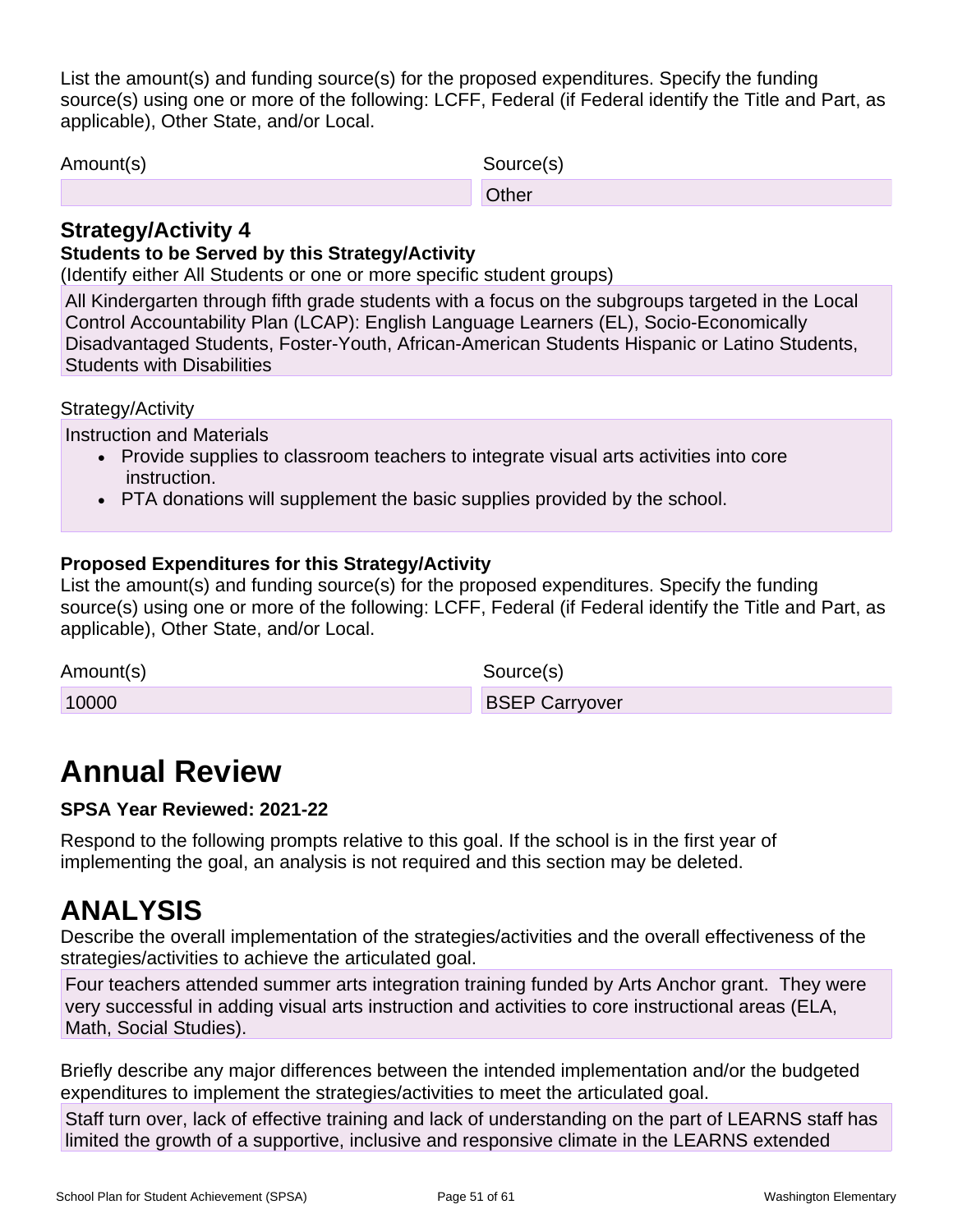List the amount(s) and funding source(s) for the proposed expenditures. Specify the funding source(s) using one or more of the following: LCFF, Federal (if Federal identify the Title and Part, as applicable), Other State, and/or Local.

| Amount(s) | Source(s) |
| --- | --- |
| | Other |

### Strategy/Activity 4

**Students to be Served by this Strategy/Activity**

(Identify either All Students or one or more specific student groups)

All Kindergarten through fifth grade students with a focus on the subgroups targeted in the Local Control Accountability Plan (LCAP): English Language Learners (EL), Socio-Economically Disadvantaged Students, Foster-Youth, African-American Students Hispanic or Latino Students, Students with Disabilities

Strategy/Activity

Instruction and Materials

- Provide supplies to classroom teachers to integrate visual arts activities into core instruction.
- PTA donations will supplement the basic supplies provided by the school.

**Proposed Expenditures for this Strategy/Activity**

List the amount(s) and funding source(s) for the proposed expenditures. Specify the funding source(s) using one or more of the following: LCFF, Federal (if Federal identify the Title and Part, as applicable), Other State, and/or Local.

| Amount(s) | Source(s) |
| --- | --- |
| 10000 | BSEP Carryover |

# Annual Review

**SPSA Year Reviewed: 2021-22**

Respond to the following prompts relative to this goal. If the school is in the first year of implementing the goal, an analysis is not required and this section may be deleted.

# ANALYSIS

Describe the overall implementation of the strategies/activities and the overall effectiveness of the strategies/activities to achieve the articulated goal.

Four teachers attended summer arts integration training funded by Arts Anchor grant. They were very successful in adding visual arts instruction and activities to core instructional areas (ELA, Math, Social Studies).

Briefly describe any major differences between the intended implementation and/or the budgeted expenditures to implement the strategies/activities to meet the articulated goal.

Staff turn over, lack of effective training and lack of understanding on the part of LEARNS staff has limited the growth of a supportive, inclusive and responsive climate in the LEARNS extended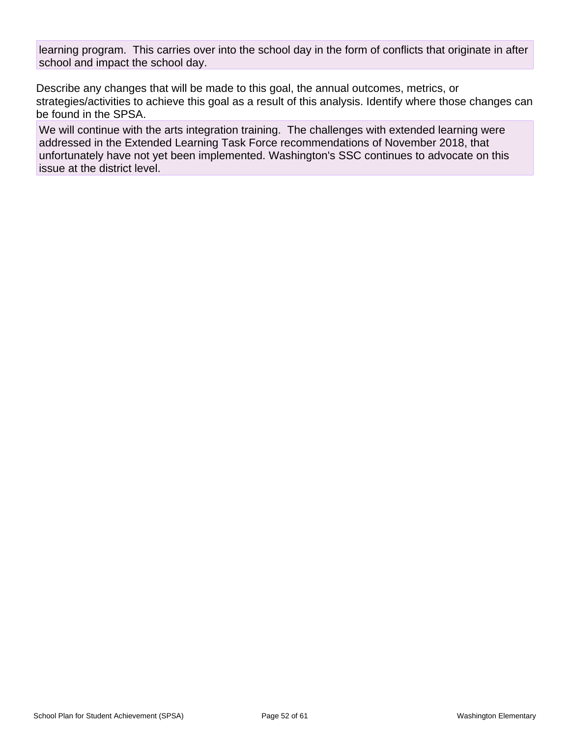learning program.  This carries over into the school day in the form of conflicts that originate in after school and impact the school day.

Describe any changes that will be made to this goal, the annual outcomes, metrics, or strategies/activities to achieve this goal as a result of this analysis. Identify where those changes can be found in the SPSA.

We will continue with the arts integration training.  The challenges with extended learning were addressed in the Extended Learning Task Force recommendations of November 2018, that unfortunately have not yet been implemented. Washington's SSC continues to advocate on this issue at the district level.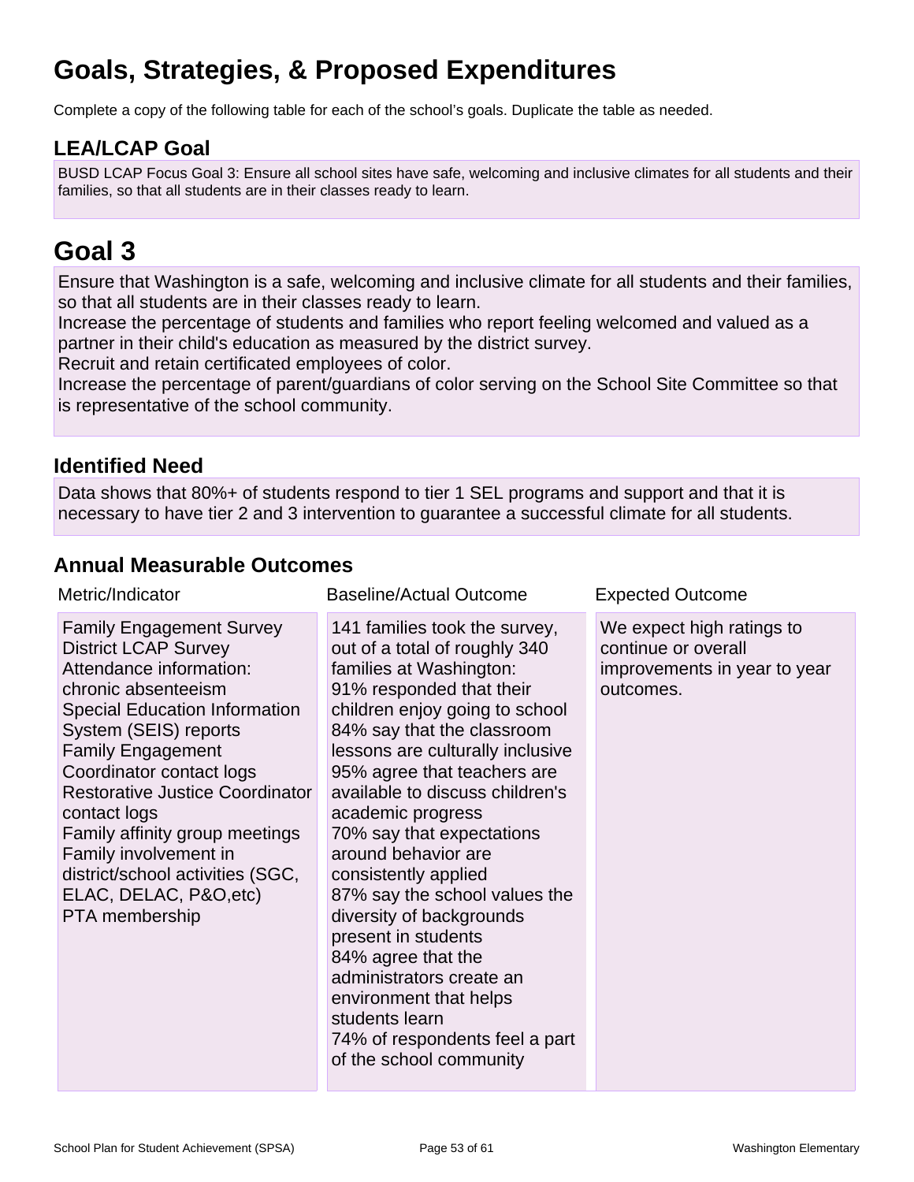# Goals, Strategies, & Proposed Expenditures

Complete a copy of the following table for each of the school's goals. Duplicate the table as needed.

## LEA/LCAP Goal

BUSD LCAP Focus Goal 3: Ensure all school sites have safe, welcoming and inclusive climates for all students and their families, so that all students are in their classes ready to learn.

# Goal 3

Ensure that Washington is a safe, welcoming and inclusive climate for all students and their families, so that all students are in their classes ready to learn.
Increase the percentage of students and families who report feeling welcomed and valued as a partner in their child's education as measured by the district survey.
Recruit and retain certificated employees of color.
Increase the percentage of parent/guardians of color serving on the School Site Committee so that is representative of the school community.

## Identified Need

Data shows that 80%+ of students respond to tier 1 SEL programs and support and that it is necessary to have tier 2 and 3 intervention to guarantee a successful climate for all students.

## Annual Measurable Outcomes

| Metric/Indicator | Baseline/Actual Outcome | Expected Outcome |
|---|---|---|
| Family Engagement Survey<br>District LCAP Survey<br>Attendance information: chronic absenteeism<br>Special Education Information System (SEIS) reports<br>Family Engagement Coordinator contact logs<br>Restorative Justice Coordinator contact logs<br>Family affinity group meetings<br>Family involvement in district/school activities (SGC, ELAC, DELAC, P&O,etc)<br>PTA membership | 141 families took the survey, out of a total of roughly 340 families at Washington:<br>91% responded that their children enjoy going to school<br>84% say that the classroom lessons are culturally inclusive<br>95% agree that teachers are available to discuss children's academic progress<br>70% say that expectations around behavior are consistently applied<br>87% say the school values the diversity of backgrounds present in students<br>84% agree that the administrators create an environment that helps students learn<br>74% of respondents feel a part of the school community | We expect high ratings to continue or overall improvements in year to year outcomes. |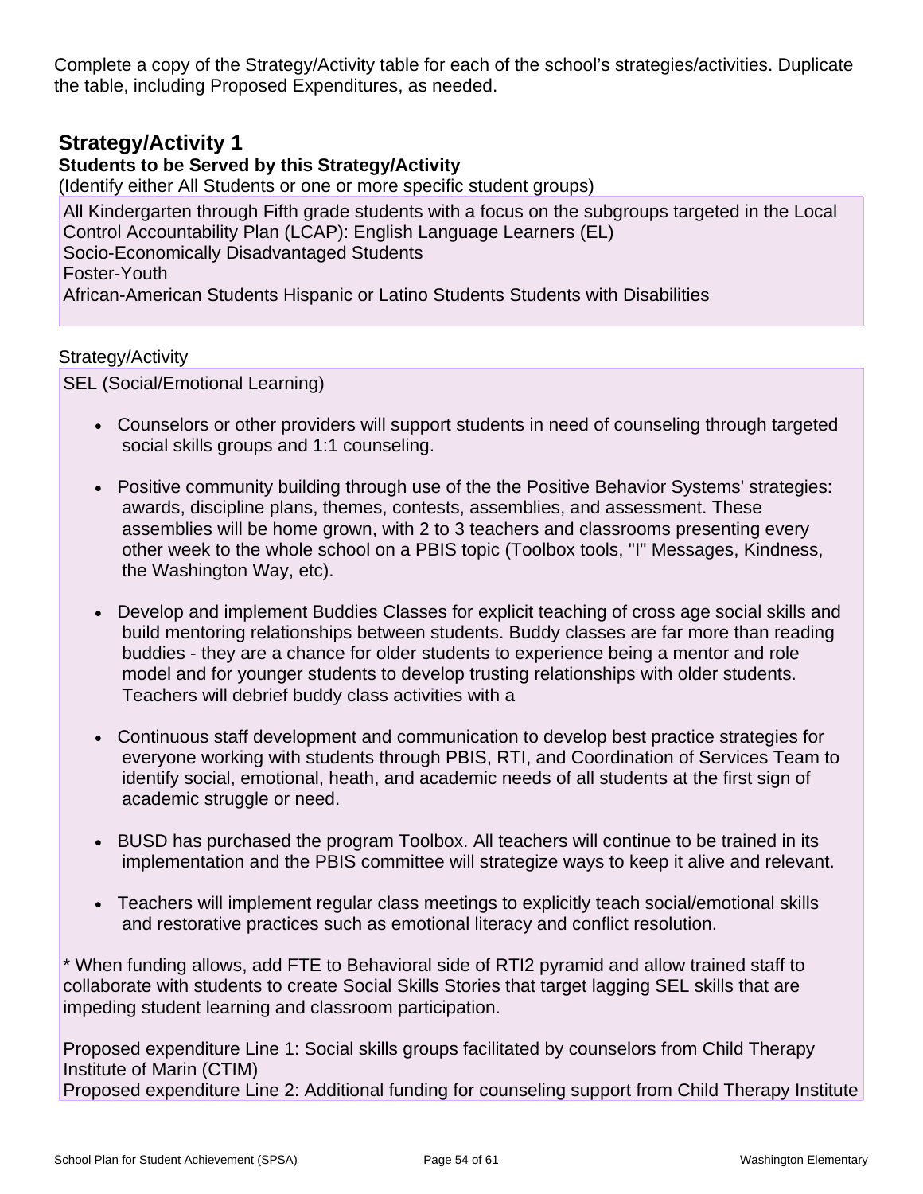Complete a copy of the Strategy/Activity table for each of the school's strategies/activities. Duplicate the table, including Proposed Expenditures, as needed.

## Strategy/Activity 1

**Students to be Served by this Strategy/Activity**

(Identify either All Students or one or more specific student groups)

All Kindergarten through Fifth grade students with a focus on the subgroups targeted in the Local Control Accountability Plan (LCAP): English Language Learners (EL)
Socio-Economically Disadvantaged Students
Foster-Youth
African-American Students Hispanic or Latino Students Students with Disabilities

Strategy/Activity

SEL (Social/Emotional Learning)

- Counselors or other providers will support students in need of counseling through targeted social skills groups and 1:1 counseling.
- Positive community building through use of the the Positive Behavior Systems' strategies: awards, discipline plans, themes, contests, assemblies, and assessment. These assemblies will be home grown, with 2 to 3 teachers and classrooms presenting every other week to the whole school on a PBIS topic (Toolbox tools, "I" Messages, Kindness, the Washington Way, etc).
- Develop and implement Buddies Classes for explicit teaching of cross age social skills and build mentoring relationships between students. Buddy classes are far more than reading buddies - they are a chance for older students to experience being a mentor and role model and for younger students to develop trusting relationships with older students. Teachers will debrief buddy class activities with a
- Continuous staff development and communication to develop best practice strategies for everyone working with students through PBIS, RTI, and Coordination of Services Team to identify social, emotional, heath, and academic needs of all students at the first sign of academic struggle or need.
- BUSD has purchased the program Toolbox. All teachers will continue to be trained in its implementation and the PBIS committee will strategize ways to keep it alive and relevant.
- Teachers will implement regular class meetings to explicitly teach social/emotional skills and restorative practices such as emotional literacy and conflict resolution.

* When funding allows, add FTE to Behavioral side of RTI2 pyramid and allow trained staff to collaborate with students to create Social Skills Stories that target lagging SEL skills that are impeding student learning and classroom participation.

Proposed expenditure Line 1: Social skills groups facilitated by counselors from Child Therapy Institute of Marin (CTIM)
Proposed expenditure Line 2: Additional funding for counseling support from Child Therapy Institute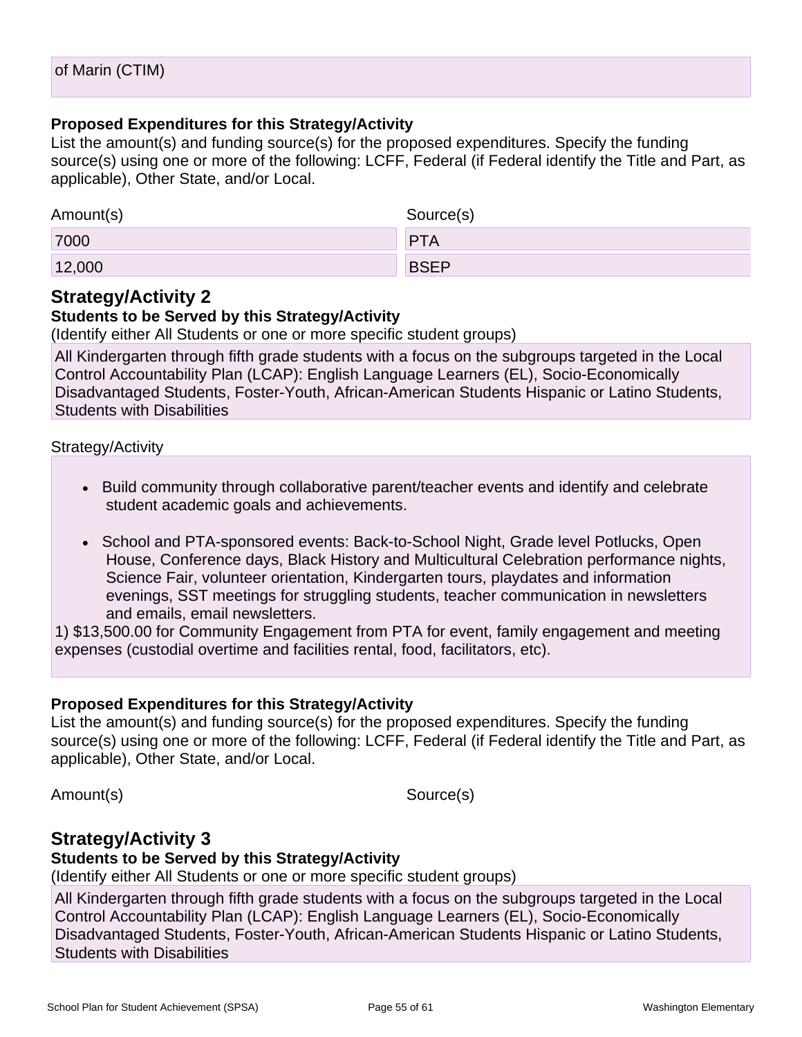of Marin (CTIM)

**Proposed Expenditures for this Strategy/Activity**

List the amount(s) and funding source(s) for the proposed expenditures. Specify the funding source(s) using one or more of the following: LCFF, Federal (if Federal identify the Title and Part, as applicable), Other State, and/or Local.

| Amount(s) | Source(s) |
| --- | --- |
| 7000 | PTA |
| 12,000 | BSEP |

## Strategy/Activity 2

**Students to be Served by this Strategy/Activity**

(Identify either All Students or one or more specific student groups)

All Kindergarten through fifth grade students with a focus on the subgroups targeted in the Local Control Accountability Plan (LCAP): English Language Learners (EL), Socio-Economically Disadvantaged Students, Foster-Youth, African-American Students Hispanic or Latino Students, Students with Disabilities

Strategy/Activity

- Build community through collaborative parent/teacher events and identify and celebrate student academic goals and achievements.
- School and PTA-sponsored events: Back-to-School Night, Grade level Potlucks, Open House, Conference days, Black History and Multicultural Celebration performance nights, Science Fair, volunteer orientation, Kindergarten tours, playdates and information evenings, SST meetings for struggling students, teacher communication in newsletters and emails, email newsletters.

1) $13,500.00 for Community Engagement from PTA for event, family engagement and meeting expenses (custodial overtime and facilities rental, food, facilitators, etc).

**Proposed Expenditures for this Strategy/Activity**

List the amount(s) and funding source(s) for the proposed expenditures. Specify the funding source(s) using one or more of the following: LCFF, Federal (if Federal identify the Title and Part, as applicable), Other State, and/or Local.

| Amount(s) | Source(s) |
| --- | --- |

## Strategy/Activity 3

**Students to be Served by this Strategy/Activity**

(Identify either All Students or one or more specific student groups)

All Kindergarten through fifth grade students with a focus on the subgroups targeted in the Local Control Accountability Plan (LCAP): English Language Learners (EL), Socio-Economically Disadvantaged Students, Foster-Youth, African-American Students Hispanic or Latino Students, Students with Disabilities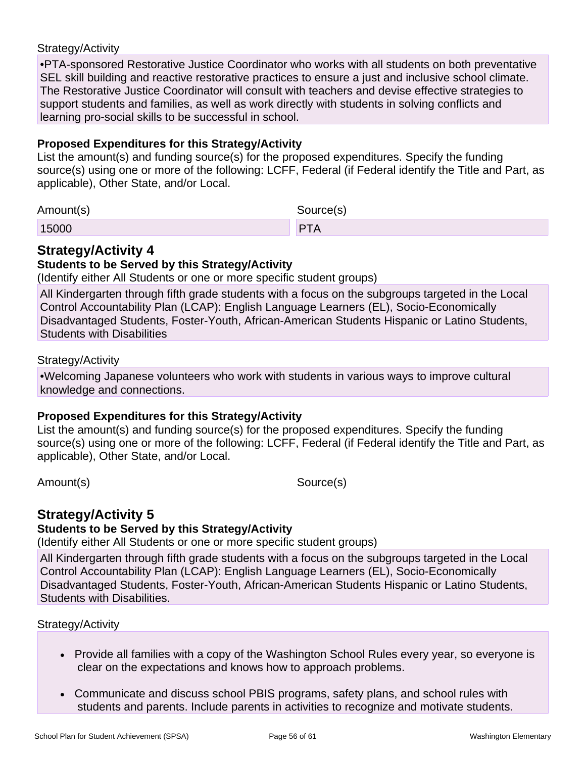Strategy/Activity

•PTA-sponsored Restorative Justice Coordinator who works with all students on both preventative SEL skill building and reactive restorative practices to ensure a just and inclusive school climate. The Restorative Justice Coordinator will consult with teachers and devise effective strategies to support students and families, as well as work directly with students in solving conflicts and learning pro-social skills to be successful in school.

**Proposed Expenditures for this Strategy/Activity**

List the amount(s) and funding source(s) for the proposed expenditures. Specify the funding source(s) using one or more of the following: LCFF, Federal (if Federal identify the Title and Part, as applicable), Other State, and/or Local.

| Amount(s) | Source(s) |
|---|---|
| 15000 | PTA |

## Strategy/Activity 4

**Students to be Served by this Strategy/Activity**

(Identify either All Students or one or more specific student groups)

All Kindergarten through fifth grade students with a focus on the subgroups targeted in the Local Control Accountability Plan (LCAP): English Language Learners (EL), Socio-Economically Disadvantaged Students, Foster-Youth, African-American Students Hispanic or Latino Students, Students with Disabilities

Strategy/Activity

•Welcoming Japanese volunteers who work with students in various ways to improve cultural knowledge and connections.

**Proposed Expenditures for this Strategy/Activity**

List the amount(s) and funding source(s) for the proposed expenditures. Specify the funding source(s) using one or more of the following: LCFF, Federal (if Federal identify the Title and Part, as applicable), Other State, and/or Local.

| Amount(s) | Source(s) |
|---|---|

## Strategy/Activity 5

**Students to be Served by this Strategy/Activity**

(Identify either All Students or one or more specific student groups)

All Kindergarten through fifth grade students with a focus on the subgroups targeted in the Local Control Accountability Plan (LCAP): English Language Learners (EL), Socio-Economically Disadvantaged Students, Foster-Youth, African-American Students Hispanic or Latino Students, Students with Disabilities.

Strategy/Activity

- Provide all families with a copy of the Washington School Rules every year, so everyone is clear on the expectations and knows how to approach problems.
- Communicate and discuss school PBIS programs, safety plans, and school rules with students and parents. Include parents in activities to recognize and motivate students.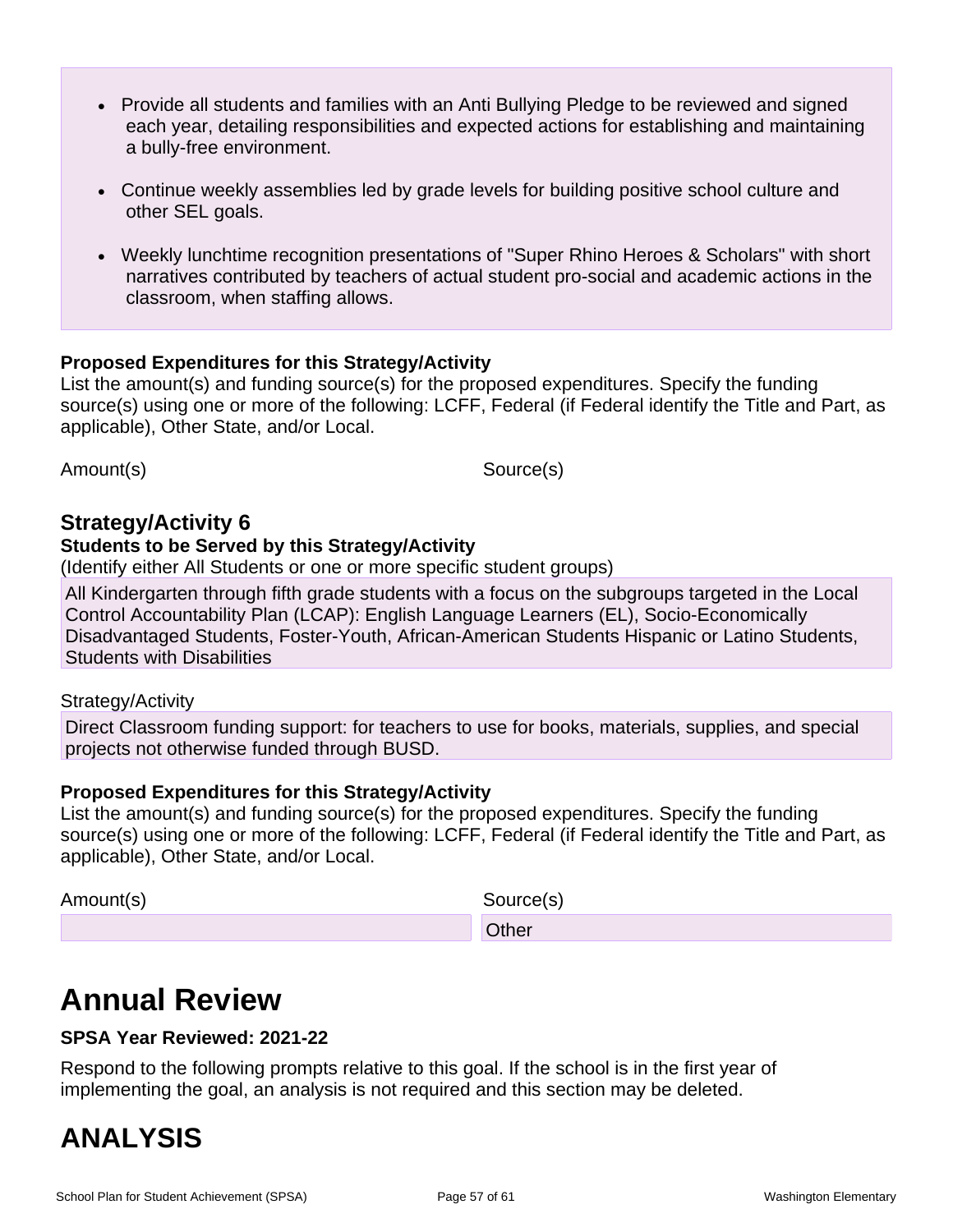- Provide all students and families with an Anti Bullying Pledge to be reviewed and signed each year, detailing responsibilities and expected actions for establishing and maintaining a bully-free environment.
- Continue weekly assemblies led by grade levels for building positive school culture and other SEL goals.
- Weekly lunchtime recognition presentations of "Super Rhino Heroes & Scholars" with short narratives contributed by teachers of actual student pro-social and academic actions in the classroom, when staffing allows.

**Proposed Expenditures for this Strategy/Activity**

List the amount(s) and funding source(s) for the proposed expenditures. Specify the funding source(s) using one or more of the following: LCFF, Federal (if Federal identify the Title and Part, as applicable), Other State, and/or Local.

| Amount(s) | Source(s) |
|---|---|

### Strategy/Activity 6

**Students to be Served by this Strategy/Activity**

(Identify either All Students or one or more specific student groups)

All Kindergarten through fifth grade students with a focus on the subgroups targeted in the Local Control Accountability Plan (LCAP): English Language Learners (EL), Socio-Economically Disadvantaged Students, Foster-Youth, African-American Students Hispanic or Latino Students, Students with Disabilities

Strategy/Activity

Direct Classroom funding support: for teachers to use for books, materials, supplies, and special projects not otherwise funded through BUSD.

**Proposed Expenditures for this Strategy/Activity**

List the amount(s) and funding source(s) for the proposed expenditures. Specify the funding source(s) using one or more of the following: LCFF, Federal (if Federal identify the Title and Part, as applicable), Other State, and/or Local.

| Amount(s) | Source(s) |
|---|---|
| | Other |

# Annual Review

**SPSA Year Reviewed: 2021-22**

Respond to the following prompts relative to this goal. If the school is in the first year of implementing the goal, an analysis is not required and this section may be deleted.

# ANALYSIS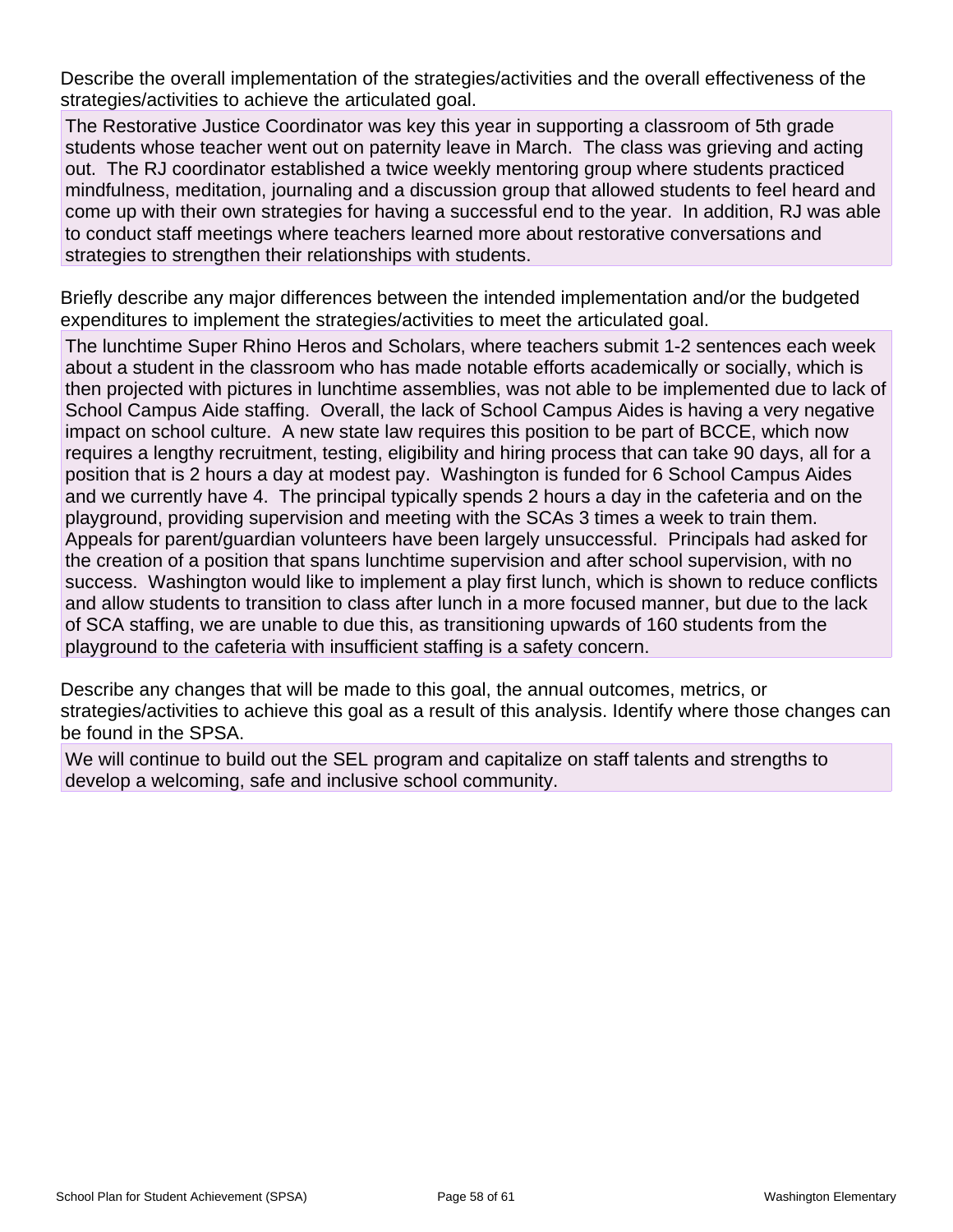Describe the overall implementation of the strategies/activities and the overall effectiveness of the strategies/activities to achieve the articulated goal.

The Restorative Justice Coordinator was key this year in supporting a classroom of 5th grade students whose teacher went out on paternity leave in March. The class was grieving and acting out. The RJ coordinator established a twice weekly mentoring group where students practiced mindfulness, meditation, journaling and a discussion group that allowed students to feel heard and come up with their own strategies for having a successful end to the year. In addition, RJ was able to conduct staff meetings where teachers learned more about restorative conversations and strategies to strengthen their relationships with students.

Briefly describe any major differences between the intended implementation and/or the budgeted expenditures to implement the strategies/activities to meet the articulated goal.

The lunchtime Super Rhino Heros and Scholars, where teachers submit 1-2 sentences each week about a student in the classroom who has made notable efforts academically or socially, which is then projected with pictures in lunchtime assemblies, was not able to be implemented due to lack of School Campus Aide staffing. Overall, the lack of School Campus Aides is having a very negative impact on school culture. A new state law requires this position to be part of BCCE, which now requires a lengthy recruitment, testing, eligibility and hiring process that can take 90 days, all for a position that is 2 hours a day at modest pay. Washington is funded for 6 School Campus Aides and we currently have 4. The principal typically spends 2 hours a day in the cafeteria and on the playground, providing supervision and meeting with the SCAs 3 times a week to train them. Appeals for parent/guardian volunteers have been largely unsuccessful. Principals had asked for the creation of a position that spans lunchtime supervision and after school supervision, with no success. Washington would like to implement a play first lunch, which is shown to reduce conflicts and allow students to transition to class after lunch in a more focused manner, but due to the lack of SCA staffing, we are unable to due this, as transitioning upwards of 160 students from the playground to the cafeteria with insufficient staffing is a safety concern.

Describe any changes that will be made to this goal, the annual outcomes, metrics, or strategies/activities to achieve this goal as a result of this analysis. Identify where those changes can be found in the SPSA.

We will continue to build out the SEL program and capitalize on staff talents and strengths to develop a welcoming, safe and inclusive school community.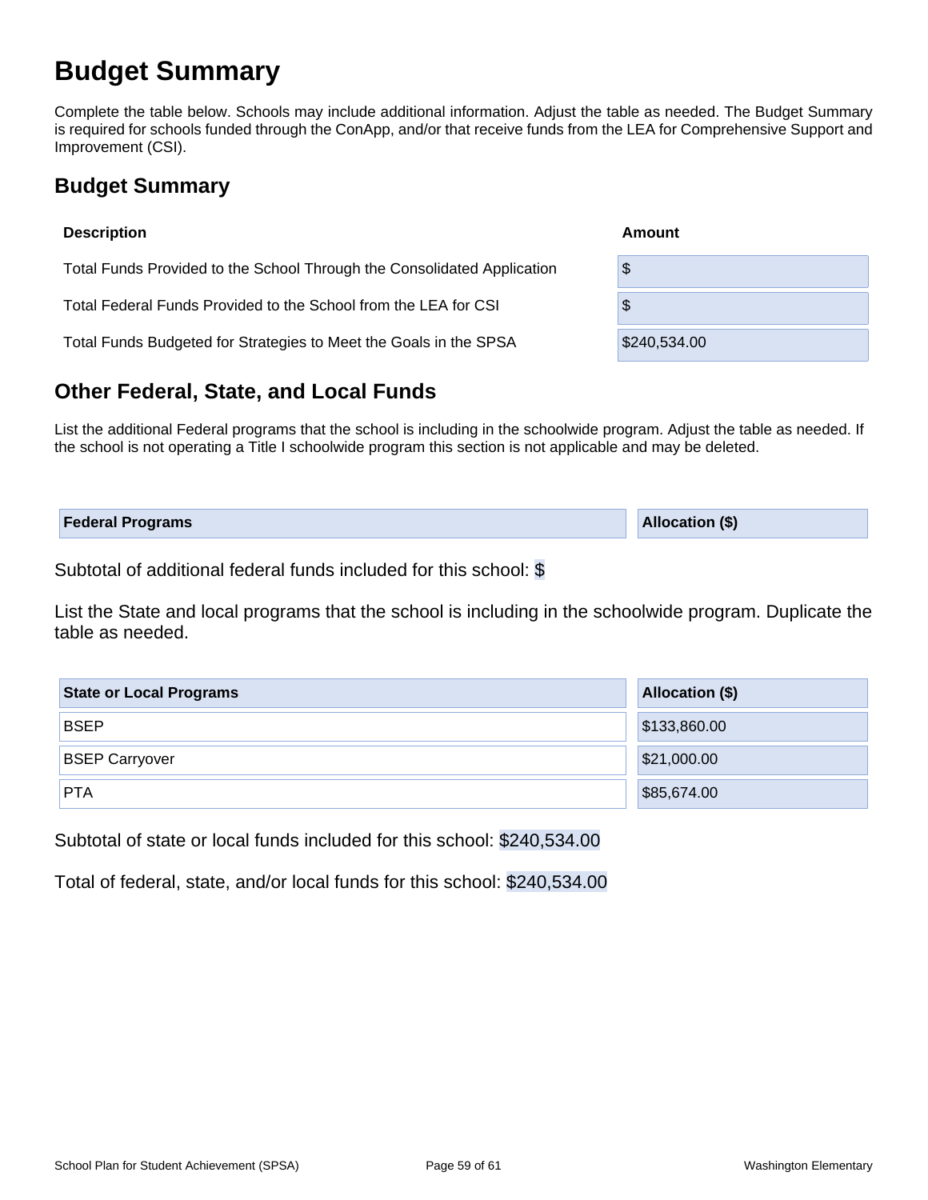# Budget Summary

Complete the table below. Schools may include additional information. Adjust the table as needed. The Budget Summary is required for schools funded through the ConApp, and/or that receive funds from the LEA for Comprehensive Support and Improvement (CSI).

## Budget Summary

| Description | Amount |
| --- | --- |
| Total Funds Provided to the School Through the Consolidated Application | $ |
| Total Federal Funds Provided to the School from the LEA for CSI | $ |
| Total Funds Budgeted for Strategies to Meet the Goals in the SPSA | $240,534.00 |

## Other Federal, State, and Local Funds

List the additional Federal programs that the school is including in the schoolwide program. Adjust the table as needed. If the school is not operating a Title I schoolwide program this section is not applicable and may be deleted.

| Federal Programs | Allocation ($) |
| --- | --- |

Subtotal of additional federal funds included for this school: $

List the State and local programs that the school is including in the schoolwide program. Duplicate the table as needed.

| State or Local Programs | Allocation ($) |
| --- | --- |
| BSEP | $133,860.00 |
| BSEP Carryover | $21,000.00 |
| PTA | $85,674.00 |

Subtotal of state or local funds included for this school: $240,534.00

Total of federal, state, and/or local funds for this school: $240,534.00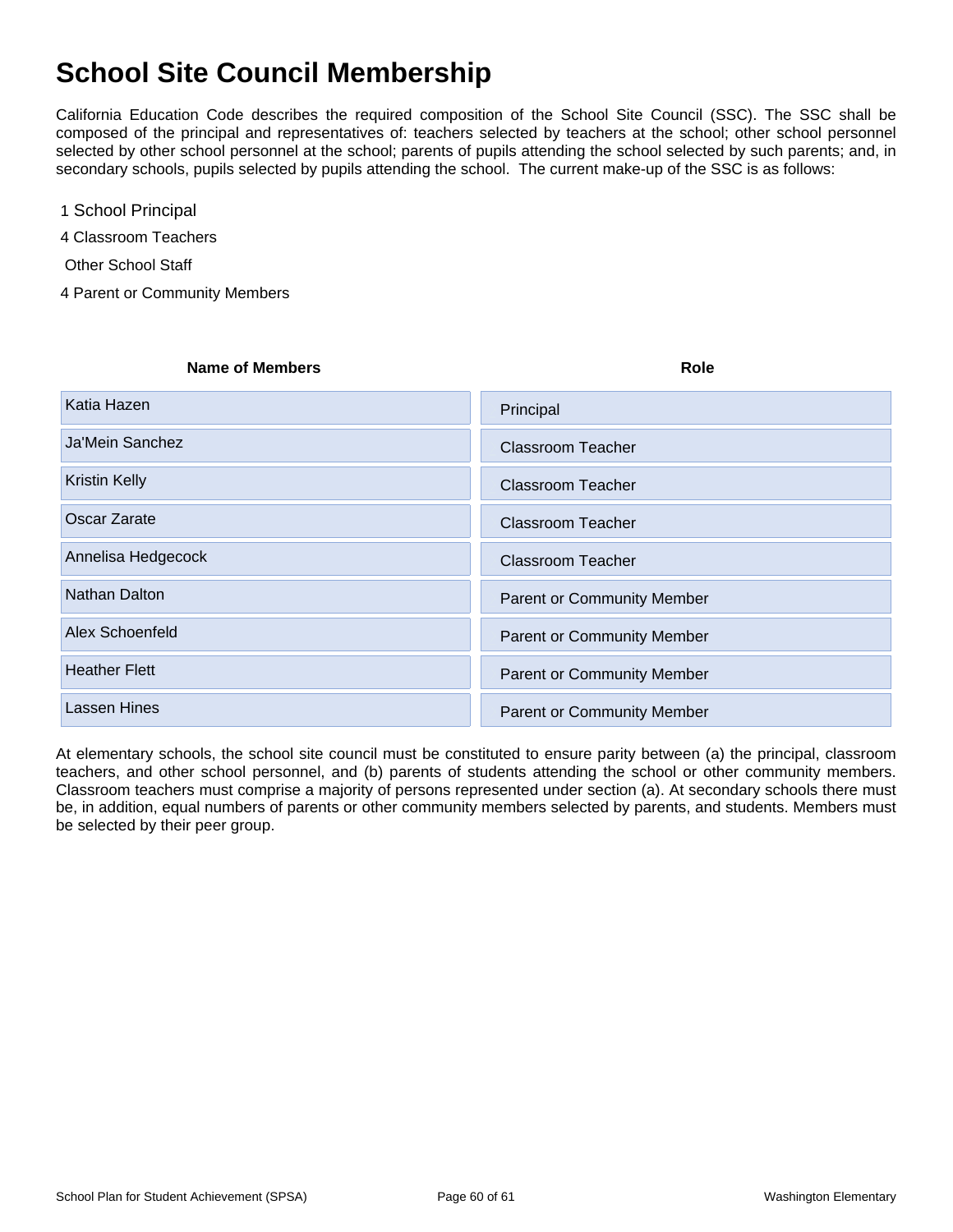# School Site Council Membership

California Education Code describes the required composition of the School Site Council (SSC). The SSC shall be composed of the principal and representatives of: teachers selected by teachers at the school; other school personnel selected by other school personnel at the school; parents of pupils attending the school selected by such parents; and, in secondary schools, pupils selected by pupils attending the school. The current make-up of the SSC is as follows:

1 School Principal

4 Classroom Teachers

Other School Staff

4 Parent or Community Members

| Name of Members | Role |
|---|---|
| Katia Hazen | Principal |
| Ja'Mein Sanchez | Classroom Teacher |
| Kristin Kelly | Classroom Teacher |
| Oscar Zarate | Classroom Teacher |
| Annelisa Hedgecock | Classroom Teacher |
| Nathan Dalton | Parent or Community Member |
| Alex Schoenfeld | Parent or Community Member |
| Heather Flett | Parent or Community Member |
| Lassen Hines | Parent or Community Member |

At elementary schools, the school site council must be constituted to ensure parity between (a) the principal, classroom teachers, and other school personnel, and (b) parents of students attending the school or other community members. Classroom teachers must comprise a majority of persons represented under section (a). At secondary schools there must be, in addition, equal numbers of parents or other community members selected by parents, and students. Members must be selected by their peer group.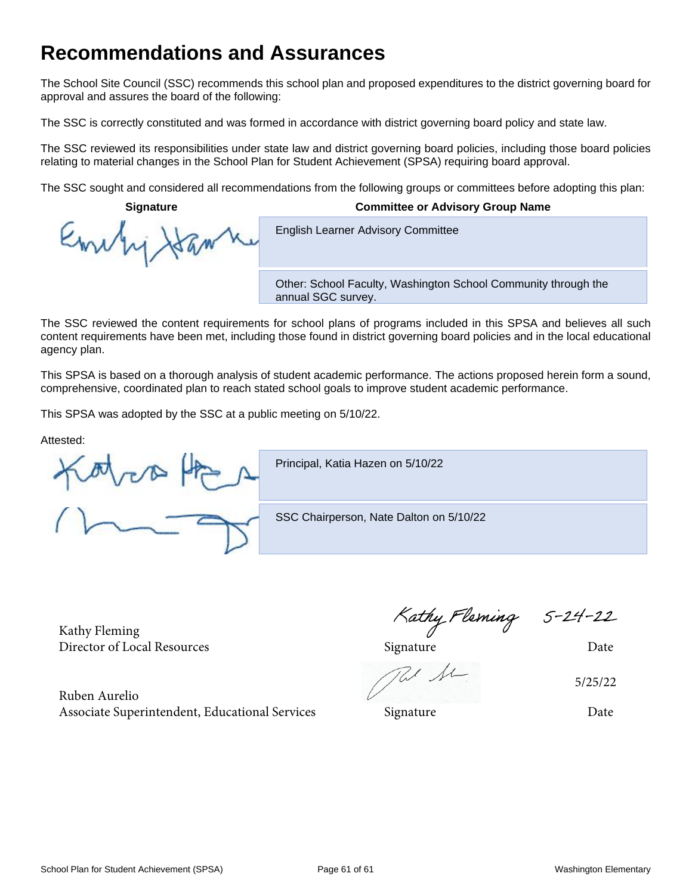# Recommendations and Assurances

The School Site Council (SSC) recommends this school plan and proposed expenditures to the district governing board for approval and assures the board of the following:

The SSC is correctly constituted and was formed in accordance with district governing board policy and state law.

The SSC reviewed its responsibilities under state law and district governing board policies, including those board policies relating to material changes in the School Plan for Student Achievement (SPSA) requiring board approval.

The SSC sought and considered all recommendations from the following groups or committees before adopting this plan:

| Signature | Committee or Advisory Group Name |
| --- | --- |
| Emily Hawke | English Learner Advisory Committee |
| | Other: School Faculty, Washington School Community through the annual SGC survey. |

The SSC reviewed the content requirements for school plans of programs included in this SPSA and believes all such content requirements have been met, including those found in district governing board policies and in the local educational agency plan.

This SPSA is based on a thorough analysis of student academic performance. The actions proposed herein form a sound, comprehensive, coordinated plan to reach stated school goals to improve student academic performance.

This SPSA was adopted by the SSC at a public meeting on 5/10/22.

Attested:

| Signature | |
| --- | --- |
| Katia Hazen | Principal, Katia Hazen on 5/10/22 |
| | SSC Chairperson, Nate Dalton on 5/10/22 |

| Name | Signature | Date |
| --- | --- | --- |
| Kathy Fleming<br>Director of Local Resources | Kathy Fleming | 5-24-22 |
| Ruben Aurelio<br>Associate Superintendent, Educational Services | | 5/25/22 |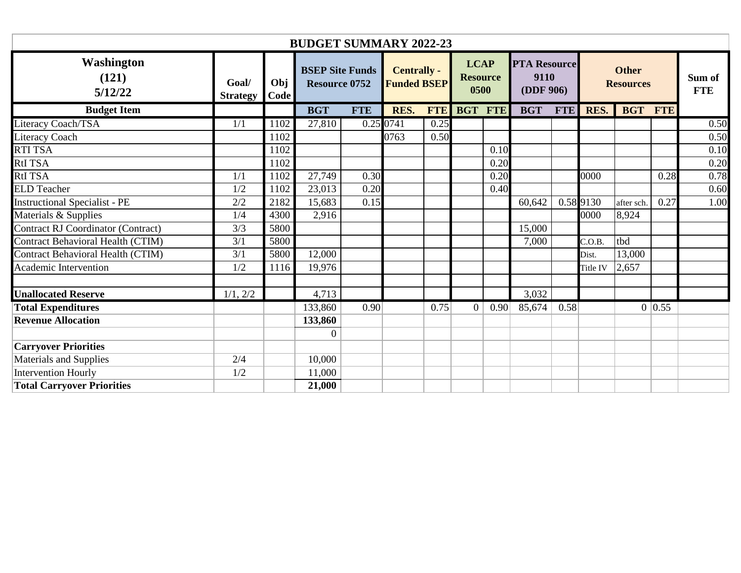**BUDGET SUMMARY 2022-23**

| Washington (121) 5/12/22 | Goal/ Strategy | Obj Code | BSEP Site Funds Resource 0752 | | Centrally - Funded BSEP | | LCAP Resource 0500 | | PTA Resource 9110 (DDF 906) | | Other Resources | | | Sum of FTE |
|---|---|---|---|---|---|---|---|---|---|---|---|---|---|---|
| **Budget Item** | | | **BGT** | **FTE** | **RES.** | **FTE** | **BGT** | **FTE** | **BGT** | **FTE** | **RES.** | **BGT** | **FTE** | |
| Literacy Coach/TSA | 1/1 | 1102 | 27,810 | 0.25 | 0741 | 0.25 | | | | | | | | 0.50 |
| Literacy Coach | | 1102 | | | 0763 | 0.50 | | | | | | | | 0.50 |
| RTI TSA | | 1102 | | | | | | 0.10 | | | | | | 0.10 |
| RtI TSA | | 1102 | | | | | | 0.20 | | | | | | 0.20 |
| RtI TSA | 1/1 | 1102 | 27,749 | 0.30 | | | | 0.20 | | | 0000 | | 0.28 | 0.78 |
| ELD Teacher | 1/2 | 1102 | 23,013 | 0.20 | | | | 0.40 | | | | | | 0.60 |
| Instructional Specialist - PE | 2/2 | 2182 | 15,683 | 0.15 | | | | | 60,642 | 0.58 | 9130 | after sch. | 0.27 | 1.00 |
| Materials & Supplies | 1/4 | 4300 | 2,916 | | | | | | | | 0000 | 8,924 | | |
| Contract RJ Coordinator (Contract) | 3/3 | 5800 | | | | | | | 15,000 | | | | | |
| Contract Behavioral Health (CTIM) | 3/1 | 5800 | | | | | | | 7,000 | | C.O.B. | tbd | | |
| Contract Behavioral Health (CTIM) | 3/1 | 5800 | 12,000 | | | | | | | | Dist. | 13,000 | | |
| Academic Intervention | 1/2 | 1116 | 19,976 | | | | | | | | Title IV | 2,657 | | |
| | | | | | | | | | | | | | | |
| **Unallocated Reserve** | 1/1, 2/2 | | 4,713 | | | | | | 3,032 | | | | | |
| **Total Expenditures** | | | 133,860 | 0.90 | | 0.75 | 0 | 0.90 | 85,674 | 0.58 | | 0 | 0.55 | |
| **Revenue Allocation** | | | **133,860** | | | | | | | | | | | |
| | | | 0 | | | | | | | | | | | |
| **Carryover Priorities** | | | | | | | | | | | | | | |
| Materials and Supplies | 2/4 | | 10,000 | | | | | | | | | | | |
| Intervention Hourly | 1/2 | | 11,000 | | | | | | | | | | | |
| **Total Carryover Priorities** | | | **21,000** | | | | | | | | | | | |